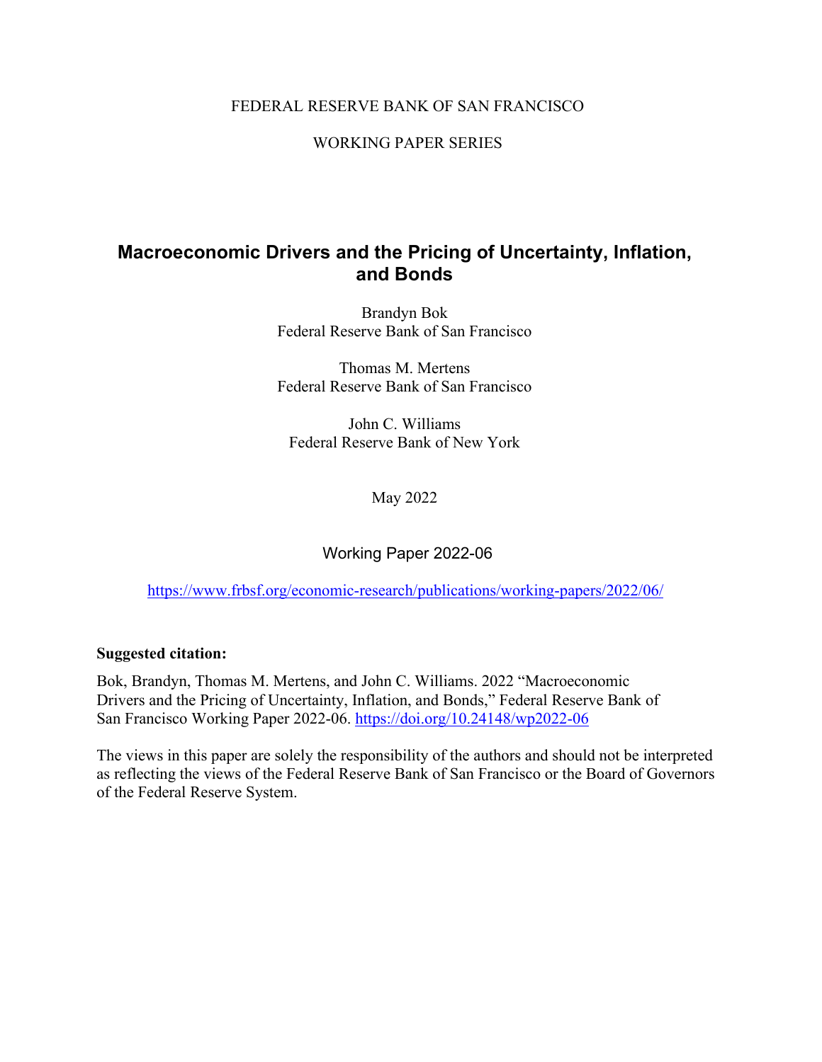FEDERAL RESERVE BANK OF SAN FRANCISCO

WORKING PAPER SERIES

# Macroeconomic Drivers and the Pricing of Uncertainty, Inflation, and Bonds

Brandyn Bok
Federal Reserve Bank of San Francisco

Thomas M. Mertens
Federal Reserve Bank of San Francisco

John C. Williams
Federal Reserve Bank of New York

May 2022

Working Paper 2022-06

https://www.frbsf.org/economic-research/publications/working-papers/2022/06/

**Suggested citation:**

Bok, Brandyn, Thomas M. Mertens, and John C. Williams. 2022 "Macroeconomic Drivers and the Pricing of Uncertainty, Inflation, and Bonds," Federal Reserve Bank of San Francisco Working Paper 2022-06. https://doi.org/10.24148/wp2022-06

The views in this paper are solely the responsibility of the authors and should not be interpreted as reflecting the views of the Federal Reserve Bank of San Francisco or the Board of Governors of the Federal Reserve System.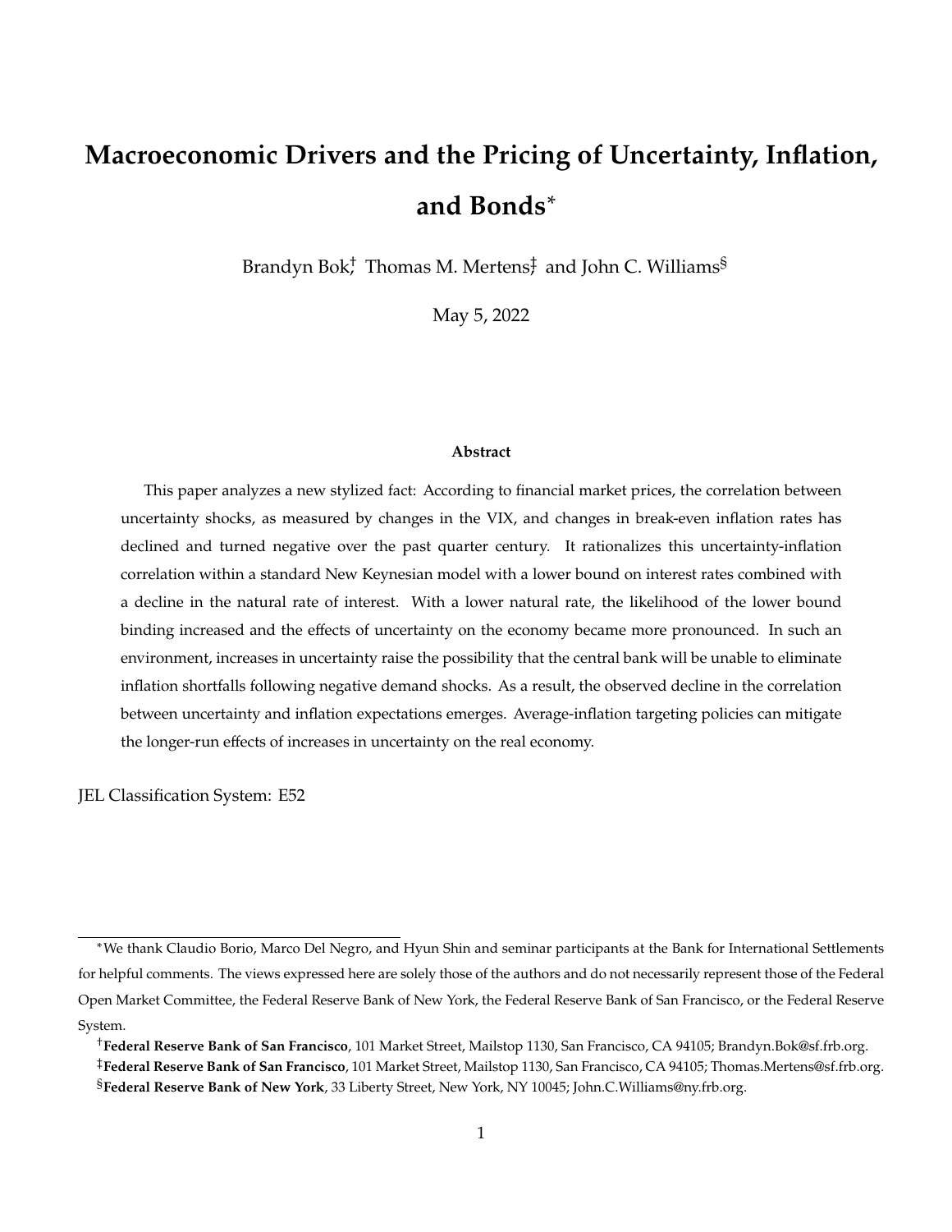# Macroeconomic Drivers and the Pricing of Uncertainty, Inflation, and Bonds[*]

Brandyn Bok[†], Thomas M. Mertens[‡], and John C. Williams[§]

May 5, 2022

### Abstract

This paper analyzes a new stylized fact: According to financial market prices, the correlation between uncertainty shocks, as measured by changes in the VIX, and changes in break-even inflation rates has declined and turned negative over the past quarter century. It rationalizes this uncertainty-inflation correlation within a standard New Keynesian model with a lower bound on interest rates combined with a decline in the natural rate of interest. With a lower natural rate, the likelihood of the lower bound binding increased and the effects of uncertainty on the economy became more pronounced. In such an environment, increases in uncertainty raise the possibility that the central bank will be unable to eliminate inflation shortfalls following negative demand shocks. As a result, the observed decline in the correlation between uncertainty and inflation expectations emerges. Average-inflation targeting policies can mitigate the longer-run effects of increases in uncertainty on the real economy.

JEL Classification System: E52

---

[*] We thank Claudio Borio, Marco Del Negro, and Hyun Shin and seminar participants at the Bank for International Settlements for helpful comments. The views expressed here are solely those of the authors and do not necessarily represent those of the Federal Open Market Committee, the Federal Reserve Bank of New York, the Federal Reserve Bank of San Francisco, or the Federal Reserve System.

[†] **Federal Reserve Bank of San Francisco**, 101 Market Street, Mailstop 1130, San Francisco, CA 94105; Brandyn.Bok@sf.frb.org.

[‡] **Federal Reserve Bank of San Francisco**, 101 Market Street, Mailstop 1130, San Francisco, CA 94105; Thomas.Mertens@sf.frb.org.

[§] **Federal Reserve Bank of New York**, 33 Liberty Street, New York, NY 10045; John.C.Williams@ny.frb.org.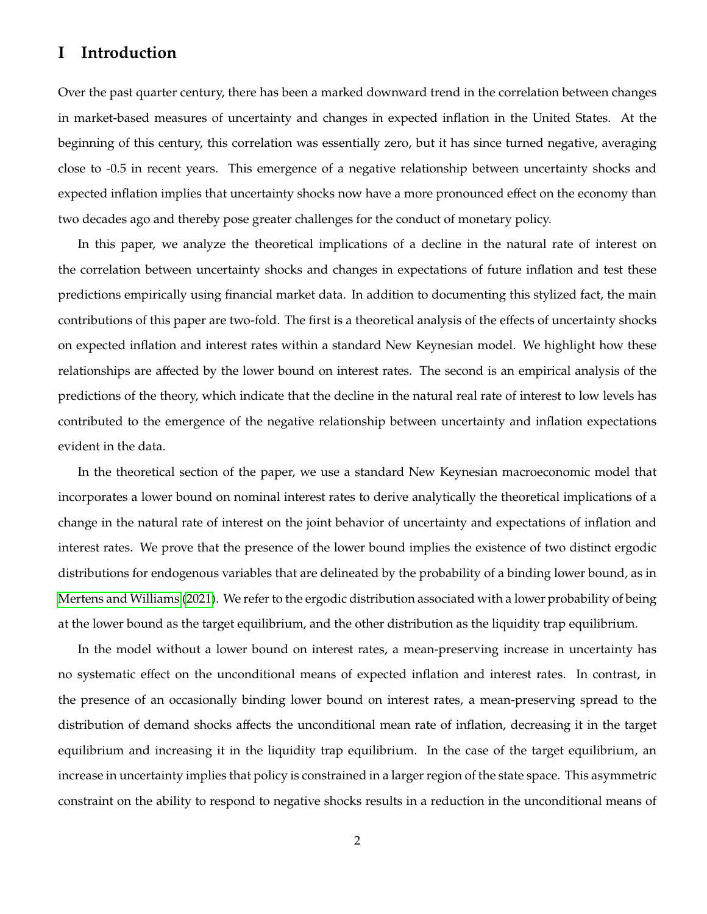# I Introduction

Over the past quarter century, there has been a marked downward trend in the correlation between changes in market-based measures of uncertainty and changes in expected inflation in the United States. At the beginning of this century, this correlation was essentially zero, but it has since turned negative, averaging close to -0.5 in recent years. This emergence of a negative relationship between uncertainty shocks and expected inflation implies that uncertainty shocks now have a more pronounced effect on the economy than two decades ago and thereby pose greater challenges for the conduct of monetary policy.

In this paper, we analyze the theoretical implications of a decline in the natural rate of interest on the correlation between uncertainty shocks and changes in expectations of future inflation and test these predictions empirically using financial market data. In addition to documenting this stylized fact, the main contributions of this paper are two-fold. The first is a theoretical analysis of the effects of uncertainty shocks on expected inflation and interest rates within a standard New Keynesian model. We highlight how these relationships are affected by the lower bound on interest rates. The second is an empirical analysis of the predictions of the theory, which indicate that the decline in the natural real rate of interest to low levels has contributed to the emergence of the negative relationship between uncertainty and inflation expectations evident in the data.

In the theoretical section of the paper, we use a standard New Keynesian macroeconomic model that incorporates a lower bound on nominal interest rates to derive analytically the theoretical implications of a change in the natural rate of interest on the joint behavior of uncertainty and expectations of inflation and interest rates. We prove that the presence of the lower bound implies the existence of two distinct ergodic distributions for endogenous variables that are delineated by the probability of a binding lower bound, as in Mertens and Williams (2021). We refer to the ergodic distribution associated with a lower probability of being at the lower bound as the target equilibrium, and the other distribution as the liquidity trap equilibrium.

In the model without a lower bound on interest rates, a mean-preserving increase in uncertainty has no systematic effect on the unconditional means of expected inflation and interest rates. In contrast, in the presence of an occasionally binding lower bound on interest rates, a mean-preserving spread to the distribution of demand shocks affects the unconditional mean rate of inflation, decreasing it in the target equilibrium and increasing it in the liquidity trap equilibrium. In the case of the target equilibrium, an increase in uncertainty implies that policy is constrained in a larger region of the state space. This asymmetric constraint on the ability to respond to negative shocks results in a reduction in the unconditional means of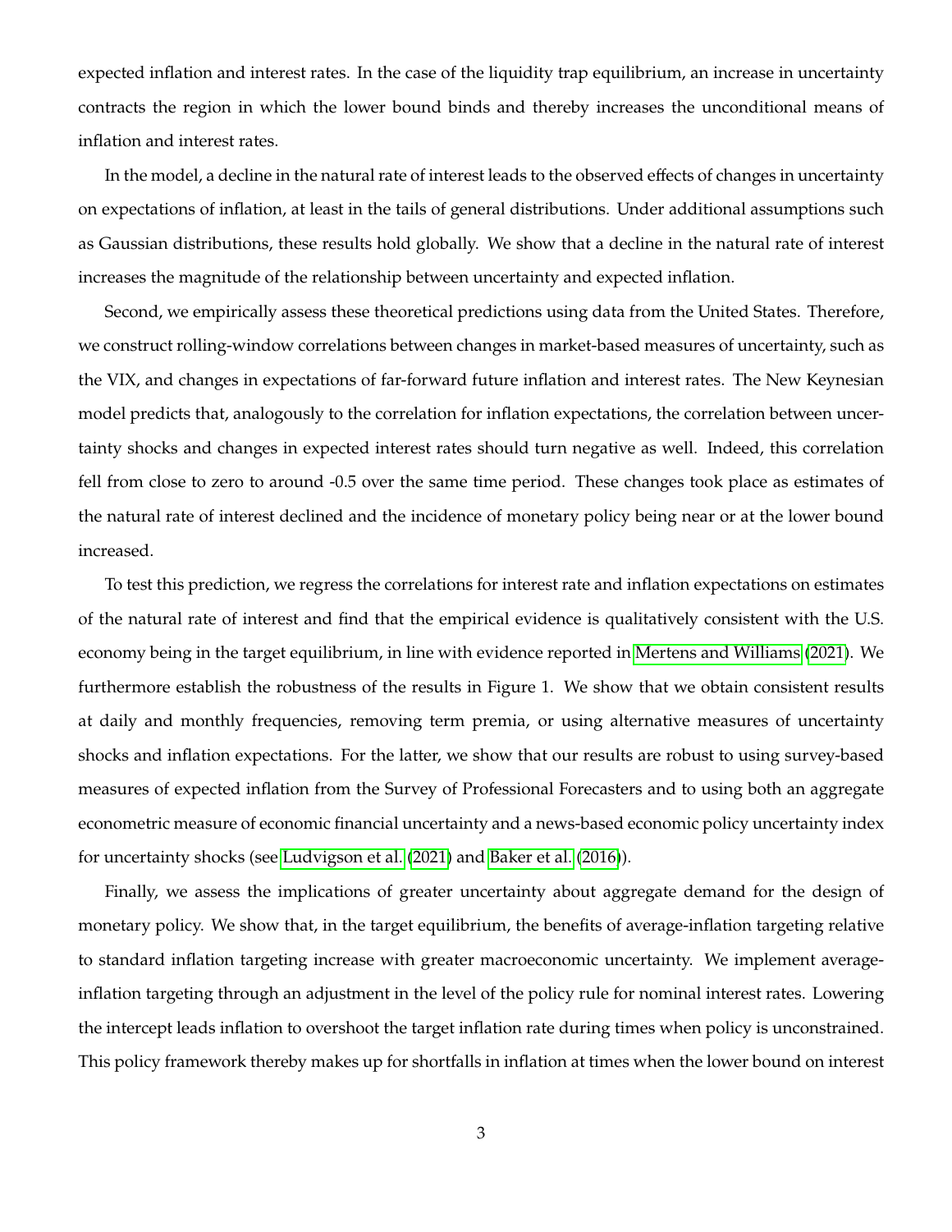expected inflation and interest rates. In the case of the liquidity trap equilibrium, an increase in uncertainty contracts the region in which the lower bound binds and thereby increases the unconditional means of inflation and interest rates.

In the model, a decline in the natural rate of interest leads to the observed effects of changes in uncertainty on expectations of inflation, at least in the tails of general distributions. Under additional assumptions such as Gaussian distributions, these results hold globally. We show that a decline in the natural rate of interest increases the magnitude of the relationship between uncertainty and expected inflation.

Second, we empirically assess these theoretical predictions using data from the United States. Therefore, we construct rolling-window correlations between changes in market-based measures of uncertainty, such as the VIX, and changes in expectations of far-forward future inflation and interest rates. The New Keynesian model predicts that, analogously to the correlation for inflation expectations, the correlation between uncertainty shocks and changes in expected interest rates should turn negative as well. Indeed, this correlation fell from close to zero to around -0.5 over the same time period. These changes took place as estimates of the natural rate of interest declined and the incidence of monetary policy being near or at the lower bound increased.

To test this prediction, we regress the correlations for interest rate and inflation expectations on estimates of the natural rate of interest and find that the empirical evidence is qualitatively consistent with the U.S. economy being in the target equilibrium, in line with evidence reported in Mertens and Williams (2021). We furthermore establish the robustness of the results in Figure 1. We show that we obtain consistent results at daily and monthly frequencies, removing term premia, or using alternative measures of uncertainty shocks and inflation expectations. For the latter, we show that our results are robust to using survey-based measures of expected inflation from the Survey of Professional Forecasters and to using both an aggregate econometric measure of economic financial uncertainty and a news-based economic policy uncertainty index for uncertainty shocks (see Ludvigson et al. (2021) and Baker et al. (2016)).

Finally, we assess the implications of greater uncertainty about aggregate demand for the design of monetary policy. We show that, in the target equilibrium, the benefits of average-inflation targeting relative to standard inflation targeting increase with greater macroeconomic uncertainty. We implement average-inflation targeting through an adjustment in the level of the policy rule for nominal interest rates. Lowering the intercept leads inflation to overshoot the target inflation rate during times when policy is unconstrained. This policy framework thereby makes up for shortfalls in inflation at times when the lower bound on interest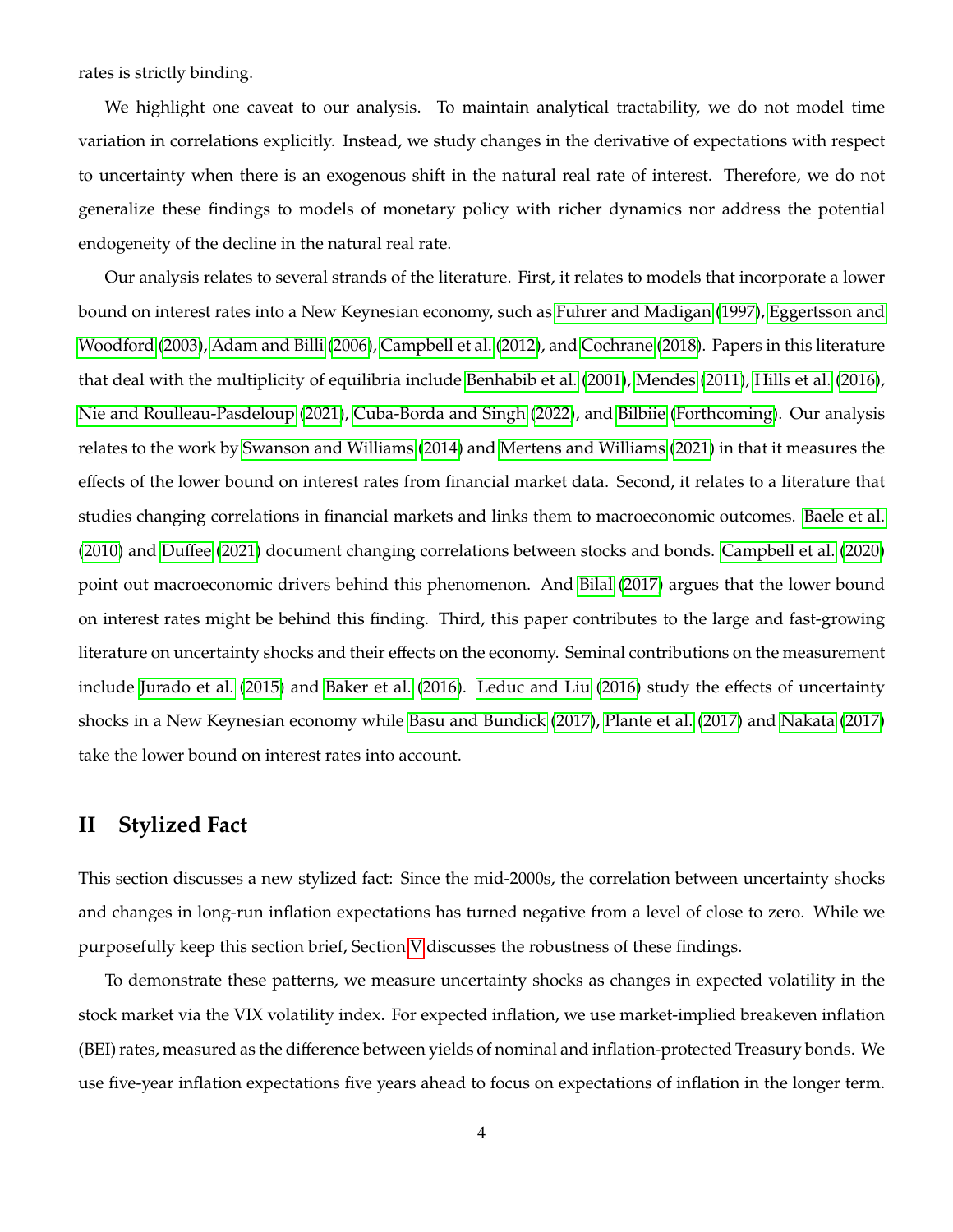rates is strictly binding.

We highlight one caveat to our analysis. To maintain analytical tractability, we do not model time variation in correlations explicitly. Instead, we study changes in the derivative of expectations with respect to uncertainty when there is an exogenous shift in the natural real rate of interest. Therefore, we do not generalize these findings to models of monetary policy with richer dynamics nor address the potential endogeneity of the decline in the natural real rate.

Our analysis relates to several strands of the literature. First, it relates to models that incorporate a lower bound on interest rates into a New Keynesian economy, such as Fuhrer and Madigan (1997), Eggertsson and Woodford (2003), Adam and Billi (2006), Campbell et al. (2012), and Cochrane (2018). Papers in this literature that deal with the multiplicity of equilibria include Benhabib et al. (2001), Mendes (2011), Hills et al. (2016), Nie and Roulleau-Pasdeloup (2021), Cuba-Borda and Singh (2022), and Bilbiie (Forthcoming). Our analysis relates to the work by Swanson and Williams (2014) and Mertens and Williams (2021) in that it measures the effects of the lower bound on interest rates from financial market data. Second, it relates to a literature that studies changing correlations in financial markets and links them to macroeconomic outcomes. Baele et al. (2010) and Duffee (2021) document changing correlations between stocks and bonds. Campbell et al. (2020) point out macroeconomic drivers behind this phenomenon. And Bilal (2017) argues that the lower bound on interest rates might be behind this finding. Third, this paper contributes to the large and fast-growing literature on uncertainty shocks and their effects on the economy. Seminal contributions on the measurement include Jurado et al. (2015) and Baker et al. (2016). Leduc and Liu (2016) study the effects of uncertainty shocks in a New Keynesian economy while Basu and Bundick (2017), Plante et al. (2017) and Nakata (2017) take the lower bound on interest rates into account.

## II Stylized Fact

This section discusses a new stylized fact: Since the mid-2000s, the correlation between uncertainty shocks and changes in long-run inflation expectations has turned negative from a level of close to zero. While we purposefully keep this section brief, Section V discusses the robustness of these findings.

To demonstrate these patterns, we measure uncertainty shocks as changes in expected volatility in the stock market via the VIX volatility index. For expected inflation, we use market-implied breakeven inflation (BEI) rates, measured as the difference between yields of nominal and inflation-protected Treasury bonds. We use five-year inflation expectations five years ahead to focus on expectations of inflation in the longer term.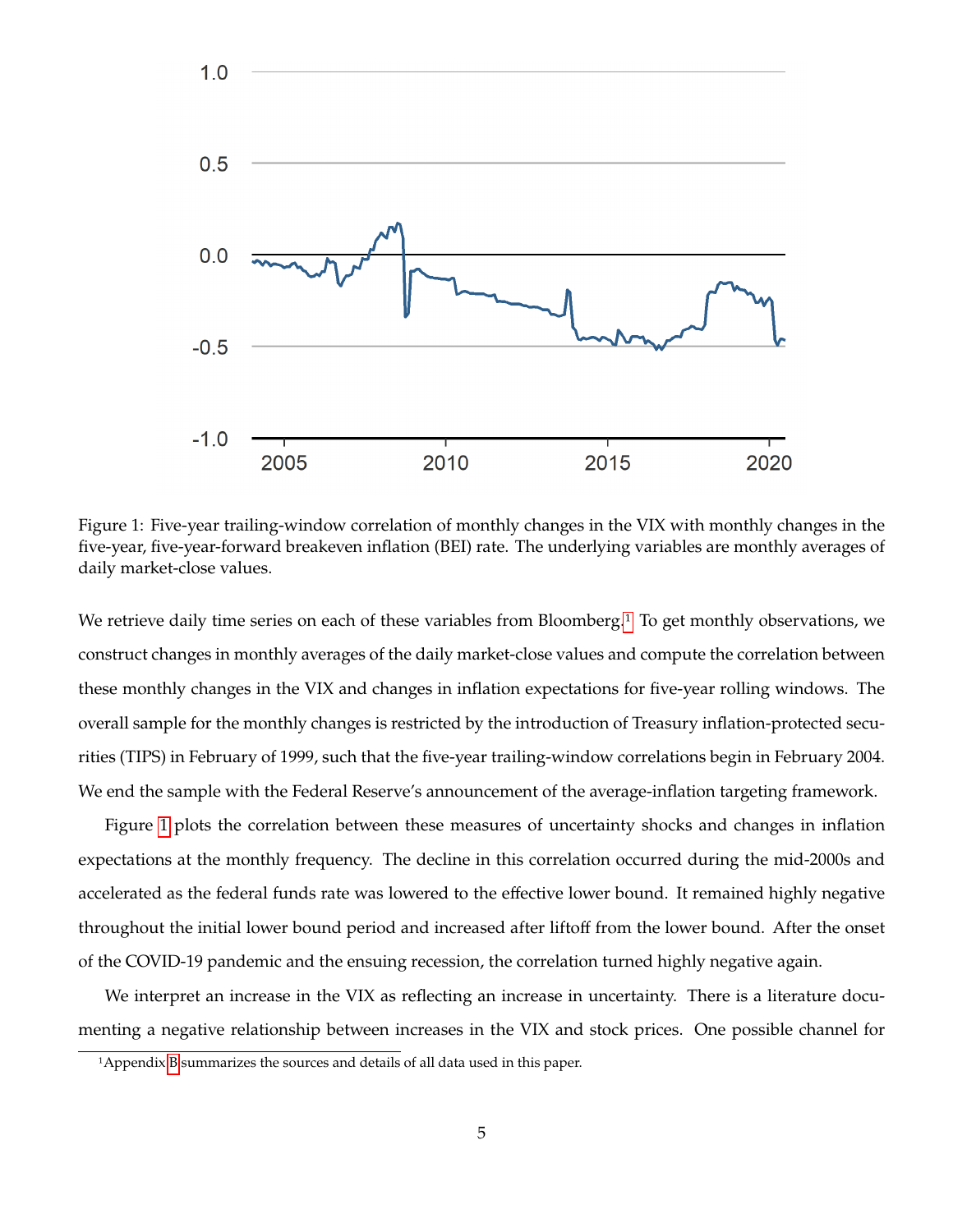Figure 1: Five-year trailing-window correlation of monthly changes in the VIX with monthly changes in the five-year, five-year-forward breakeven inflation (BEI) rate. The underlying variables are monthly averages of daily market-close values.

We retrieve daily time series on each of these variables from Bloomberg.[1] To get monthly observations, we construct changes in monthly averages of the daily market-close values and compute the correlation between these monthly changes in the VIX and changes in inflation expectations for five-year rolling windows. The overall sample for the monthly changes is restricted by the introduction of Treasury inflation-protected securities (TIPS) in February of 1999, such that the five-year trailing-window correlations begin in February 2004. We end the sample with the Federal Reserve's announcement of the average-inflation targeting framework.

Figure 1 plots the correlation between these measures of uncertainty shocks and changes in inflation expectations at the monthly frequency. The decline in this correlation occurred during the mid-2000s and accelerated as the federal funds rate was lowered to the effective lower bound. It remained highly negative throughout the initial lower bound period and increased after liftoff from the lower bound. After the onset of the COVID-19 pandemic and the ensuing recession, the correlation turned highly negative again.

We interpret an increase in the VIX as reflecting an increase in uncertainty. There is a literature documenting a negative relationship between increases in the VIX and stock prices. One possible channel for

[1] Appendix B summarizes the sources and details of all data used in this paper.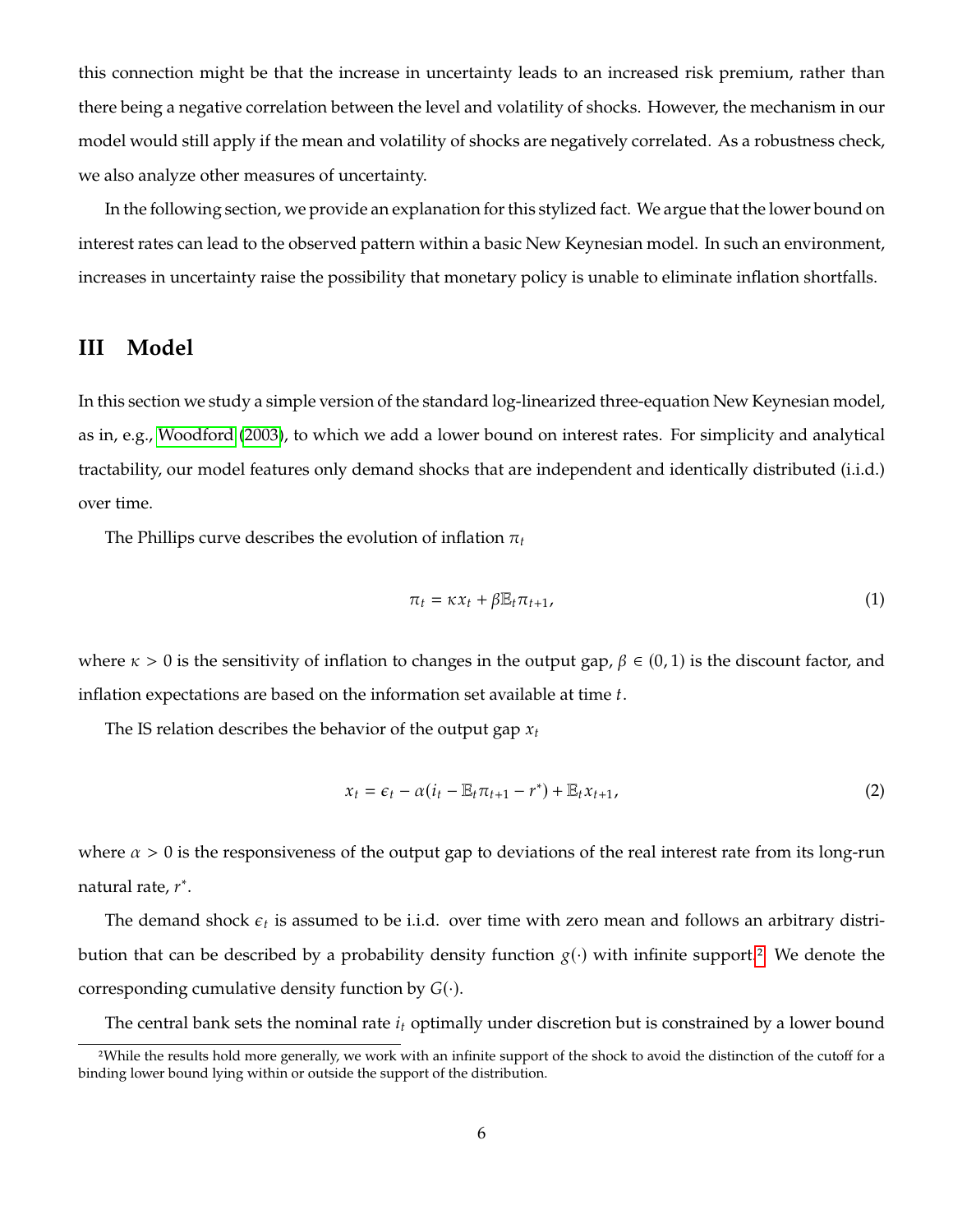this connection might be that the increase in uncertainty leads to an increased risk premium, rather than there being a negative correlation between the level and volatility of shocks. However, the mechanism in our model would still apply if the mean and volatility of shocks are negatively correlated. As a robustness check, we also analyze other measures of uncertainty.

In the following section, we provide an explanation for this stylized fact. We argue that the lower bound on interest rates can lead to the observed pattern within a basic New Keynesian model. In such an environment, increases in uncertainty raise the possibility that monetary policy is unable to eliminate inflation shortfalls.

## III Model

In this section we study a simple version of the standard log-linearized three-equation New Keynesian model, as in, e.g., Woodford (2003), to which we add a lower bound on interest rates. For simplicity and analytical tractability, our model features only demand shocks that are independent and identically distributed (i.i.d.) over time.

The Phillips curve describes the evolution of inflation $\pi_t$

$$\pi_t = \kappa x_t + \beta \mathbb{E}_t \pi_{t+1}, \tag{1}$$

where $\kappa > 0$ is the sensitivity of inflation to changes in the output gap, $\beta \in (0, 1)$ is the discount factor, and inflation expectations are based on the information set available at time $t$.

The IS relation describes the behavior of the output gap $x_t$

$$x_t = \epsilon_t - \alpha(i_t - \mathbb{E}_t \pi_{t+1} - r^*) + \mathbb{E}_t x_{t+1}, \tag{2}$$

where $\alpha > 0$ is the responsiveness of the output gap to deviations of the real interest rate from its long-run natural rate, $r^*$.

The demand shock $\epsilon_t$ is assumed to be i.i.d. over time with zero mean and follows an arbitrary distribution that can be described by a probability density function $g(\cdot)$ with infinite support.[2] We denote the corresponding cumulative density function by $G(\cdot)$.

The central bank sets the nominal rate $i_t$ optimally under discretion but is constrained by a lower bound

[2] While the results hold more generally, we work with an infinite support of the shock to avoid the distinction of the cutoff for a binding lower bound lying within or outside the support of the distribution.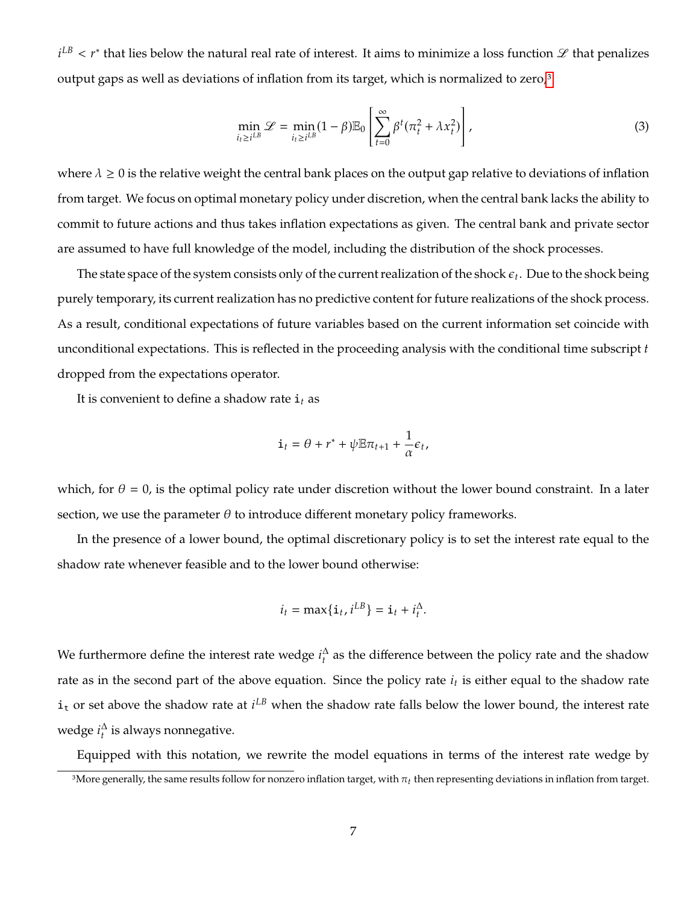$i^{LB} < r^*$ that lies below the natural real rate of interest. It aims to minimize a loss function $\mathscr{L}$ that penalizes output gaps as well as deviations of inflation from its target, which is normalized to zero,[3]

$$\min_{i_t \geq i^{LB}} \mathscr{L} = \min_{i_t \geq i^{LB}} (1-\beta)\mathbb{E}_0 \left[ \sum_{t=0}^{\infty} \beta^t (\pi_t^2 + \lambda x_t^2) \right], \tag{3}$$

where $\lambda \geq 0$ is the relative weight the central bank places on the output gap relative to deviations of inflation from target. We focus on optimal monetary policy under discretion, when the central bank lacks the ability to commit to future actions and thus takes inflation expectations as given. The central bank and private sector are assumed to have full knowledge of the model, including the distribution of the shock processes.

The state space of the system consists only of the current realization of the shock $\epsilon_t$. Due to the shock being purely temporary, its current realization has no predictive content for future realizations of the shock process. As a result, conditional expectations of future variables based on the current information set coincide with unconditional expectations. This is reflected in the proceeding analysis with the conditional time subscript $t$ dropped from the expectations operator.

It is convenient to define a shadow rate $\mathtt{i}_t$ as

$$\mathtt{i}_t = \theta + r^* + \psi \mathbb{E}\pi_{t+1} + \frac{1}{\alpha}\epsilon_t,$$

which, for $\theta = 0$, is the optimal policy rate under discretion without the lower bound constraint. In a later section, we use the parameter $\theta$ to introduce different monetary policy frameworks.

In the presence of a lower bound, the optimal discretionary policy is to set the interest rate equal to the shadow rate whenever feasible and to the lower bound otherwise:

$$i_t = \max\{\mathtt{i}_t, i^{LB}\} = \mathtt{i}_t + i_t^{\Delta}.$$

We furthermore define the interest rate wedge $i_t^{\Delta}$ as the difference between the policy rate and the shadow rate as in the second part of the above equation. Since the policy rate $i_t$ is either equal to the shadow rate $\mathtt{i}_t$ or set above the shadow rate at $i^{LB}$ when the shadow rate falls below the lower bound, the interest rate wedge $i_t^{\Delta}$ is always nonnegative.

Equipped with this notation, we rewrite the model equations in terms of the interest rate wedge by

[3] More generally, the same results follow for nonzero inflation target, with $\pi_t$ then representing deviations in inflation from target.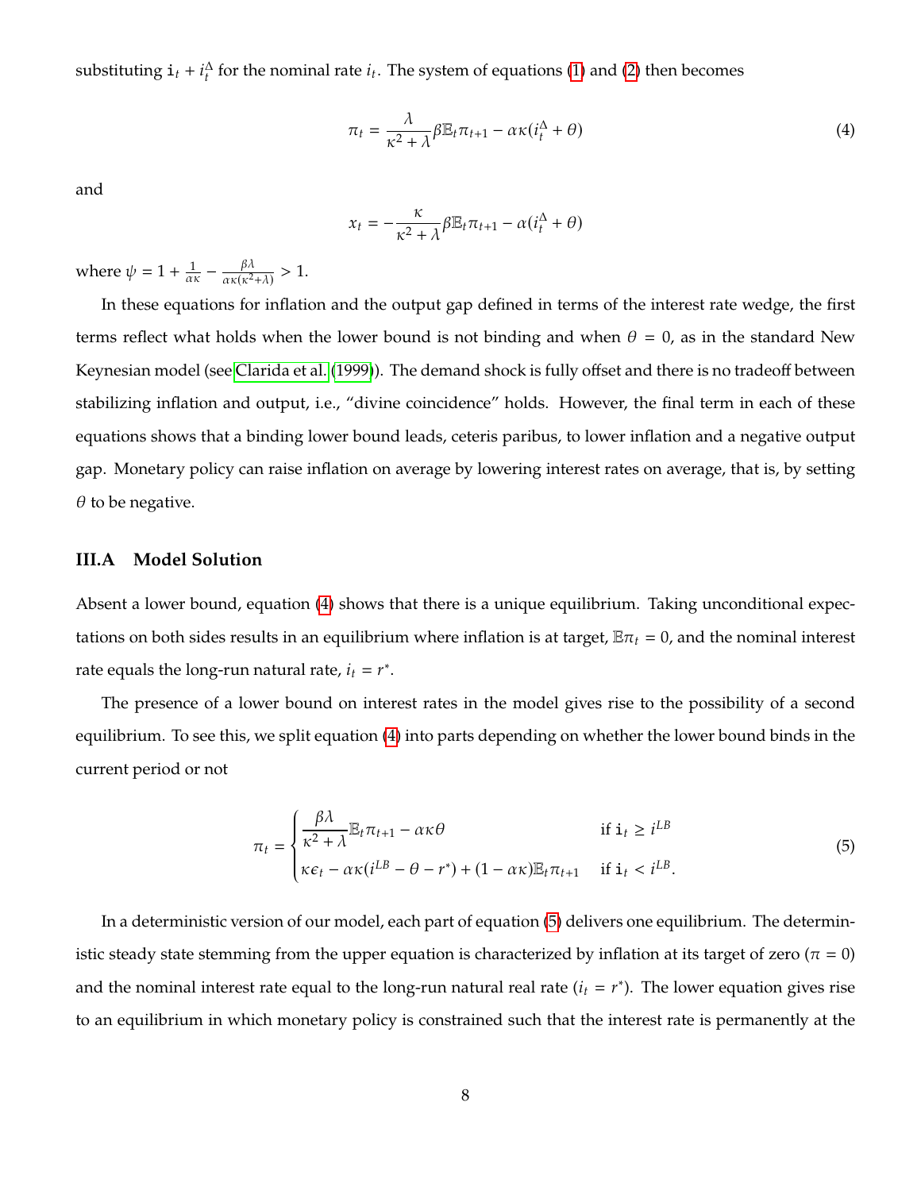substituting $\mathtt{i}_t + i_t^{\Delta}$ for the nominal rate $i_t$. The system of equations (1) and (2) then becomes

$$\pi_t = \frac{\lambda}{\kappa^2 + \lambda}\beta \mathbb{E}_t \pi_{t+1} - \alpha\kappa(i_t^{\Delta} + \theta) \tag{4}$$

and

$$x_t = -\frac{\kappa}{\kappa^2 + \lambda}\beta \mathbb{E}_t \pi_{t+1} - \alpha(i_t^{\Delta} + \theta)$$

where $\psi = 1 + \frac{1}{\alpha\kappa} - \frac{\beta\lambda}{\alpha\kappa(\kappa^2+\lambda)} > 1$.

In these equations for inflation and the output gap defined in terms of the interest rate wedge, the first terms reflect what holds when the lower bound is not binding and when $\theta = 0$, as in the standard New Keynesian model (see Clarida et al. (1999)). The demand shock is fully offset and there is no tradeoff between stabilizing inflation and output, i.e., "divine coincidence" holds. However, the final term in each of these equations shows that a binding lower bound leads, ceteris paribus, to lower inflation and a negative output gap. Monetary policy can raise inflation on average by lowering interest rates on average, that is, by setting $\theta$ to be negative.

### III.A Model Solution

Absent a lower bound, equation (4) shows that there is a unique equilibrium. Taking unconditional expectations on both sides results in an equilibrium where inflation is at target, $\mathbb{E}\pi_t = 0$, and the nominal interest rate equals the long-run natural rate, $i_t = r^*$.

The presence of a lower bound on interest rates in the model gives rise to the possibility of a second equilibrium. To see this, we split equation (4) into parts depending on whether the lower bound binds in the current period or not

$$\pi_t = \begin{cases} \dfrac{\beta\lambda}{\kappa^2 + \lambda}\mathbb{E}_t \pi_{t+1} - \alpha\kappa\theta & \text{if } \mathtt{i}_t \geq i^{LB} \\ \kappa\epsilon_t - \alpha\kappa(i^{LB} - \theta - r^*) + (1 - \alpha\kappa)\mathbb{E}_t \pi_{t+1} & \text{if } \mathtt{i}_t < i^{LB}. \end{cases} \tag{5}$$

In a deterministic version of our model, each part of equation (5) delivers one equilibrium. The deterministic steady state stemming from the upper equation is characterized by inflation at its target of zero ($\pi = 0$) and the nominal interest rate equal to the long-run natural real rate ($i_t = r^*$). The lower equation gives rise to an equilibrium in which monetary policy is constrained such that the interest rate is permanently at the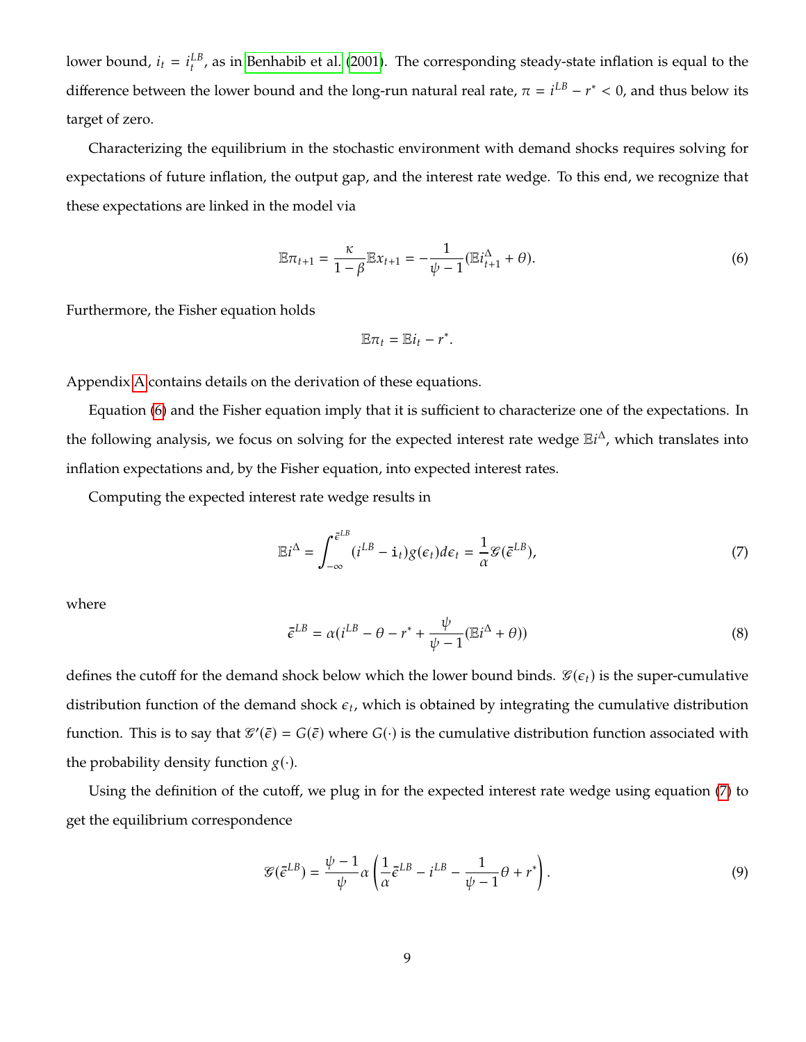lower bound, $i_t = i_t^{LB}$, as in Benhabib et al. (2001). The corresponding steady-state inflation is equal to the difference between the lower bound and the long-run natural real rate, $\pi = i^{LB} - r^* < 0$, and thus below its target of zero.

Characterizing the equilibrium in the stochastic environment with demand shocks requires solving for expectations of future inflation, the output gap, and the interest rate wedge. To this end, we recognize that these expectations are linked in the model via

$$\mathbb{E}\pi_{t+1} = \frac{\kappa}{1-\beta}\mathbb{E}x_{t+1} = -\frac{1}{\psi - 1}(\mathbb{E}i^{\Delta}_{t+1} + \theta). \tag{6}$$

Furthermore, the Fisher equation holds

$$\mathbb{E}\pi_t = \mathbb{E}i_t - r^*.$$

Appendix A contains details on the derivation of these equations.

Equation (6) and the Fisher equation imply that it is sufficient to characterize one of the expectations. In the following analysis, we focus on solving for the expected interest rate wedge $\mathbb{E}i^{\Delta}$, which translates into inflation expectations and, by the Fisher equation, into expected interest rates.

Computing the expected interest rate wedge results in

$$\mathbb{E}i^{\Delta} = \int_{-\infty}^{\bar{\epsilon}^{LB}} (i^{LB} - \mathtt{i}_t) g(\epsilon_t) d\epsilon_t = \frac{1}{\alpha}\mathcal{G}(\bar{\epsilon}^{LB}), \tag{7}$$

where

$$\bar{\epsilon}^{LB} = \alpha\left(i^{LB} - \theta - r^* + \frac{\psi}{\psi - 1}(\mathbb{E}i^{\Delta} + \theta)\right) \tag{8}$$

defines the cutoff for the demand shock below which the lower bound binds. $\mathcal{G}(\epsilon_t)$ is the super-cumulative distribution function of the demand shock $\epsilon_t$, which is obtained by integrating the cumulative distribution function. This is to say that $\mathcal{G}'(\bar{\epsilon}) = G(\bar{\epsilon})$ where $G(\cdot)$ is the cumulative distribution function associated with the probability density function $g(\cdot)$.

Using the definition of the cutoff, we plug in for the expected interest rate wedge using equation (7) to get the equilibrium correspondence

$$\mathcal{G}(\bar{\epsilon}^{LB}) = \frac{\psi - 1}{\psi}\alpha\left(\frac{1}{\alpha}\bar{\epsilon}^{LB} - i^{LB} - \frac{1}{\psi - 1}\theta + r^*\right). \tag{9}$$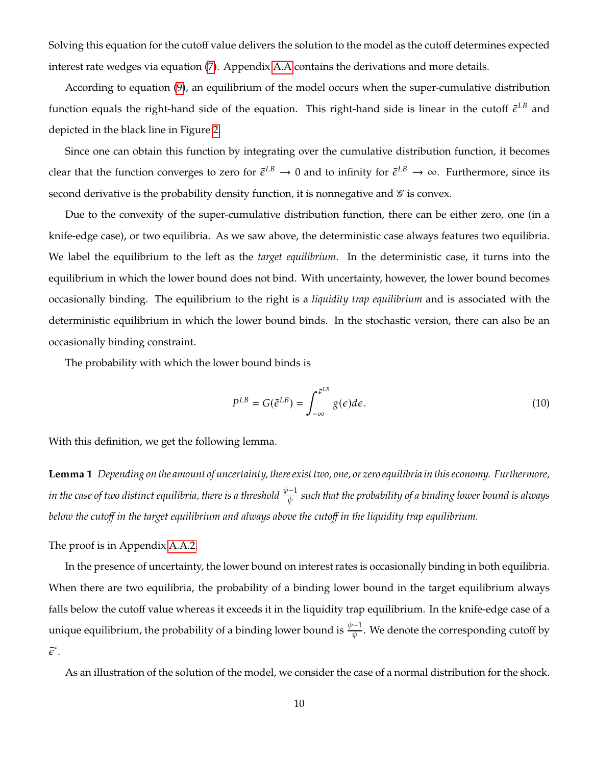Solving this equation for the cutoff value delivers the solution to the model as the cutoff determines expected interest rate wedges via equation (7). Appendix A.A contains the derivations and more details.

According to equation (9), an equilibrium of the model occurs when the super-cumulative distribution function equals the right-hand side of the equation. This right-hand side is linear in the cutoff $\bar{\epsilon}^{LB}$ and depicted in the black line in Figure 2.

Since one can obtain this function by integrating over the cumulative distribution function, it becomes clear that the function converges to zero for $\bar{\epsilon}^{LB} \to 0$ and to infinity for $\bar{\epsilon}^{LB} \to \infty$. Furthermore, since its second derivative is the probability density function, it is nonnegative and $\mathcal{G}$ is convex.

Due to the convexity of the super-cumulative distribution function, there can be either zero, one (in a knife-edge case), or two equilibria. As we saw above, the deterministic case always features two equilibria. We label the equilibrium to the left as the *target equilibrium*. In the deterministic case, it turns into the equilibrium in which the lower bound does not bind. With uncertainty, however, the lower bound becomes occasionally binding. The equilibrium to the right is a *liquidity trap equilibrium* and is associated with the deterministic equilibrium in which the lower bound binds. In the stochastic version, there can also be an occasionally binding constraint.

The probability with which the lower bound binds is

$$P^{LB} = G(\bar{\epsilon}^{LB}) = \int_{-\infty}^{\bar{\epsilon}^{LB}} g(\epsilon) d\epsilon. \tag{10}$$

With this definition, we get the following lemma.

**Lemma 1** *Depending on the amount of uncertainty, there exist two, one, or zero equilibria in this economy. Furthermore, in the case of two distinct equilibria, there is a threshold $\frac{\psi-1}{\psi}$ such that the probability of a binding lower bound is always below the cutoff in the target equilibrium and always above the cutoff in the liquidity trap equilibrium.*

The proof is in Appendix A.A.2.

In the presence of uncertainty, the lower bound on interest rates is occasionally binding in both equilibria. When there are two equilibria, the probability of a binding lower bound in the target equilibrium always falls below the cutoff value whereas it exceeds it in the liquidity trap equilibrium. In the knife-edge case of a unique equilibrium, the probability of a binding lower bound is $\frac{\psi-1}{\psi}$. We denote the corresponding cutoff by $\bar{\epsilon}^*$.

As an illustration of the solution of the model, we consider the case of a normal distribution for the shock.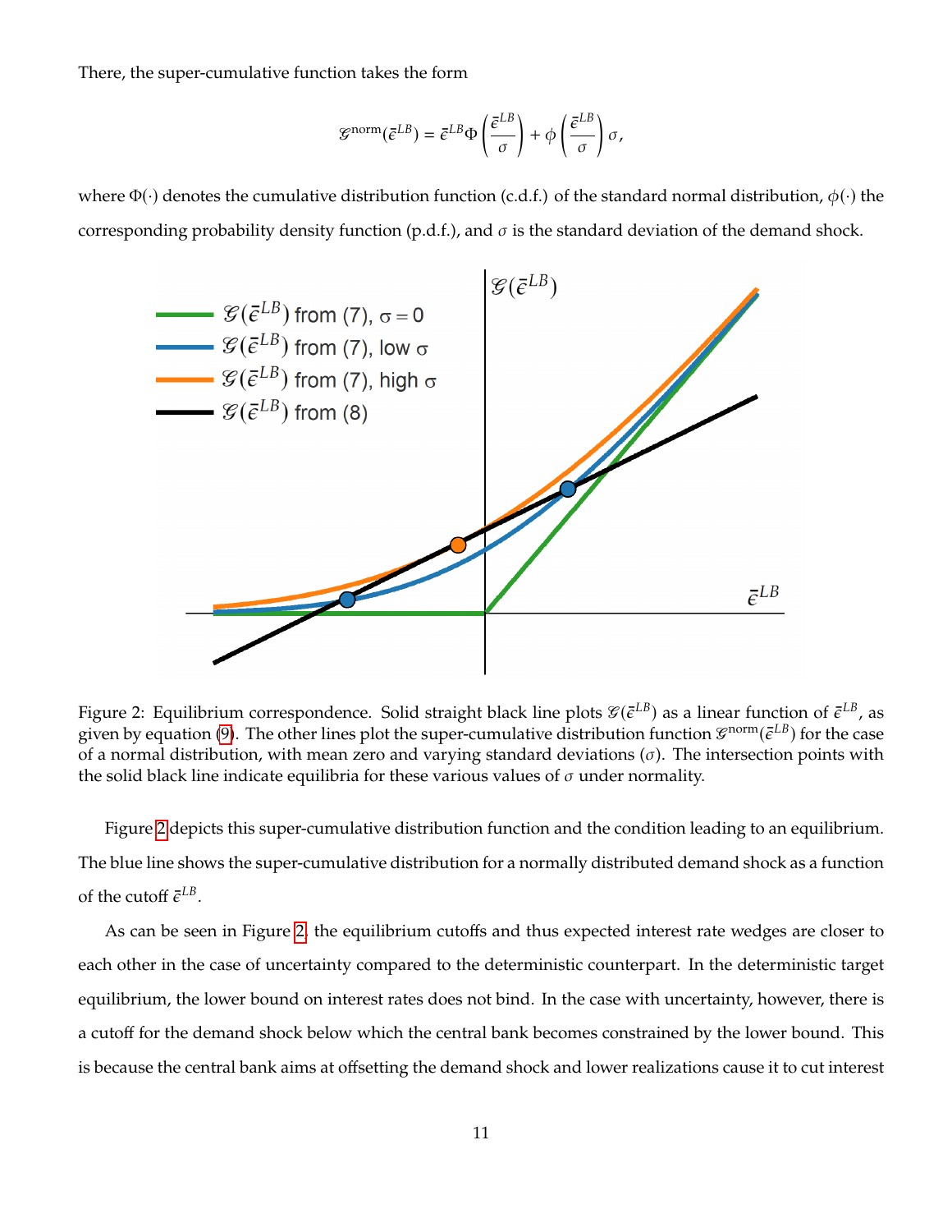There, the super-cumulative function takes the form

$$\mathcal{G}^{\text{norm}}(\bar{\epsilon}^{LB}) = \bar{\epsilon}^{LB}\Phi\left(\frac{\bar{\epsilon}^{LB}}{\sigma}\right) + \phi\left(\frac{\bar{\epsilon}^{LB}}{\sigma}\right)\sigma,$$

where $\Phi(\cdot)$ denotes the cumulative distribution function (c.d.f.) of the standard normal distribution, $\phi(\cdot)$ the corresponding probability density function (p.d.f.), and $\sigma$ is the standard deviation of the demand shock.

Figure 2: Equilibrium correspondence. Solid straight black line plots $\mathcal{G}(\bar{\epsilon}^{LB})$ as a linear function of $\bar{\epsilon}^{LB}$, as given by equation (9). The other lines plot the super-cumulative distribution function $\mathcal{G}^{\text{norm}}(\bar{\epsilon}^{LB})$ for the case of a normal distribution, with mean zero and varying standard deviations ($\sigma$). The intersection points with the solid black line indicate equilibria for these various values of $\sigma$ under normality.

Figure 2 depicts this super-cumulative distribution function and the condition leading to an equilibrium. The blue line shows the super-cumulative distribution for a normally distributed demand shock as a function of the cutoff $\bar{\epsilon}^{LB}$.

As can be seen in Figure 2, the equilibrium cutoffs and thus expected interest rate wedges are closer to each other in the case of uncertainty compared to the deterministic counterpart. In the deterministic target equilibrium, the lower bound on interest rates does not bind. In the case with uncertainty, however, there is a cutoff for the demand shock below which the central bank becomes constrained by the lower bound. This is because the central bank aims at offsetting the demand shock and lower realizations cause it to cut interest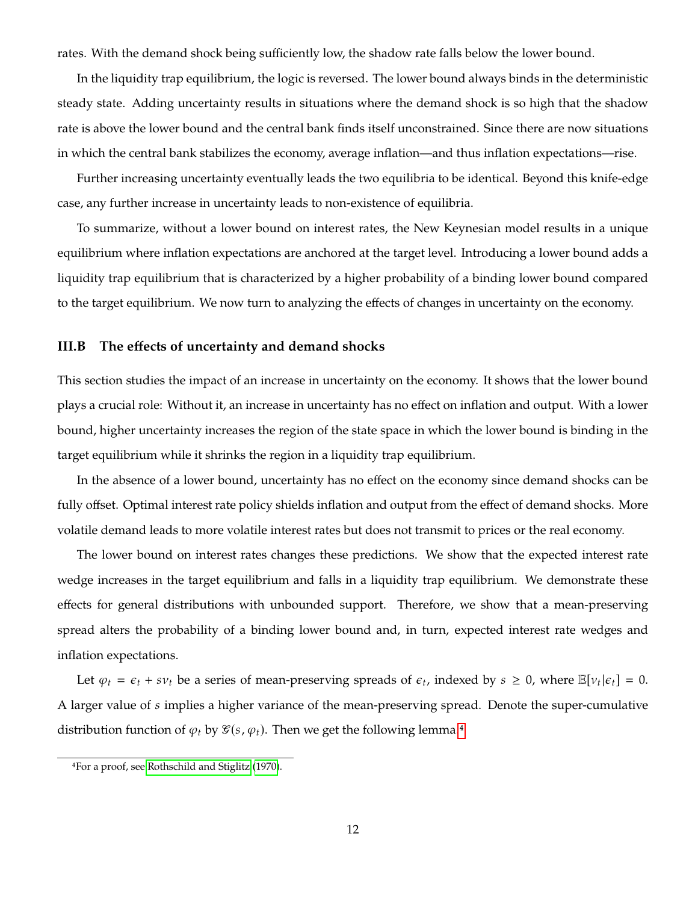rates. With the demand shock being sufficiently low, the shadow rate falls below the lower bound.

In the liquidity trap equilibrium, the logic is reversed. The lower bound always binds in the deterministic steady state. Adding uncertainty results in situations where the demand shock is so high that the shadow rate is above the lower bound and the central bank finds itself unconstrained. Since there are now situations in which the central bank stabilizes the economy, average inflation—and thus inflation expectations—rise.

Further increasing uncertainty eventually leads the two equilibria to be identical. Beyond this knife-edge case, any further increase in uncertainty leads to non-existence of equilibria.

To summarize, without a lower bound on interest rates, the New Keynesian model results in a unique equilibrium where inflation expectations are anchored at the target level. Introducing a lower bound adds a liquidity trap equilibrium that is characterized by a higher probability of a binding lower bound compared to the target equilibrium. We now turn to analyzing the effects of changes in uncertainty on the economy.

### III.B The effects of uncertainty and demand shocks

This section studies the impact of an increase in uncertainty on the economy. It shows that the lower bound plays a crucial role: Without it, an increase in uncertainty has no effect on inflation and output. With a lower bound, higher uncertainty increases the region of the state space in which the lower bound is binding in the target equilibrium while it shrinks the region in a liquidity trap equilibrium.

In the absence of a lower bound, uncertainty has no effect on the economy since demand shocks can be fully offset. Optimal interest rate policy shields inflation and output from the effect of demand shocks. More volatile demand leads to more volatile interest rates but does not transmit to prices or the real economy.

The lower bound on interest rates changes these predictions. We show that the expected interest rate wedge increases in the target equilibrium and falls in a liquidity trap equilibrium. We demonstrate these effects for general distributions with unbounded support. Therefore, we show that a mean-preserving spread alters the probability of a binding lower bound and, in turn, expected interest rate wedges and inflation expectations.

Let $\varphi_t = \epsilon_t + s\nu_t$ be a series of mean-preserving spreads of $\epsilon_t$, indexed by $s \geq 0$, where $\mathbb{E}[\nu_t|\epsilon_t] = 0$. A larger value of $s$ implies a higher variance of the mean-preserving spread. Denote the super-cumulative distribution function of $\varphi_t$ by $\mathcal{G}(s, \varphi_t)$. Then we get the following lemma.[4]

[4] For a proof, see Rothschild and Stiglitz (1970).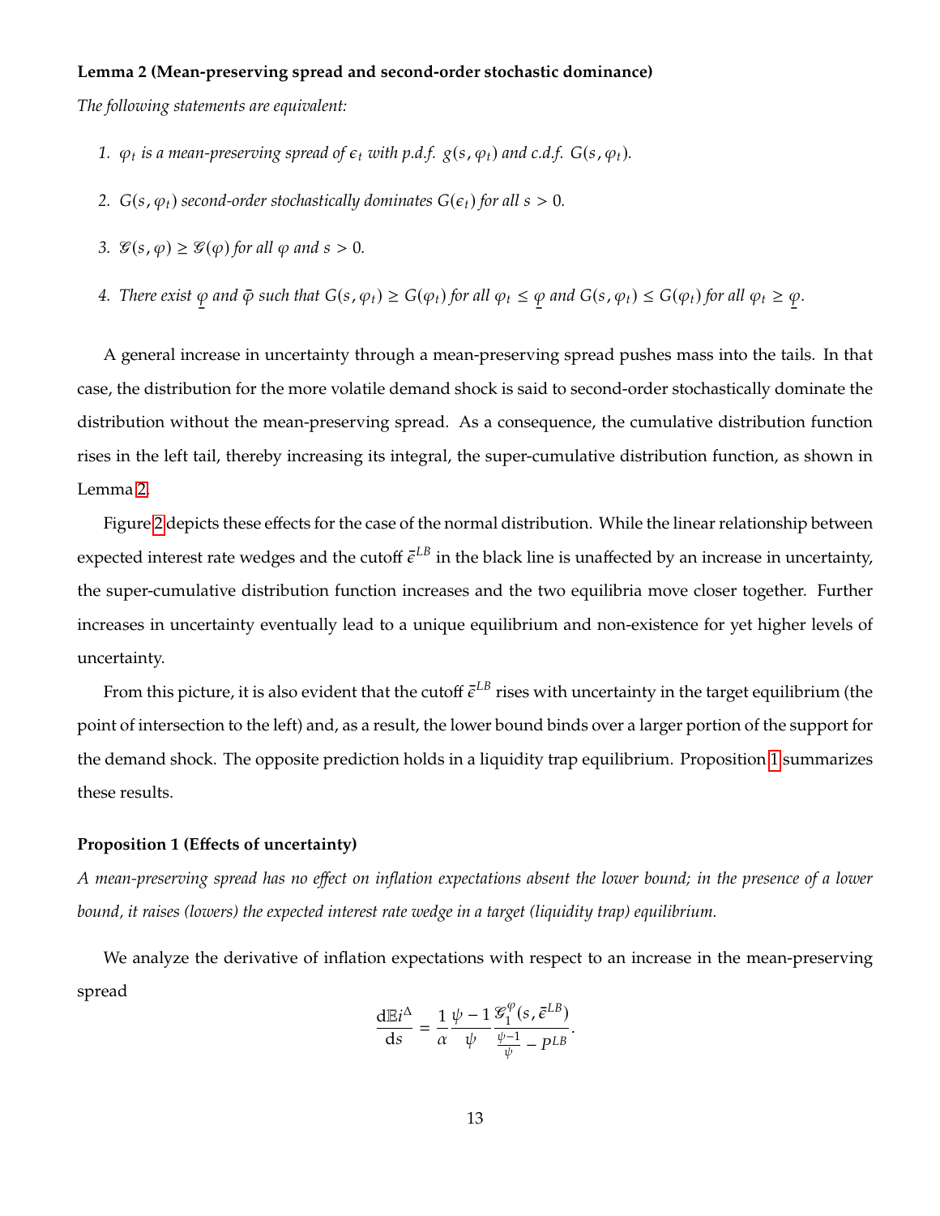**Lemma 2 (Mean-preserving spread and second-order stochastic dominance)**

*The following statements are equivalent:*

1. *$\varphi_t$ is a mean-preserving spread of $\epsilon_t$ with p.d.f. $g(s, \varphi_t)$ and c.d.f. $G(s, \varphi_t)$.*
2. *$G(s, \varphi_t)$ second-order stochastically dominates $G(\epsilon_t)$ for all $s > 0$.*
3. *$\mathscr{G}(s, \varphi) \geq \mathscr{G}(\varphi)$ for all $\varphi$ and $s > 0$.*
4. *There exist $\underline{\varphi}$ and $\bar{\varphi}$ such that $G(s, \varphi_t) \geq G(\varphi_t)$ for all $\varphi_t \leq \underline{\varphi}$ and $G(s, \varphi_t) \leq G(\varphi_t)$ for all $\varphi_t \geq \underline{\varphi}$.*

A general increase in uncertainty through a mean-preserving spread pushes mass into the tails. In that case, the distribution for the more volatile demand shock is said to second-order stochastically dominate the distribution without the mean-preserving spread. As a consequence, the cumulative distribution function rises in the left tail, thereby increasing its integral, the super-cumulative distribution function, as shown in Lemma 2.

Figure 2 depicts these effects for the case of the normal distribution. While the linear relationship between expected interest rate wedges and the cutoff $\bar{\epsilon}^{LB}$ in the black line is unaffected by an increase in uncertainty, the super-cumulative distribution function increases and the two equilibria move closer together. Further increases in uncertainty eventually lead to a unique equilibrium and non-existence for yet higher levels of uncertainty.

From this picture, it is also evident that the cutoff $\bar{\epsilon}^{LB}$ rises with uncertainty in the target equilibrium (the point of intersection to the left) and, as a result, the lower bound binds over a larger portion of the support for the demand shock. The opposite prediction holds in a liquidity trap equilibrium. Proposition 1 summarizes these results.

**Proposition 1 (Effects of uncertainty)**

*A mean-preserving spread has no effect on inflation expectations absent the lower bound; in the presence of a lower bound, it raises (lowers) the expected interest rate wedge in a target (liquidity trap) equilibrium.*

We analyze the derivative of inflation expectations with respect to an increase in the mean-preserving spread

$$\frac{\mathrm{d}\mathbb{E}i^{\Delta}}{\mathrm{d}s} = \frac{1}{\alpha}\frac{\psi - 1}{\psi}\frac{\mathscr{G}_1^{\varphi}(s, \bar{\epsilon}^{LB})}{\frac{\psi-1}{\psi} - P^{LB}}.$$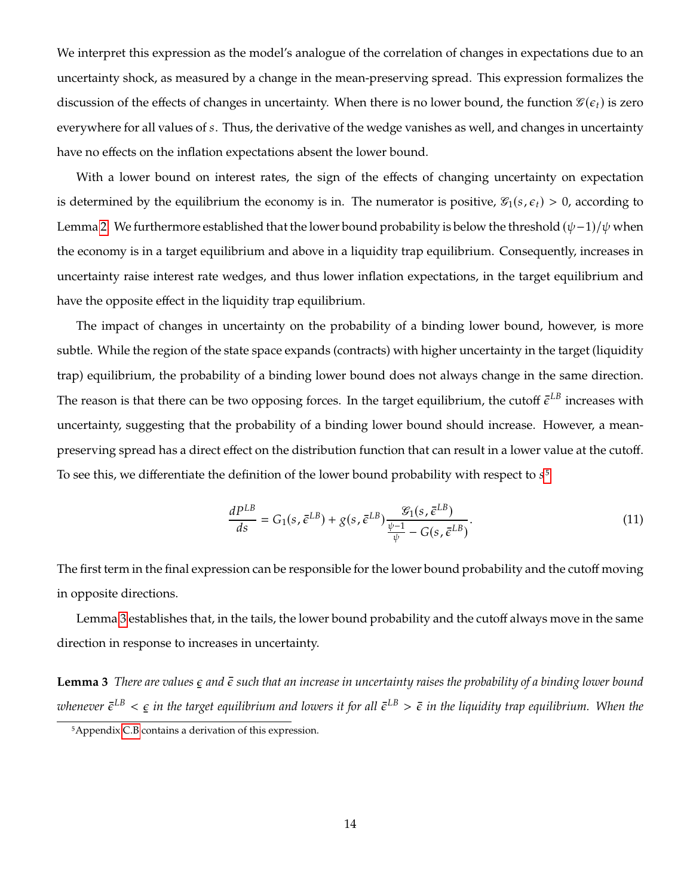We interpret this expression as the model's analogue of the correlation of changes in expectations due to an uncertainty shock, as measured by a change in the mean-preserving spread. This expression formalizes the discussion of the effects of changes in uncertainty. When there is no lower bound, the function $\mathscr{G}(\epsilon_t)$ is zero everywhere for all values of $s$. Thus, the derivative of the wedge vanishes as well, and changes in uncertainty have no effects on the inflation expectations absent the lower bound.

With a lower bound on interest rates, the sign of the effects of changing uncertainty on expectation is determined by the equilibrium the economy is in. The numerator is positive, $\mathscr{G}_1(s, \epsilon_t) > 0$, according to Lemma 2. We furthermore established that the lower bound probability is below the threshold $(\psi-1)/\psi$ when the economy is in a target equilibrium and above in a liquidity trap equilibrium. Consequently, increases in uncertainty raise interest rate wedges, and thus lower inflation expectations, in the target equilibrium and have the opposite effect in the liquidity trap equilibrium.

The impact of changes in uncertainty on the probability of a binding lower bound, however, is more subtle. While the region of the state space expands (contracts) with higher uncertainty in the target (liquidity trap) equilibrium, the probability of a binding lower bound does not always change in the same direction. The reason is that there can be two opposing forces. In the target equilibrium, the cutoff $\bar{\epsilon}^{LB}$ increases with uncertainty, suggesting that the probability of a binding lower bound should increase. However, a mean-preserving spread has a direct effect on the distribution function that can result in a lower value at the cutoff. To see this, we differentiate the definition of the lower bound probability with respect to $s$[5]

$$\frac{dP^{LB}}{ds} = G_1(s, \bar{\epsilon}^{LB}) + g(s, \bar{\epsilon}^{LB}) \frac{\mathscr{G}_1(s, \bar{\epsilon}^{LB})}{\frac{\psi-1}{\psi} - G(s, \bar{\epsilon}^{LB})}. \tag{11}$$

The first term in the final expression can be responsible for the lower bound probability and the cutoff moving in opposite directions.

Lemma 3 establishes that, in the tails, the lower bound probability and the cutoff always move in the same direction in response to increases in uncertainty.

**Lemma 3** *There are values $\underline{\epsilon}$ and $\bar{\epsilon}$ such that an increase in uncertainty raises the probability of a binding lower bound whenever $\bar{\epsilon}^{LB} < \underline{\epsilon}$ in the target equilibrium and lowers it for all $\bar{\epsilon}^{LB} > \bar{\epsilon}$ in the liquidity trap equilibrium. When the*

[5] Appendix C.B contains a derivation of this expression.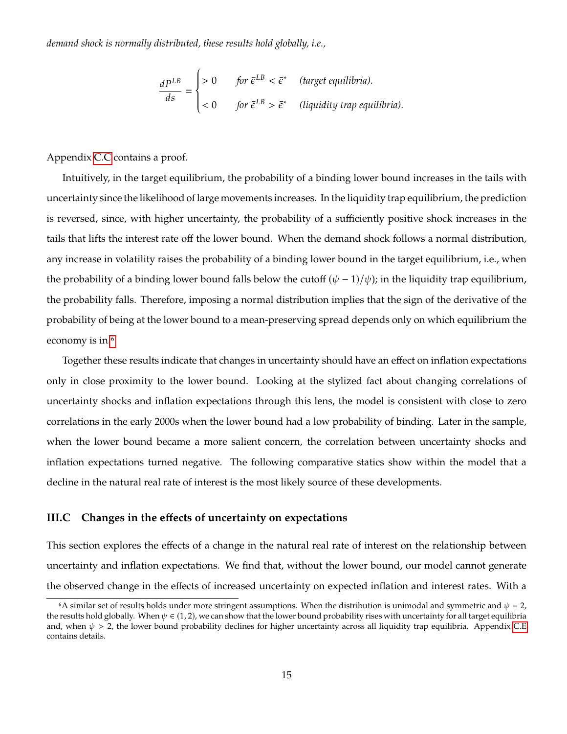*demand shock is normally distributed, these results hold globally, i.e.,*

$$\frac{dP^{LB}}{ds} = \begin{cases} > 0 & \text{for } \bar{\epsilon}^{LB} < \bar{\epsilon}^* \quad \textit{(target equilibria).} \\ < 0 & \text{for } \bar{\epsilon}^{LB} > \bar{\epsilon}^* \quad \textit{(liquidity trap equilibria).} \end{cases}$$

Appendix C.C contains a proof.

Intuitively, in the target equilibrium, the probability of a binding lower bound increases in the tails with uncertainty since the likelihood of large movements increases. In the liquidity trap equilibrium, the prediction is reversed, since, with higher uncertainty, the probability of a sufficiently positive shock increases in the tails that lifts the interest rate off the lower bound. When the demand shock follows a normal distribution, any increase in volatility raises the probability of a binding lower bound in the target equilibrium, i.e., when the probability of a binding lower bound falls below the cutoff $(\psi - 1)/\psi$); in the liquidity trap equilibrium, the probability falls. Therefore, imposing a normal distribution implies that the sign of the derivative of the probability of being at the lower bound to a mean-preserving spread depends only on which equilibrium the economy is in.[6]

Together these results indicate that changes in uncertainty should have an effect on inflation expectations only in close proximity to the lower bound. Looking at the stylized fact about changing correlations of uncertainty shocks and inflation expectations through this lens, the model is consistent with close to zero correlations in the early 2000s when the lower bound had a low probability of binding. Later in the sample, when the lower bound became a more salient concern, the correlation between uncertainty shocks and inflation expectations turned negative. The following comparative statics show within the model that a decline in the natural real rate of interest is the most likely source of these developments.

### III.C Changes in the effects of uncertainty on expectations

This section explores the effects of a change in the natural real rate of interest on the relationship between uncertainty and inflation expectations. We find that, without the lower bound, our model cannot generate the observed change in the effects of increased uncertainty on expected inflation and interest rates. With a

[6] A similar set of results holds under more stringent assumptions. When the distribution is unimodal and symmetric and $\psi = 2$, the results hold globally. When $\psi \in (1, 2)$, we can show that the lower bound probability rises with uncertainty for all target equilibria and, when $\psi > 2$, the lower bound probability declines for higher uncertainty across all liquidity trap equilibria. Appendix C.E contains details.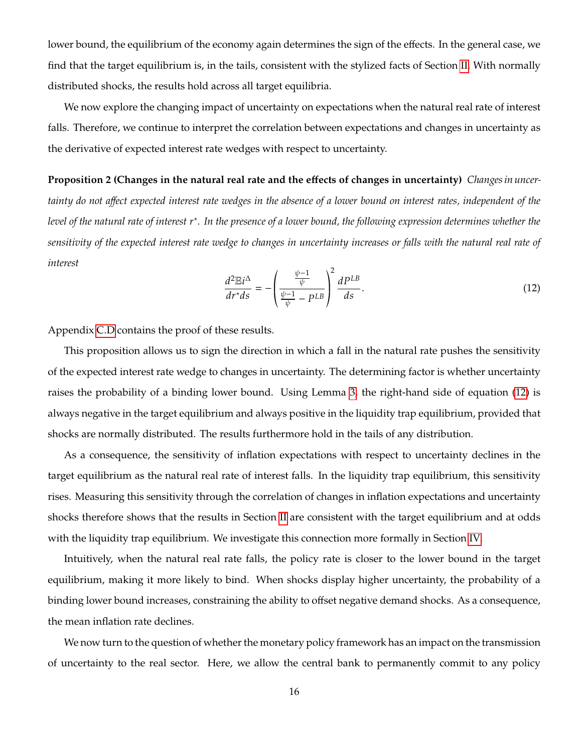lower bound, the equilibrium of the economy again determines the sign of the effects. In the general case, we find that the target equilibrium is, in the tails, consistent with the stylized facts of Section II. With normally distributed shocks, the results hold across all target equilibria.

We now explore the changing impact of uncertainty on expectations when the natural real rate of interest falls. Therefore, we continue to interpret the correlation between expectations and changes in uncertainty as the derivative of expected interest rate wedges with respect to uncertainty.

**Proposition 2 (Changes in the natural real rate and the effects of changes in uncertainty)** *Changes in uncertainty do not affect expected interest rate wedges in the absence of a lower bound on interest rates, independent of the level of the natural rate of interest $r^*$. In the presence of a lower bound, the following expression determines whether the sensitivity of the expected interest rate wedge to changes in uncertainty increases or falls with the natural real rate of interest*

$$\frac{d^2\mathbb{E}i^{\Delta}}{dr^*ds} = -\left(\frac{\frac{\psi-1}{\psi}}{\frac{\psi-1}{\psi} - P^{LB}}\right)^2 \frac{dP^{LB}}{ds}. \tag{12}$$

Appendix C.D contains the proof of these results.

This proposition allows us to sign the direction in which a fall in the natural rate pushes the sensitivity of the expected interest rate wedge to changes in uncertainty. The determining factor is whether uncertainty raises the probability of a binding lower bound. Using Lemma 3, the right-hand side of equation (12) is always negative in the target equilibrium and always positive in the liquidity trap equilibrium, provided that shocks are normally distributed. The results furthermore hold in the tails of any distribution.

As a consequence, the sensitivity of inflation expectations with respect to uncertainty declines in the target equilibrium as the natural real rate of interest falls. In the liquidity trap equilibrium, this sensitivity rises. Measuring this sensitivity through the correlation of changes in inflation expectations and uncertainty shocks therefore shows that the results in Section II are consistent with the target equilibrium and at odds with the liquidity trap equilibrium. We investigate this connection more formally in Section IV.

Intuitively, when the natural real rate falls, the policy rate is closer to the lower bound in the target equilibrium, making it more likely to bind. When shocks display higher uncertainty, the probability of a binding lower bound increases, constraining the ability to offset negative demand shocks. As a consequence, the mean inflation rate declines.

We now turn to the question of whether the monetary policy framework has an impact on the transmission of uncertainty to the real sector. Here, we allow the central bank to permanently commit to any policy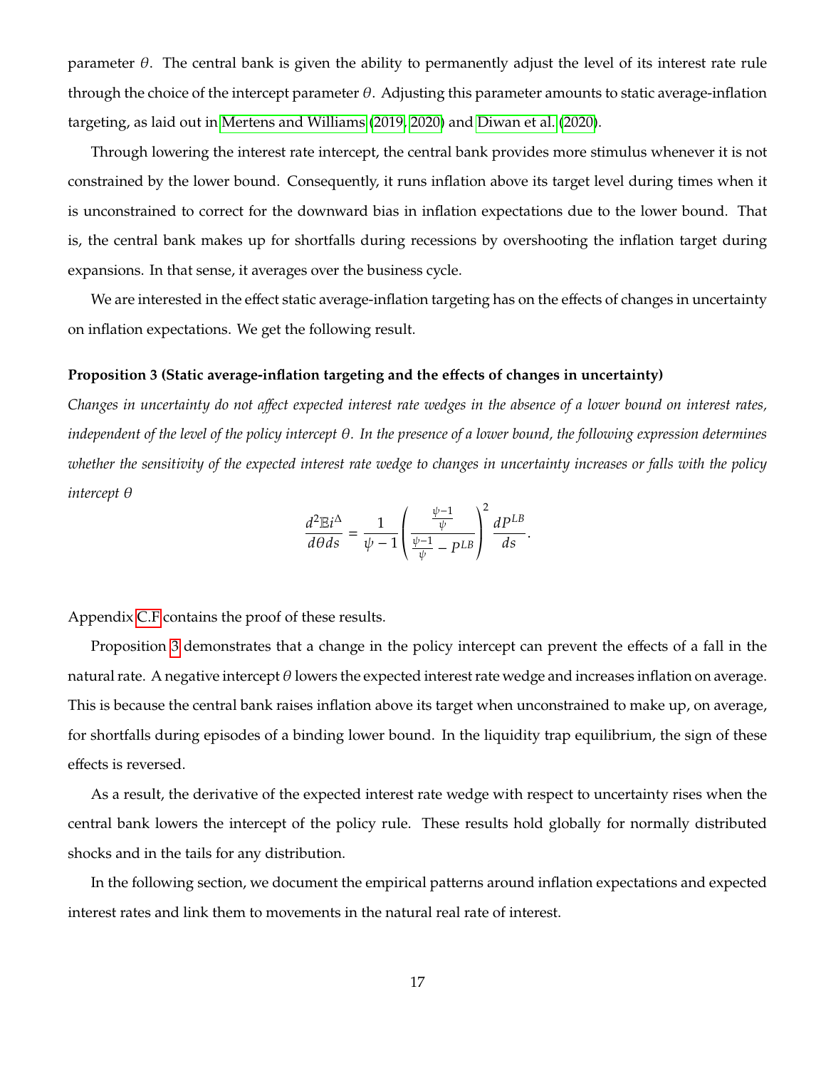parameter $\theta$. The central bank is given the ability to permanently adjust the level of its interest rate rule through the choice of the intercept parameter $\theta$. Adjusting this parameter amounts to static average-inflation targeting, as laid out in Mertens and Williams (2019, 2020) and Diwan et al. (2020).

Through lowering the interest rate intercept, the central bank provides more stimulus whenever it is not constrained by the lower bound. Consequently, it runs inflation above its target level during times when it is unconstrained to correct for the downward bias in inflation expectations due to the lower bound. That is, the central bank makes up for shortfalls during recessions by overshooting the inflation target during expansions. In that sense, it averages over the business cycle.

We are interested in the effect static average-inflation targeting has on the effects of changes in uncertainty on inflation expectations. We get the following result.

**Proposition 3 (Static average-inflation targeting and the effects of changes in uncertainty)**
*Changes in uncertainty do not affect expected interest rate wedges in the absence of a lower bound on interest rates, independent of the level of the policy intercept $\theta$. In the presence of a lower bound, the following expression determines whether the sensitivity of the expected interest rate wedge to changes in uncertainty increases or falls with the policy intercept $\theta$*

$$\frac{d^2 \mathbb{E} i^{\Delta}}{d\theta ds} = \frac{1}{\psi - 1} \left( \frac{\frac{\psi - 1}{\psi}}{\frac{\psi - 1}{\psi} - P^{LB}} \right)^2 \frac{dP^{LB}}{ds}.$$

Appendix C.F contains the proof of these results.

Proposition 3 demonstrates that a change in the policy intercept can prevent the effects of a fall in the natural rate. A negative intercept $\theta$ lowers the expected interest rate wedge and increases inflation on average. This is because the central bank raises inflation above its target when unconstrained to make up, on average, for shortfalls during episodes of a binding lower bound. In the liquidity trap equilibrium, the sign of these effects is reversed.

As a result, the derivative of the expected interest rate wedge with respect to uncertainty rises when the central bank lowers the intercept of the policy rule. These results hold globally for normally distributed shocks and in the tails for any distribution.

In the following section, we document the empirical patterns around inflation expectations and expected interest rates and link them to movements in the natural real rate of interest.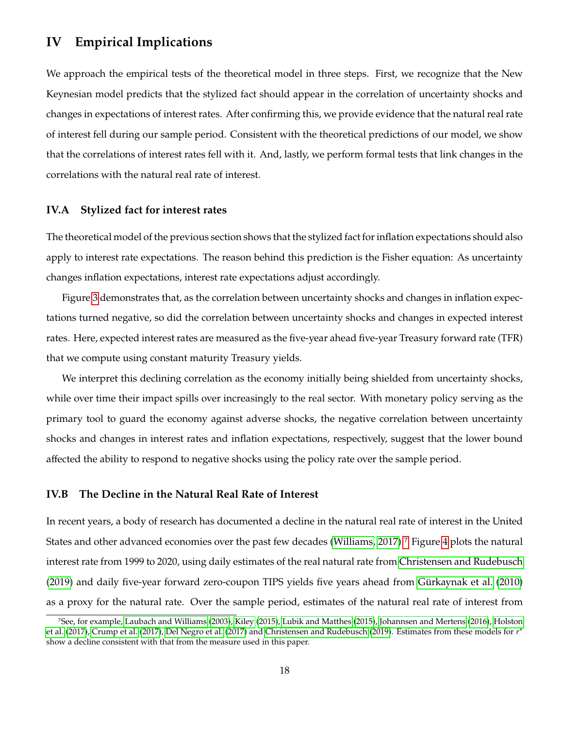## IV Empirical Implications

We approach the empirical tests of the theoretical model in three steps. First, we recognize that the New Keynesian model predicts that the stylized fact should appear in the correlation of uncertainty shocks and changes in expectations of interest rates. After confirming this, we provide evidence that the natural real rate of interest fell during our sample period. Consistent with the theoretical predictions of our model, we show that the correlations of interest rates fell with it. And, lastly, we perform formal tests that link changes in the correlations with the natural real rate of interest.

### IV.A Stylized fact for interest rates

The theoretical model of the previous section shows that the stylized fact for inflation expectations should also apply to interest rate expectations. The reason behind this prediction is the Fisher equation: As uncertainty changes inflation expectations, interest rate expectations adjust accordingly.

Figure 3 demonstrates that, as the correlation between uncertainty shocks and changes in inflation expectations turned negative, so did the correlation between uncertainty shocks and changes in expected interest rates. Here, expected interest rates are measured as the five-year ahead five-year Treasury forward rate (TFR) that we compute using constant maturity Treasury yields.

We interpret this declining correlation as the economy initially being shielded from uncertainty shocks, while over time their impact spills over increasingly to the real sector. With monetary policy serving as the primary tool to guard the economy against adverse shocks, the negative correlation between uncertainty shocks and changes in interest rates and inflation expectations, respectively, suggest that the lower bound affected the ability to respond to negative shocks using the policy rate over the sample period.

### IV.B The Decline in the Natural Real Rate of Interest

In recent years, a body of research has documented a decline in the natural real rate of interest in the United States and other advanced economies over the past few decades (Williams, 2017).[7] Figure 4 plots the natural interest rate from 1999 to 2020, using daily estimates of the real natural rate from Christensen and Rudebusch (2019) and daily five-year forward zero-coupon TIPS yields five years ahead from Gürkaynak et al. (2010) as a proxy for the natural rate. Over the sample period, estimates of the natural real rate of interest from

[7] See, for example, Laubach and Williams (2003), Kiley (2015), Lubik and Matthes (2015), Johannsen and Mertens (2016), Holston et al. (2017), Crump et al. (2017), Del Negro et al. (2017) and Christensen and Rudebusch (2019). Estimates from these models for $r^*$ show a decline consistent with that from the measure used in this paper.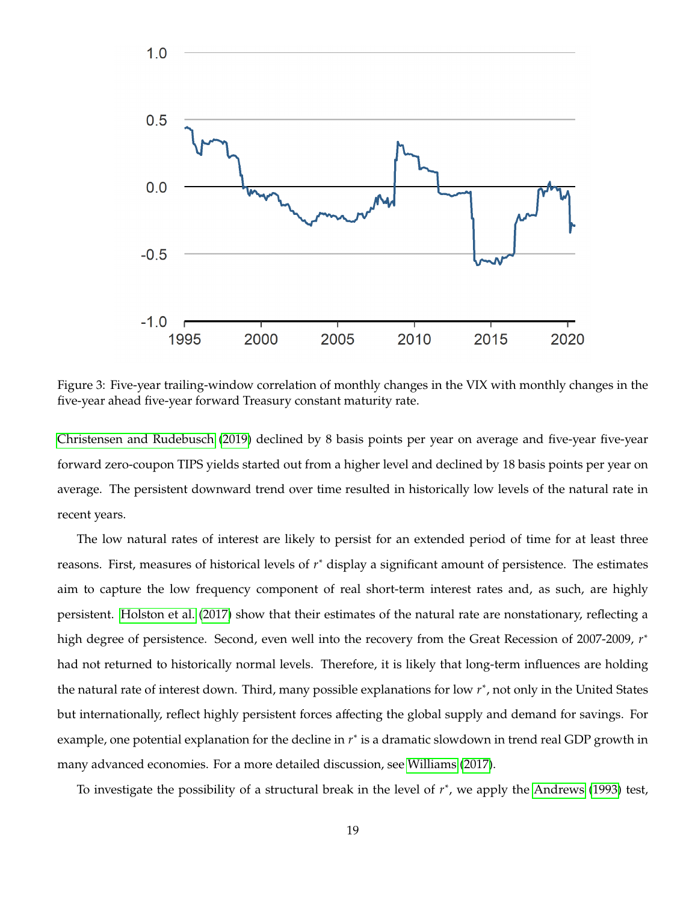Figure 3: Five-year trailing-window correlation of monthly changes in the VIX with monthly changes in the five-year ahead five-year forward Treasury constant maturity rate.

Christensen and Rudebusch (2019) declined by 8 basis points per year on average and five-year five-year forward zero-coupon TIPS yields started out from a higher level and declined by 18 basis points per year on average. The persistent downward trend over time resulted in historically low levels of the natural rate in recent years.

The low natural rates of interest are likely to persist for an extended period of time for at least three reasons. First, measures of historical levels of $r^*$ display a significant amount of persistence. The estimates aim to capture the low frequency component of real short-term interest rates and, as such, are highly persistent. Holston et al. (2017) show that their estimates of the natural rate are nonstationary, reflecting a high degree of persistence. Second, even well into the recovery from the Great Recession of 2007-2009, $r^*$ had not returned to historically normal levels. Therefore, it is likely that long-term influences are holding the natural rate of interest down. Third, many possible explanations for low $r^*$, not only in the United States but internationally, reflect highly persistent forces affecting the global supply and demand for savings. For example, one potential explanation for the decline in $r^*$ is a dramatic slowdown in trend real GDP growth in many advanced economies. For a more detailed discussion, see Williams (2017).

To investigate the possibility of a structural break in the level of $r^*$, we apply the Andrews (1993) test,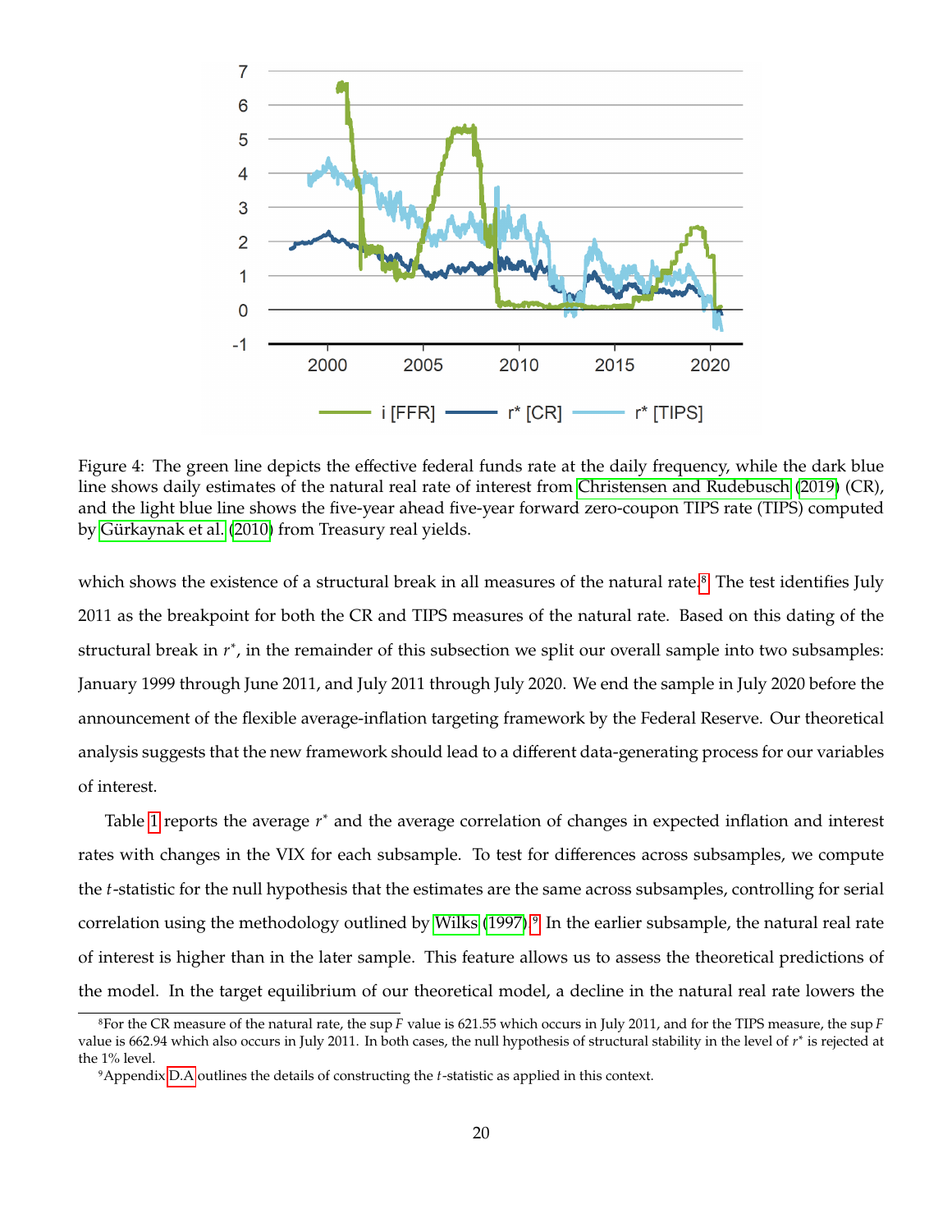Figure 4: The green line depicts the effective federal funds rate at the daily frequency, while the dark blue line shows daily estimates of the natural real rate of interest from Christensen and Rudebusch (2019) (CR), and the light blue line shows the five-year ahead five-year forward zero-coupon TIPS rate (TIPS) computed by Gürkaynak et al. (2010) from Treasury real yields.

which shows the existence of a structural break in all measures of the natural rate.[8] The test identifies July 2011 as the breakpoint for both the CR and TIPS measures of the natural rate. Based on this dating of the structural break in $r^*$, in the remainder of this subsection we split our overall sample into two subsamples: January 1999 through June 2011, and July 2011 through July 2020. We end the sample in July 2020 before the announcement of the flexible average-inflation targeting framework by the Federal Reserve. Our theoretical analysis suggests that the new framework should lead to a different data-generating process for our variables of interest.

Table 1 reports the average $r^*$ and the average correlation of changes in expected inflation and interest rates with changes in the VIX for each subsample. To test for differences across subsamples, we compute the $t$-statistic for the null hypothesis that the estimates are the same across subsamples, controlling for serial correlation using the methodology outlined by Wilks (1997).[9] In the earlier subsample, the natural real rate of interest is higher than in the later sample. This feature allows us to assess the theoretical predictions of the model. In the target equilibrium of our theoretical model, a decline in the natural real rate lowers the

[8] For the CR measure of the natural rate, the sup $F$ value is 621.55 which occurs in July 2011, and for the TIPS measure, the sup $F$ value is 662.94 which also occurs in July 2011. In both cases, the null hypothesis of structural stability in the level of $r^*$ is rejected at the 1% level.

[9] Appendix D.A outlines the details of constructing the $t$-statistic as applied in this context.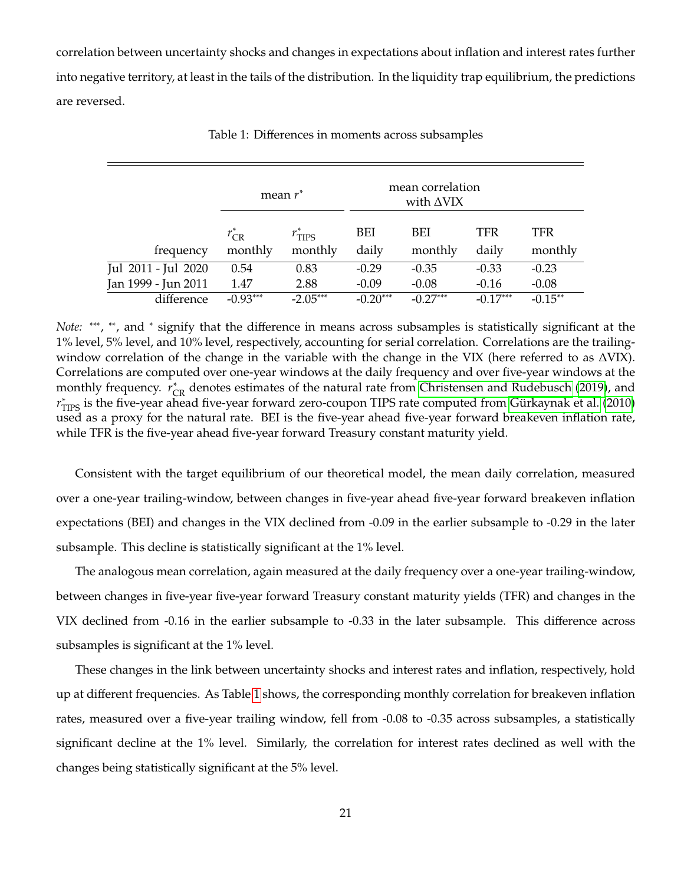correlation between uncertainty shocks and changes in expectations about inflation and interest rates further into negative territory, at least in the tails of the distribution. In the liquidity trap equilibrium, the predictions are reversed.

Table 1: Differences in moments across subsamples

| | mean $r^*$ | | mean correlation with $\Delta$VIX | | | |
|---|---|---|---|---|---|---|
| frequency | $r^*_{\text{CR}}$ monthly | $r^*_{\text{TIPS}}$ monthly | BEI daily | BEI monthly | TFR daily | TFR monthly |
| Jul 2011 - Jul 2020 | 0.54 | 0.83 | -0.29 | -0.35 | -0.33 | -0.23 |
| Jan 1999 - Jun 2011 | 1.47 | 2.88 | -0.09 | -0.08 | -0.16 | -0.08 |
| difference | -0.93*** | -2.05*** | -0.20*** | -0.27*** | -0.17*** | -0.15** |

*Note:* ***, **, and * signify that the difference in means across subsamples is statistically significant at the 1% level, 5% level, and 10% level, respectively, accounting for serial correlation. Correlations are the trailing-window correlation of the change in the variable with the change in the VIX (here referred to as $\Delta$VIX). Correlations are computed over one-year windows at the daily frequency and over five-year windows at the monthly frequency. $r^*_{\text{CR}}$ denotes estimates of the natural rate from Christensen and Rudebusch (2019), and $r^*_{\text{TIPS}}$ is the five-year ahead five-year forward zero-coupon TIPS rate computed from Gürkaynak et al. (2010) used as a proxy for the natural rate. BEI is the five-year ahead five-year forward breakeven inflation rate, while TFR is the five-year ahead five-year forward Treasury constant maturity yield.

Consistent with the target equilibrium of our theoretical model, the mean daily correlation, measured over a one-year trailing-window, between changes in five-year ahead five-year forward breakeven inflation expectations (BEI) and changes in the VIX declined from -0.09 in the earlier subsample to -0.29 in the later subsample. This decline is statistically significant at the 1% level.

The analogous mean correlation, again measured at the daily frequency over a one-year trailing-window, between changes in five-year five-year forward Treasury constant maturity yields (TFR) and changes in the VIX declined from -0.16 in the earlier subsample to -0.33 in the later subsample. This difference across subsamples is significant at the 1% level.

These changes in the link between uncertainty shocks and interest rates and inflation, respectively, hold up at different frequencies. As Table 1 shows, the corresponding monthly correlation for breakeven inflation rates, measured over a five-year trailing window, fell from -0.08 to -0.35 across subsamples, a statistically significant decline at the 1% level. Similarly, the correlation for interest rates declined as well with the changes being statistically significant at the 5% level.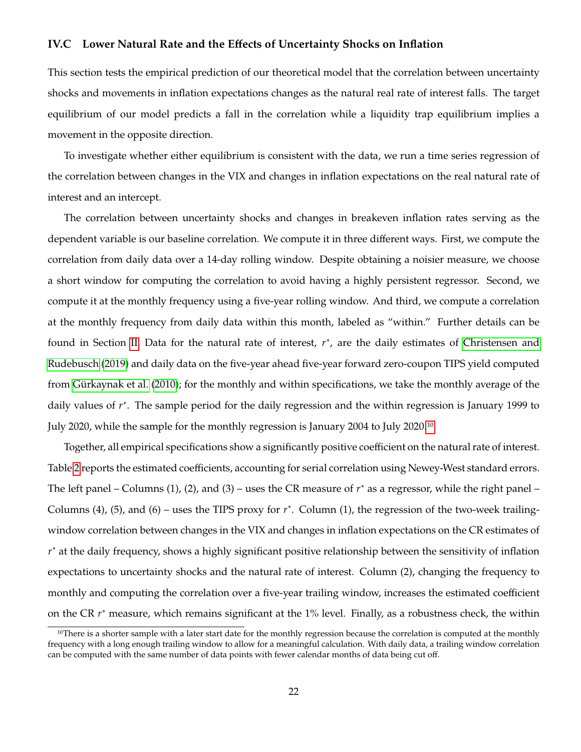### IV.C Lower Natural Rate and the Effects of Uncertainty Shocks on Inflation

This section tests the empirical prediction of our theoretical model that the correlation between uncertainty shocks and movements in inflation expectations changes as the natural real rate of interest falls. The target equilibrium of our model predicts a fall in the correlation while a liquidity trap equilibrium implies a movement in the opposite direction.

To investigate whether either equilibrium is consistent with the data, we run a time series regression of the correlation between changes in the VIX and changes in inflation expectations on the real natural rate of interest and an intercept.

The correlation between uncertainty shocks and changes in breakeven inflation rates serving as the dependent variable is our baseline correlation. We compute it in three different ways. First, we compute the correlation from daily data over a 14-day rolling window. Despite obtaining a noisier measure, we choose a short window for computing the correlation to avoid having a highly persistent regressor. Second, we compute it at the monthly frequency using a five-year rolling window. And third, we compute a correlation at the monthly frequency from daily data within this month, labeled as "within." Further details can be found in Section II. Data for the natural rate of interest, $r^*$, are the daily estimates of Christensen and Rudebusch (2019) and daily data on the five-year ahead five-year forward zero-coupon TIPS yield computed from Gürkaynak et al. (2010); for the monthly and within specifications, we take the monthly average of the daily values of $r^*$. The sample period for the daily regression and the within regression is January 1999 to July 2020, while the sample for the monthly regression is January 2004 to July 2020.[10]

Together, all empirical specifications show a significantly positive coefficient on the natural rate of interest. Table 2 reports the estimated coefficients, accounting for serial correlation using Newey-West standard errors. The left panel – Columns (1), (2), and (3) – uses the CR measure of $r^*$ as a regressor, while the right panel – Columns (4), (5), and (6) – uses the TIPS proxy for $r^*$. Column (1), the regression of the two-week trailing-window correlation between changes in the VIX and changes in inflation expectations on the CR estimates of $r^*$ at the daily frequency, shows a highly significant positive relationship between the sensitivity of inflation expectations to uncertainty shocks and the natural rate of interest. Column (2), changing the frequency to monthly and computing the correlation over a five-year trailing window, increases the estimated coefficient on the CR $r^*$ measure, which remains significant at the 1% level. Finally, as a robustness check, the within

[10] There is a shorter sample with a later start date for the monthly regression because the correlation is computed at the monthly frequency with a long enough trailing window to allow for a meaningful calculation. With daily data, a trailing window correlation can be computed with the same number of data points with fewer calendar months of data being cut off.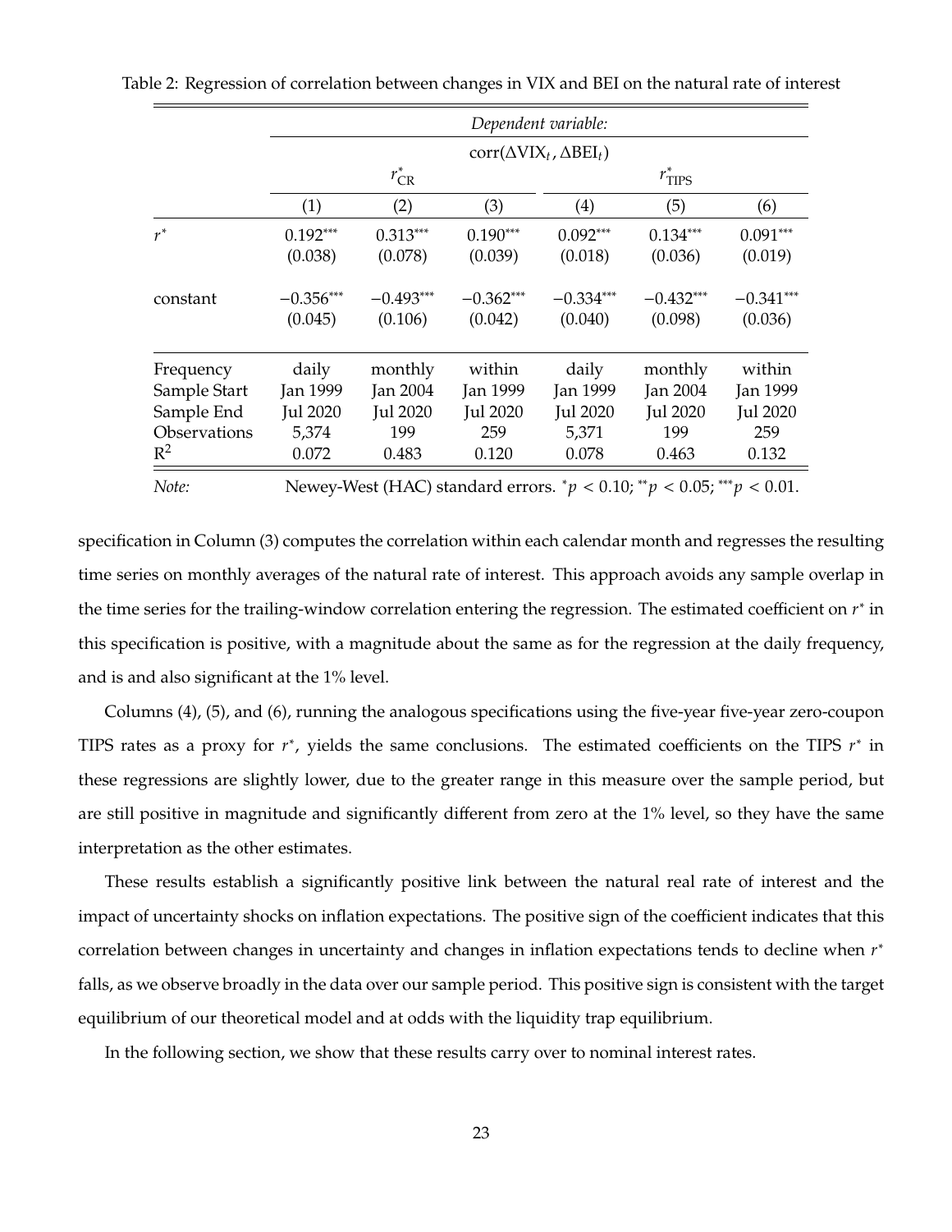Table 2: Regression of correlation between changes in VIX and BEI on the natural rate of interest

| | *Dependent variable:* | | | | | |
|---|---|---|---|---|---|---|
| | $\text{corr}(\Delta\text{VIX}_t, \Delta\text{BEI}_t)$ | | | | | |
| | $r^*_{\text{CR}}$ | | | $r^*_{\text{TIPS}}$ | | |
| | (1) | (2) | (3) | (4) | (5) | (6) |
| $r^*$ | $0.192^{***}$ | $0.313^{***}$ | $0.190^{***}$ | $0.092^{***}$ | $0.134^{***}$ | $0.091^{***}$ |
| | (0.038) | (0.078) | (0.039) | (0.018) | (0.036) | (0.019) |
| constant | $-0.356^{***}$ | $-0.493^{***}$ | $-0.362^{***}$ | $-0.334^{***}$ | $-0.432^{***}$ | $-0.341^{***}$ |
| | (0.045) | (0.106) | (0.042) | (0.040) | (0.098) | (0.036) |
| Frequency | daily | monthly | within | daily | monthly | within |
| Sample Start | Jan 1999 | Jan 2004 | Jan 1999 | Jan 1999 | Jan 2004 | Jan 1999 |
| Sample End | Jul 2020 | Jul 2020 | Jul 2020 | Jul 2020 | Jul 2020 | Jul 2020 |
| Observations | 5,374 | 199 | 259 | 5,371 | 199 | 259 |
| $R^2$ | 0.072 | 0.483 | 0.120 | 0.078 | 0.463 | 0.132 |

*Note:* Newey-West (HAC) standard errors. $^*p < 0.10$; $^{**}p < 0.05$; $^{***}p < 0.01$.

specification in Column (3) computes the correlation within each calendar month and regresses the resulting time series on monthly averages of the natural rate of interest. This approach avoids any sample overlap in the time series for the trailing-window correlation entering the regression. The estimated coefficient on $r^*$ in this specification is positive, with a magnitude about the same as for the regression at the daily frequency, and is and also significant at the 1% level.

Columns (4), (5), and (6), running the analogous specifications using the five-year five-year zero-coupon TIPS rates as a proxy for $r^*$, yields the same conclusions. The estimated coefficients on the TIPS $r^*$ in these regressions are slightly lower, due to the greater range in this measure over the sample period, but are still positive in magnitude and significantly different from zero at the 1% level, so they have the same interpretation as the other estimates.

These results establish a significantly positive link between the natural real rate of interest and the impact of uncertainty shocks on inflation expectations. The positive sign of the coefficient indicates that this correlation between changes in uncertainty and changes in inflation expectations tends to decline when $r^*$ falls, as we observe broadly in the data over our sample period. This positive sign is consistent with the target equilibrium of our theoretical model and at odds with the liquidity trap equilibrium.

In the following section, we show that these results carry over to nominal interest rates.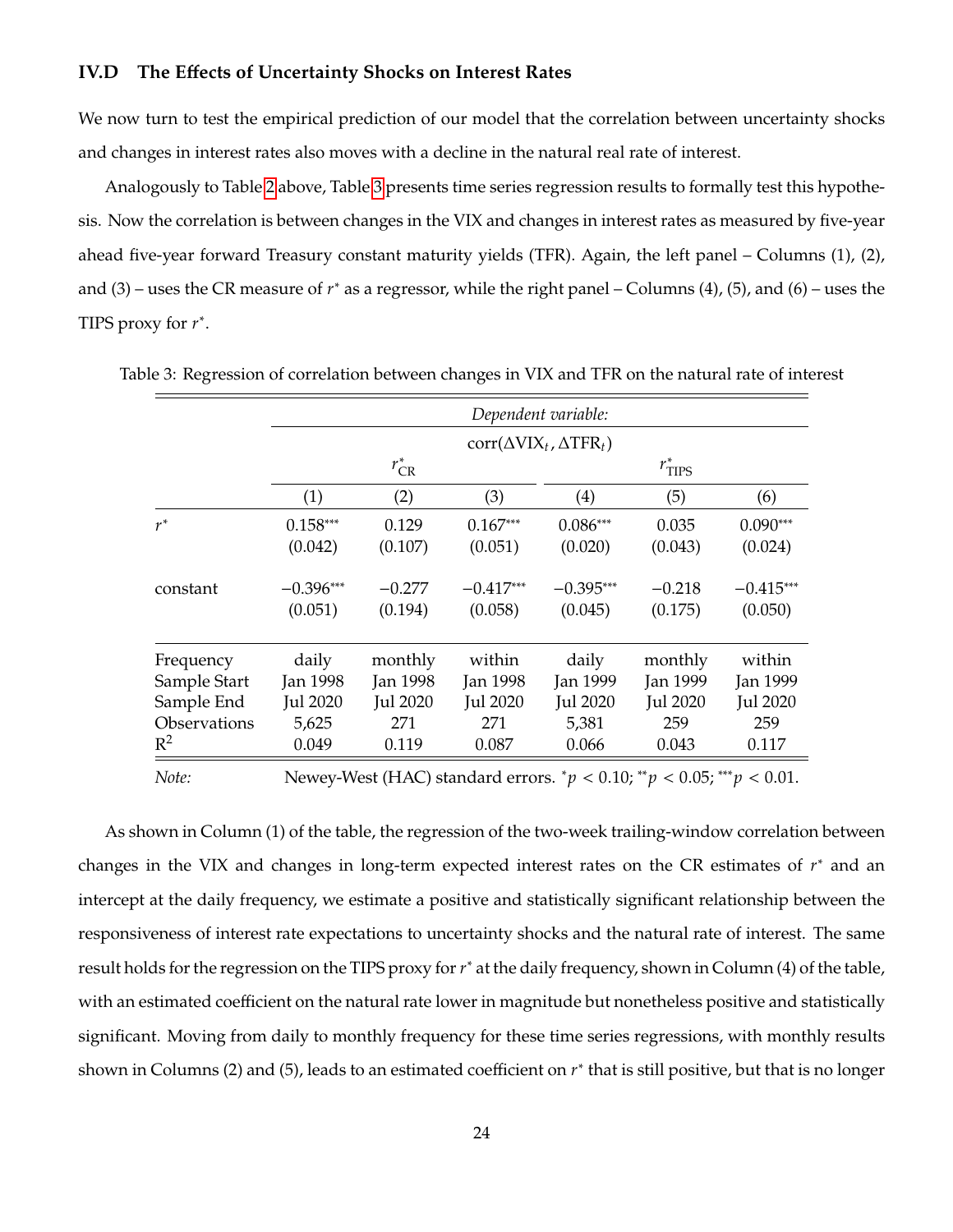### IV.D The Effects of Uncertainty Shocks on Interest Rates

We now turn to test the empirical prediction of our model that the correlation between uncertainty shocks and changes in interest rates also moves with a decline in the natural real rate of interest.

Analogously to Table 2 above, Table 3 presents time series regression results to formally test this hypothesis. Now the correlation is between changes in the VIX and changes in interest rates as measured by five-year ahead five-year forward Treasury constant maturity yields (TFR). Again, the left panel – Columns (1), (2), and (3) – uses the CR measure of $r^*$ as a regressor, while the right panel – Columns (4), (5), and (6) – uses the TIPS proxy for $r^*$.

Table 3: Regression of correlation between changes in VIX and TFR on the natural rate of interest

| | *Dependent variable:* | | | | | |
|---|---|---|---|---|---|---|
| | $\text{corr}(\Delta\text{VIX}_t, \Delta\text{TFR}_t)$ | | | | | |
| | $r^*_{\text{CR}}$ | | | $r^*_{\text{TIPS}}$ | | |
| | (1) | (2) | (3) | (4) | (5) | (6) |
| $r^*$ | 0.158*** | 0.129 | 0.167*** | 0.086*** | 0.035 | 0.090*** |
| | (0.042) | (0.107) | (0.051) | (0.020) | (0.043) | (0.024) |
| constant | −0.396*** | −0.277 | −0.417*** | −0.395*** | −0.218 | −0.415*** |
| | (0.051) | (0.194) | (0.058) | (0.045) | (0.175) | (0.050) |
| Frequency | daily | monthly | within | daily | monthly | within |
| Sample Start | Jan 1998 | Jan 1998 | Jan 1998 | Jan 1999 | Jan 1999 | Jan 1999 |
| Sample End | Jul 2020 | Jul 2020 | Jul 2020 | Jul 2020 | Jul 2020 | Jul 2020 |
| Observations | 5,625 | 271 | 271 | 5,381 | 259 | 259 |
| $R^2$ | 0.049 | 0.119 | 0.087 | 0.066 | 0.043 | 0.117 |

*Note:* Newey-West (HAC) standard errors. $^*p < 0.10$; $^{**}p < 0.05$; $^{***}p < 0.01$.

As shown in Column (1) of the table, the regression of the two-week trailing-window correlation between changes in the VIX and changes in long-term expected interest rates on the CR estimates of $r^*$ and an intercept at the daily frequency, we estimate a positive and statistically significant relationship between the responsiveness of interest rate expectations to uncertainty shocks and the natural rate of interest. The same result holds for the regression on the TIPS proxy for $r^*$ at the daily frequency, shown in Column (4) of the table, with an estimated coefficient on the natural rate lower in magnitude but nonetheless positive and statistically significant. Moving from daily to monthly frequency for these time series regressions, with monthly results shown in Columns (2) and (5), leads to an estimated coefficient on $r^*$ that is still positive, but that is no longer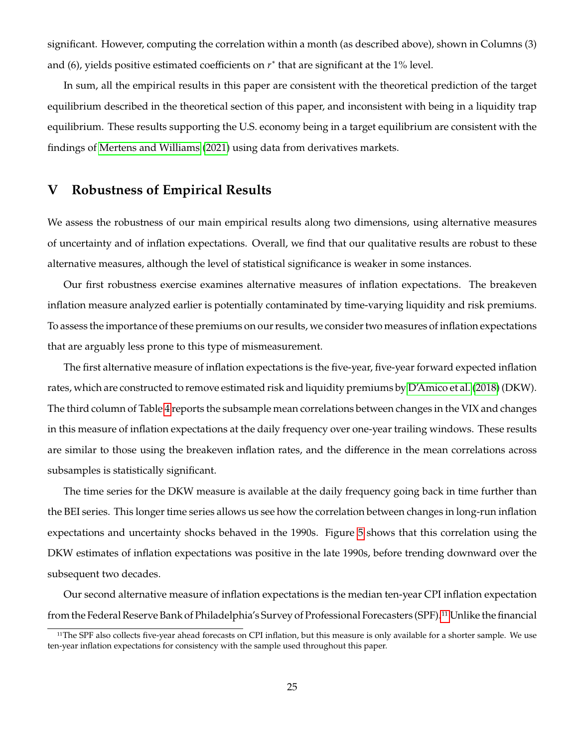significant. However, computing the correlation within a month (as described above), shown in Columns (3) and (6), yields positive estimated coefficients on $r^*$ that are significant at the 1% level.

In sum, all the empirical results in this paper are consistent with the theoretical prediction of the target equilibrium described in the theoretical section of this paper, and inconsistent with being in a liquidity trap equilibrium. These results supporting the U.S. economy being in a target equilibrium are consistent with the findings of Mertens and Williams (2021) using data from derivatives markets.

## V Robustness of Empirical Results

We assess the robustness of our main empirical results along two dimensions, using alternative measures of uncertainty and of inflation expectations. Overall, we find that our qualitative results are robust to these alternative measures, although the level of statistical significance is weaker in some instances.

Our first robustness exercise examines alternative measures of inflation expectations. The breakeven inflation measure analyzed earlier is potentially contaminated by time-varying liquidity and risk premiums. To assess the importance of these premiums on our results, we consider two measures of inflation expectations that are arguably less prone to this type of mismeasurement.

The first alternative measure of inflation expectations is the five-year, five-year forward expected inflation rates, which are constructed to remove estimated risk and liquidity premiums by D'Amico et al. (2018) (DKW). The third column of Table 4 reports the subsample mean correlations between changes in the VIX and changes in this measure of inflation expectations at the daily frequency over one-year trailing windows. These results are similar to those using the breakeven inflation rates, and the difference in the mean correlations across subsamples is statistically significant.

The time series for the DKW measure is available at the daily frequency going back in time further than the BEI series. This longer time series allows us see how the correlation between changes in long-run inflation expectations and uncertainty shocks behaved in the 1990s. Figure 5 shows that this correlation using the DKW estimates of inflation expectations was positive in the late 1990s, before trending downward over the subsequent two decades.

Our second alternative measure of inflation expectations is the median ten-year CPI inflation expectation from the Federal Reserve Bank of Philadelphia's Survey of Professional Forecasters (SPF).[11] Unlike the financial

[11] The SPF also collects five-year ahead forecasts on CPI inflation, but this measure is only available for a shorter sample. We use ten-year inflation expectations for consistency with the sample used throughout this paper.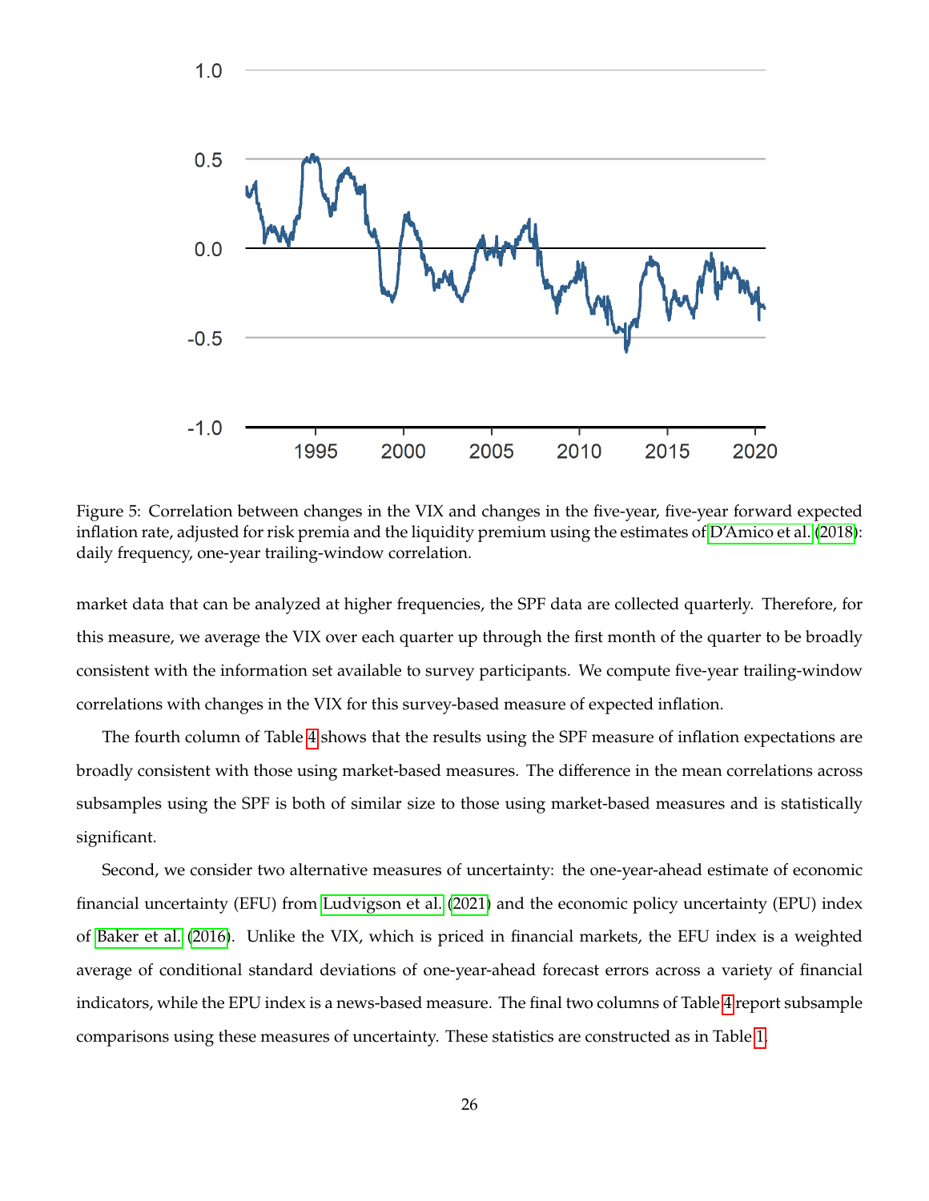Figure 5: Correlation between changes in the VIX and changes in the five-year, five-year forward expected inflation rate, adjusted for risk premia and the liquidity premium using the estimates of D'Amico et al. (2018): daily frequency, one-year trailing-window correlation.

market data that can be analyzed at higher frequencies, the SPF data are collected quarterly. Therefore, for this measure, we average the VIX over each quarter up through the first month of the quarter to be broadly consistent with the information set available to survey participants. We compute five-year trailing-window correlations with changes in the VIX for this survey-based measure of expected inflation.

The fourth column of Table 4 shows that the results using the SPF measure of inflation expectations are broadly consistent with those using market-based measures. The difference in the mean correlations across subsamples using the SPF is both of similar size to those using market-based measures and is statistically significant.

Second, we consider two alternative measures of uncertainty: the one-year-ahead estimate of economic financial uncertainty (EFU) from Ludvigson et al. (2021) and the economic policy uncertainty (EPU) index of Baker et al. (2016). Unlike the VIX, which is priced in financial markets, the EFU index is a weighted average of conditional standard deviations of one-year-ahead forecast errors across a variety of financial indicators, while the EPU index is a news-based measure. The final two columns of Table 4 report subsample comparisons using these measures of uncertainty. These statistics are constructed as in Table 1.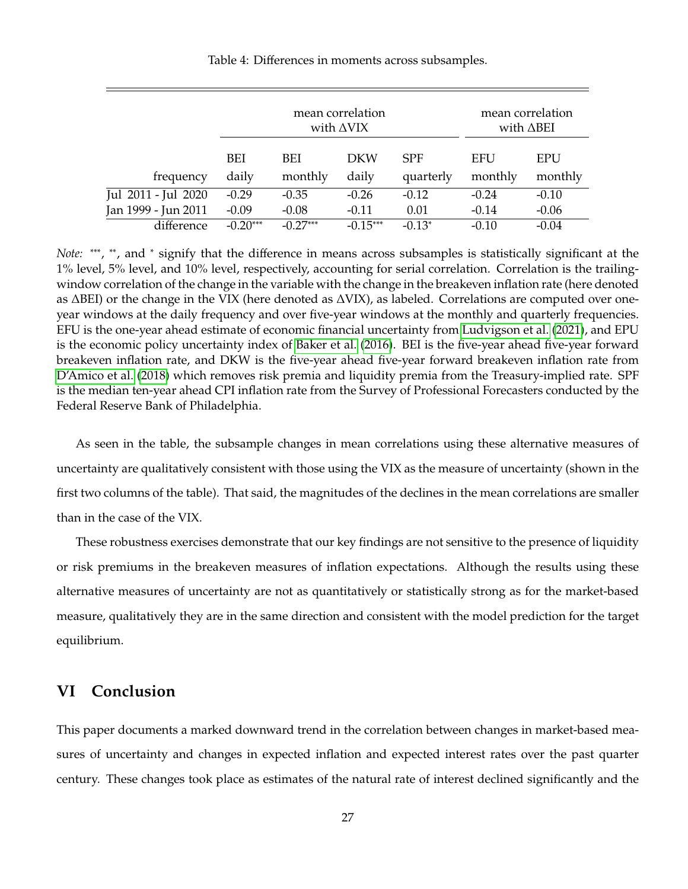Table 4: Differences in moments across subsamples.

| | mean correlation with ΔVIX | | | | mean correlation with ΔBEI | |
|---|---|---|---|---|---|---|
| | BEI | BEI | DKW | SPF | EFU | EPU |
| frequency | daily | monthly | daily | quarterly | monthly | monthly |
| Jul 2011 - Jul 2020 | -0.29 | -0.35 | -0.26 | -0.12 | -0.24 | -0.10 |
| Jan 1999 - Jun 2011 | -0.09 | -0.08 | -0.11 | 0.01 | -0.14 | -0.06 |
| difference | -0.20*** | -0.27*** | -0.15*** | -0.13* | -0.10 | -0.04 |

*Note:* ***, **, and * signify that the difference in means across subsamples is statistically significant at the 1% level, 5% level, and 10% level, respectively, accounting for serial correlation. Correlation is the trailing-window correlation of the change in the variable with the change in the breakeven inflation rate (here denoted as ΔBEI) or the change in the VIX (here denoted as ΔVIX), as labeled. Correlations are computed over one-year windows at the daily frequency and over five-year windows at the monthly and quarterly frequencies. EFU is the one-year ahead estimate of economic financial uncertainty from Ludvigson et al. (2021), and EPU is the economic policy uncertainty index of Baker et al. (2016). BEI is the five-year ahead five-year forward breakeven inflation rate, and DKW is the five-year ahead five-year forward breakeven inflation rate from D'Amico et al. (2018) which removes risk premia and liquidity premia from the Treasury-implied rate. SPF is the median ten-year ahead CPI inflation rate from the Survey of Professional Forecasters conducted by the Federal Reserve Bank of Philadelphia.

As seen in the table, the subsample changes in mean correlations using these alternative measures of uncertainty are qualitatively consistent with those using the VIX as the measure of uncertainty (shown in the first two columns of the table). That said, the magnitudes of the declines in the mean correlations are smaller than in the case of the VIX.

These robustness exercises demonstrate that our key findings are not sensitive to the presence of liquidity or risk premiums in the breakeven measures of inflation expectations. Although the results using these alternative measures of uncertainty are not as quantitatively or statistically strong as for the market-based measure, qualitatively they are in the same direction and consistent with the model prediction for the target equilibrium.

## VI Conclusion

This paper documents a marked downward trend in the correlation between changes in market-based measures of uncertainty and changes in expected inflation and expected interest rates over the past quarter century. These changes took place as estimates of the natural rate of interest declined significantly and the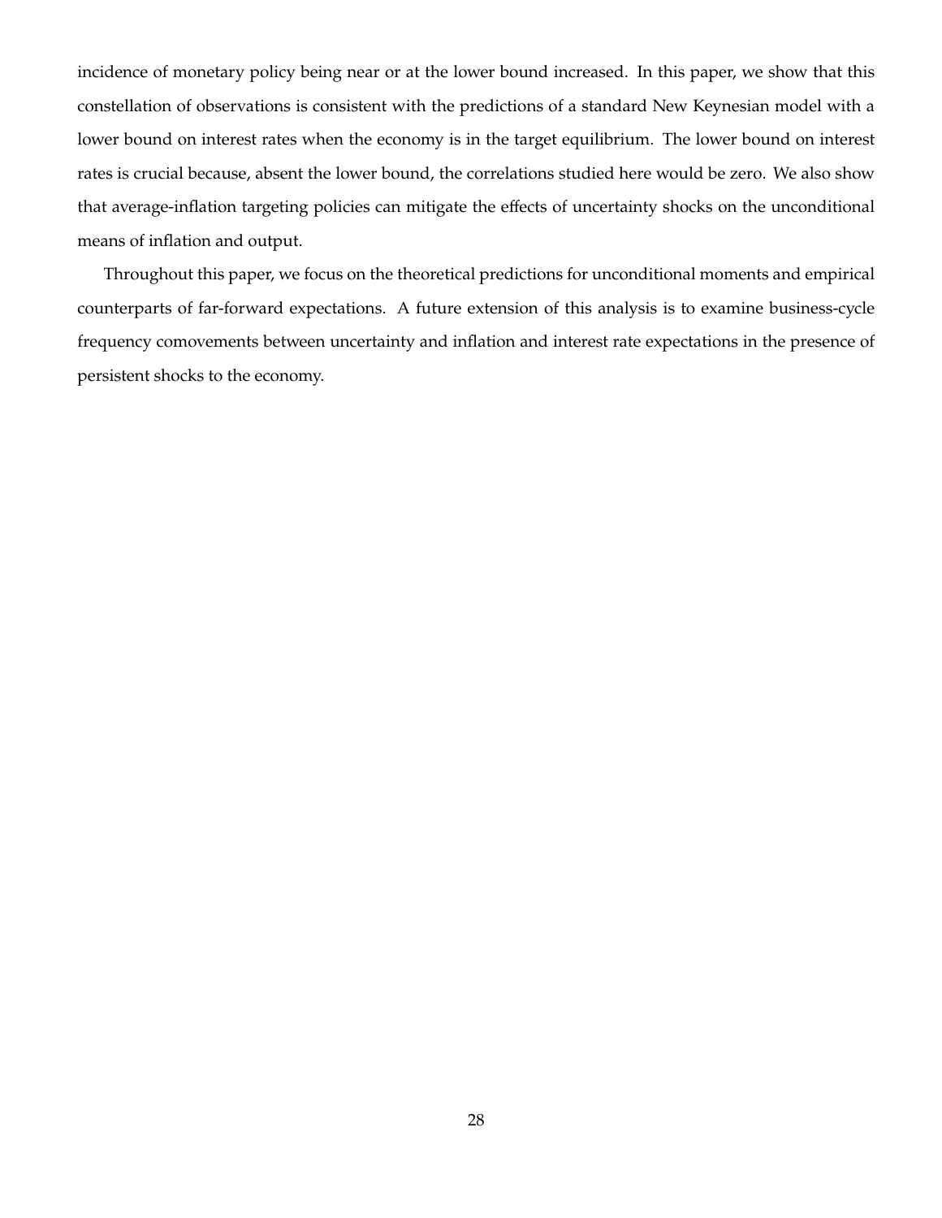incidence of monetary policy being near or at the lower bound increased. In this paper, we show that this constellation of observations is consistent with the predictions of a standard New Keynesian model with a lower bound on interest rates when the economy is in the target equilibrium. The lower bound on interest rates is crucial because, absent the lower bound, the correlations studied here would be zero. We also show that average-inflation targeting policies can mitigate the effects of uncertainty shocks on the unconditional means of inflation and output.

Throughout this paper, we focus on the theoretical predictions for unconditional moments and empirical counterparts of far-forward expectations. A future extension of this analysis is to examine business-cycle frequency comovements between uncertainty and inflation and interest rate expectations in the presence of persistent shocks to the economy.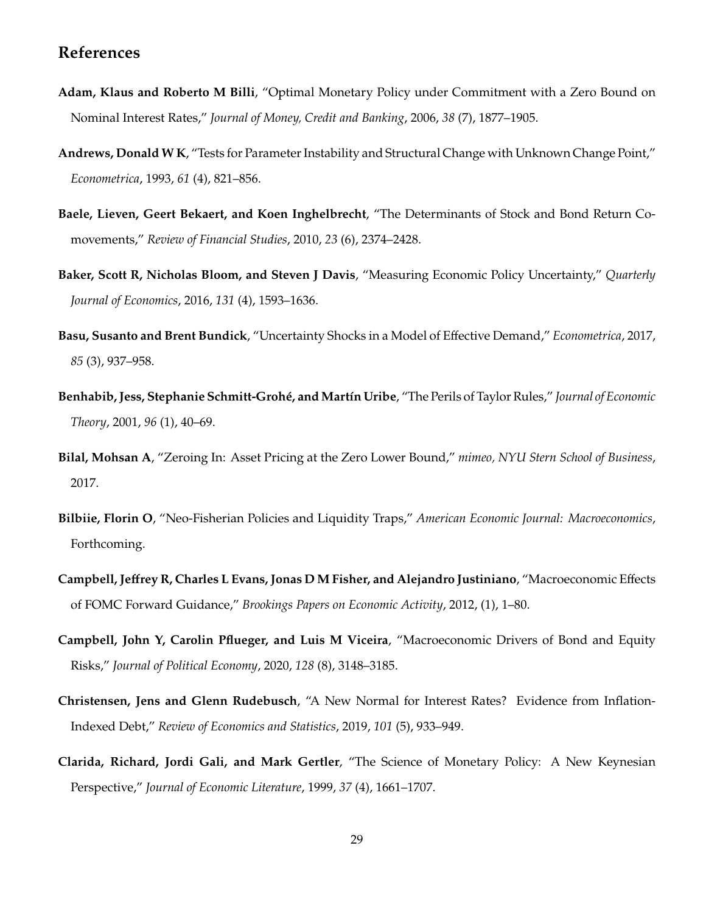## References

**Adam, Klaus and Roberto M Billi**, "Optimal Monetary Policy under Commitment with a Zero Bound on Nominal Interest Rates," *Journal of Money, Credit and Banking*, 2006, *38* (7), 1877–1905.

**Andrews, Donald W K**, "Tests for Parameter Instability and Structural Change with Unknown Change Point," *Econometrica*, 1993, *61* (4), 821–856.

**Baele, Lieven, Geert Bekaert, and Koen Inghelbrecht**, "The Determinants of Stock and Bond Return Comovements," *Review of Financial Studies*, 2010, *23* (6), 2374–2428.

**Baker, Scott R, Nicholas Bloom, and Steven J Davis**, "Measuring Economic Policy Uncertainty," *Quarterly Journal of Economics*, 2016, *131* (4), 1593–1636.

**Basu, Susanto and Brent Bundick**, "Uncertainty Shocks in a Model of Effective Demand," *Econometrica*, 2017, *85* (3), 937–958.

**Benhabib, Jess, Stephanie Schmitt-Grohé, and Martín Uribe**, "The Perils of Taylor Rules," *Journal of Economic Theory*, 2001, *96* (1), 40–69.

**Bilal, Mohsan A**, "Zeroing In: Asset Pricing at the Zero Lower Bound," *mimeo, NYU Stern School of Business*, 2017.

**Bilbiie, Florin O**, "Neo-Fisherian Policies and Liquidity Traps," *American Economic Journal: Macroeconomics*, Forthcoming.

**Campbell, Jeffrey R, Charles L Evans, Jonas D M Fisher, and Alejandro Justiniano**, "Macroeconomic Effects of FOMC Forward Guidance," *Brookings Papers on Economic Activity*, 2012, (1), 1–80.

**Campbell, John Y, Carolin Pflueger, and Luis M Viceira**, "Macroeconomic Drivers of Bond and Equity Risks," *Journal of Political Economy*, 2020, *128* (8), 3148–3185.

**Christensen, Jens and Glenn Rudebusch**, "A New Normal for Interest Rates? Evidence from Inflation-Indexed Debt," *Review of Economics and Statistics*, 2019, *101* (5), 933–949.

**Clarida, Richard, Jordi Gali, and Mark Gertler**, "The Science of Monetary Policy: A New Keynesian Perspective," *Journal of Economic Literature*, 1999, *37* (4), 1661–1707.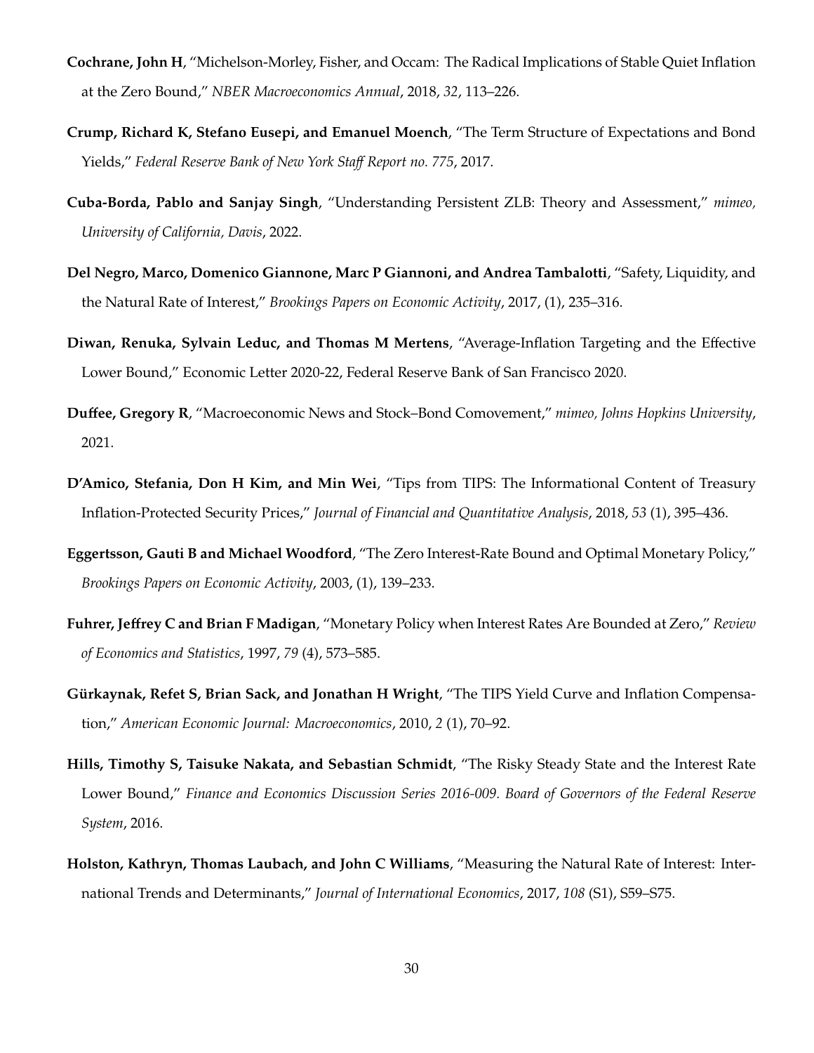**Cochrane, John H**, "Michelson-Morley, Fisher, and Occam: The Radical Implications of Stable Quiet Inflation at the Zero Bound," *NBER Macroeconomics Annual*, 2018, *32*, 113–226.

**Crump, Richard K, Stefano Eusepi, and Emanuel Moench**, "The Term Structure of Expectations and Bond Yields," *Federal Reserve Bank of New York Staff Report no. 775*, 2017.

**Cuba-Borda, Pablo and Sanjay Singh**, "Understanding Persistent ZLB: Theory and Assessment," *mimeo, University of California, Davis*, 2022.

**Del Negro, Marco, Domenico Giannone, Marc P Giannoni, and Andrea Tambalotti**, "Safety, Liquidity, and the Natural Rate of Interest," *Brookings Papers on Economic Activity*, 2017, (1), 235–316.

**Diwan, Renuka, Sylvain Leduc, and Thomas M Mertens**, "Average-Inflation Targeting and the Effective Lower Bound," Economic Letter 2020-22, Federal Reserve Bank of San Francisco 2020.

**Duffee, Gregory R**, "Macroeconomic News and Stock–Bond Comovement," *mimeo, Johns Hopkins University*, 2021.

**D'Amico, Stefania, Don H Kim, and Min Wei**, "Tips from TIPS: The Informational Content of Treasury Inflation-Protected Security Prices," *Journal of Financial and Quantitative Analysis*, 2018, *53* (1), 395–436.

**Eggertsson, Gauti B and Michael Woodford**, "The Zero Interest-Rate Bound and Optimal Monetary Policy," *Brookings Papers on Economic Activity*, 2003, (1), 139–233.

**Fuhrer, Jeffrey C and Brian F Madigan**, "Monetary Policy when Interest Rates Are Bounded at Zero," *Review of Economics and Statistics*, 1997, *79* (4), 573–585.

**Gürkaynak, Refet S, Brian Sack, and Jonathan H Wright**, "The TIPS Yield Curve and Inflation Compensation," *American Economic Journal: Macroeconomics*, 2010, *2* (1), 70–92.

**Hills, Timothy S, Taisuke Nakata, and Sebastian Schmidt**, "The Risky Steady State and the Interest Rate Lower Bound," *Finance and Economics Discussion Series 2016-009. Board of Governors of the Federal Reserve System*, 2016.

**Holston, Kathryn, Thomas Laubach, and John C Williams**, "Measuring the Natural Rate of Interest: International Trends and Determinants," *Journal of International Economics*, 2017, *108* (S1), S59–S75.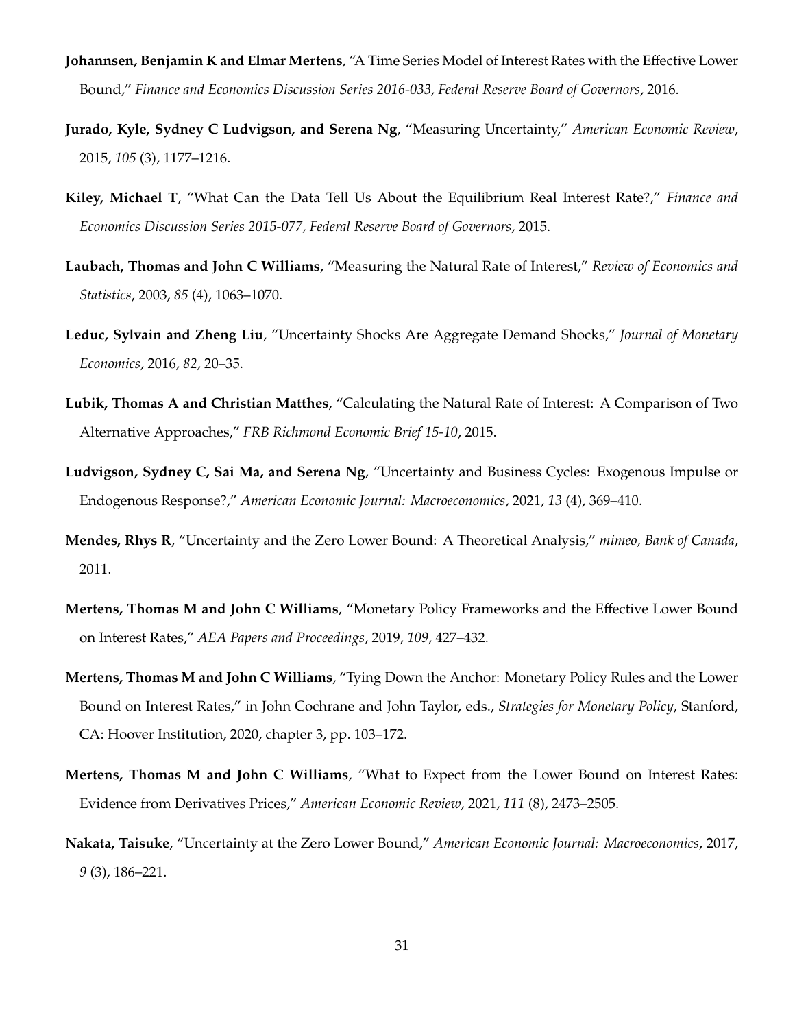**Johannsen, Benjamin K and Elmar Mertens**, "A Time Series Model of Interest Rates with the Effective Lower Bound," *Finance and Economics Discussion Series 2016-033, Federal Reserve Board of Governors*, 2016.

**Jurado, Kyle, Sydney C Ludvigson, and Serena Ng**, "Measuring Uncertainty," *American Economic Review*, 2015, *105* (3), 1177–1216.

**Kiley, Michael T**, "What Can the Data Tell Us About the Equilibrium Real Interest Rate?," *Finance and Economics Discussion Series 2015-077, Federal Reserve Board of Governors*, 2015.

**Laubach, Thomas and John C Williams**, "Measuring the Natural Rate of Interest," *Review of Economics and Statistics*, 2003, *85* (4), 1063–1070.

**Leduc, Sylvain and Zheng Liu**, "Uncertainty Shocks Are Aggregate Demand Shocks," *Journal of Monetary Economics*, 2016, *82*, 20–35.

**Lubik, Thomas A and Christian Matthes**, "Calculating the Natural Rate of Interest: A Comparison of Two Alternative Approaches," *FRB Richmond Economic Brief 15-10*, 2015.

**Ludvigson, Sydney C, Sai Ma, and Serena Ng**, "Uncertainty and Business Cycles: Exogenous Impulse or Endogenous Response?," *American Economic Journal: Macroeconomics*, 2021, *13* (4), 369–410.

**Mendes, Rhys R**, "Uncertainty and the Zero Lower Bound: A Theoretical Analysis," *mimeo, Bank of Canada*, 2011.

**Mertens, Thomas M and John C Williams**, "Monetary Policy Frameworks and the Effective Lower Bound on Interest Rates," *AEA Papers and Proceedings*, 2019, *109*, 427–432.

**Mertens, Thomas M and John C Williams**, "Tying Down the Anchor: Monetary Policy Rules and the Lower Bound on Interest Rates," in John Cochrane and John Taylor, eds., *Strategies for Monetary Policy*, Stanford, CA: Hoover Institution, 2020, chapter 3, pp. 103–172.

**Mertens, Thomas M and John C Williams**, "What to Expect from the Lower Bound on Interest Rates: Evidence from Derivatives Prices," *American Economic Review*, 2021, *111* (8), 2473–2505.

**Nakata, Taisuke**, "Uncertainty at the Zero Lower Bound," *American Economic Journal: Macroeconomics*, 2017, *9* (3), 186–221.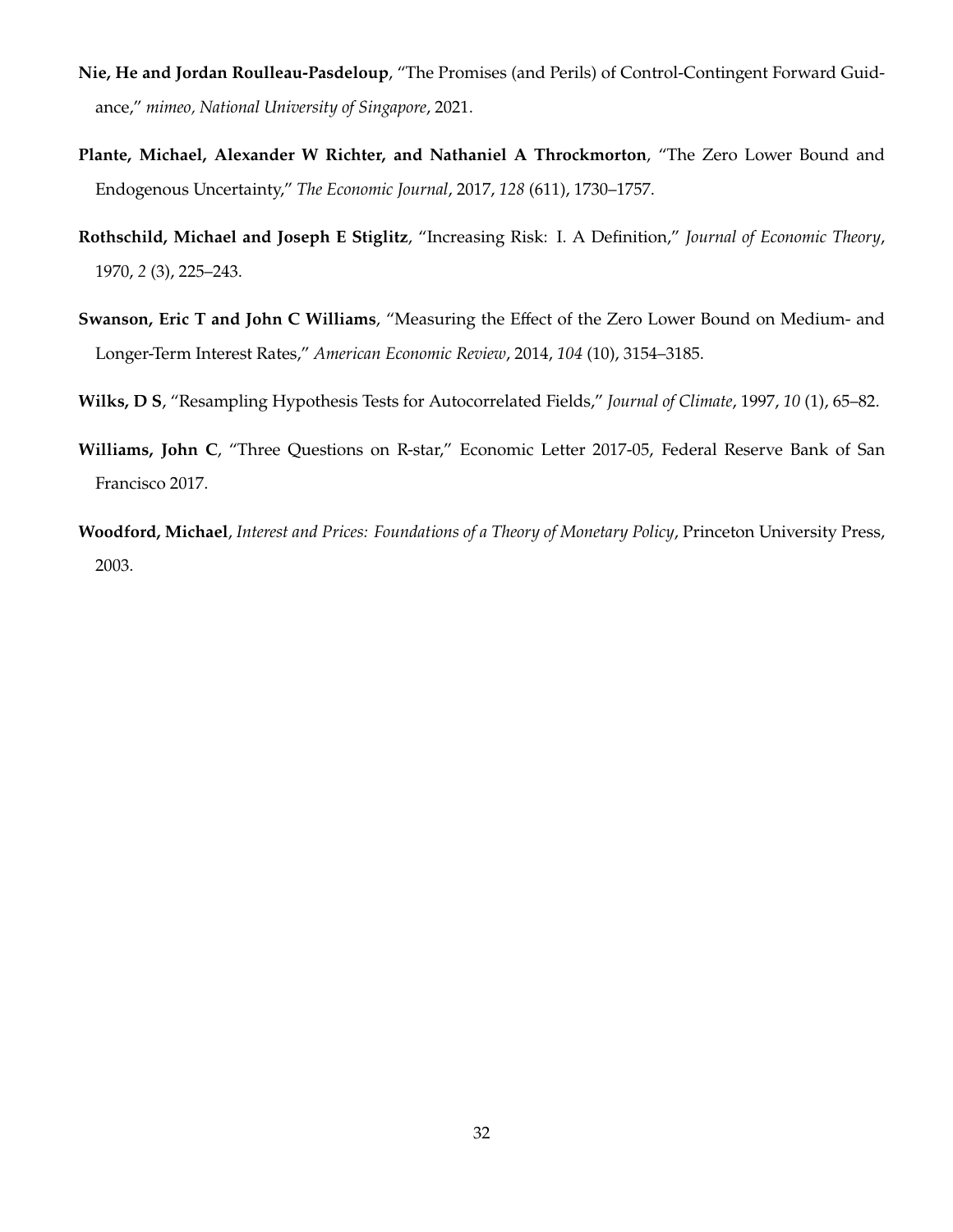**Nie, He and Jordan Roulleau-Pasdeloup**, "The Promises (and Perils) of Control-Contingent Forward Guidance," *mimeo, National University of Singapore*, 2021.

**Plante, Michael, Alexander W Richter, and Nathaniel A Throckmorton**, "The Zero Lower Bound and Endogenous Uncertainty," *The Economic Journal*, 2017, *128* (611), 1730–1757.

**Rothschild, Michael and Joseph E Stiglitz**, "Increasing Risk: I. A Definition," *Journal of Economic Theory*, 1970, *2* (3), 225–243.

**Swanson, Eric T and John C Williams**, "Measuring the Effect of the Zero Lower Bound on Medium- and Longer-Term Interest Rates," *American Economic Review*, 2014, *104* (10), 3154–3185.

**Wilks, D S**, "Resampling Hypothesis Tests for Autocorrelated Fields," *Journal of Climate*, 1997, *10* (1), 65–82.

**Williams, John C**, "Three Questions on R-star," Economic Letter 2017-05, Federal Reserve Bank of San Francisco 2017.

**Woodford, Michael**, *Interest and Prices: Foundations of a Theory of Monetary Policy*, Princeton University Press, 2003.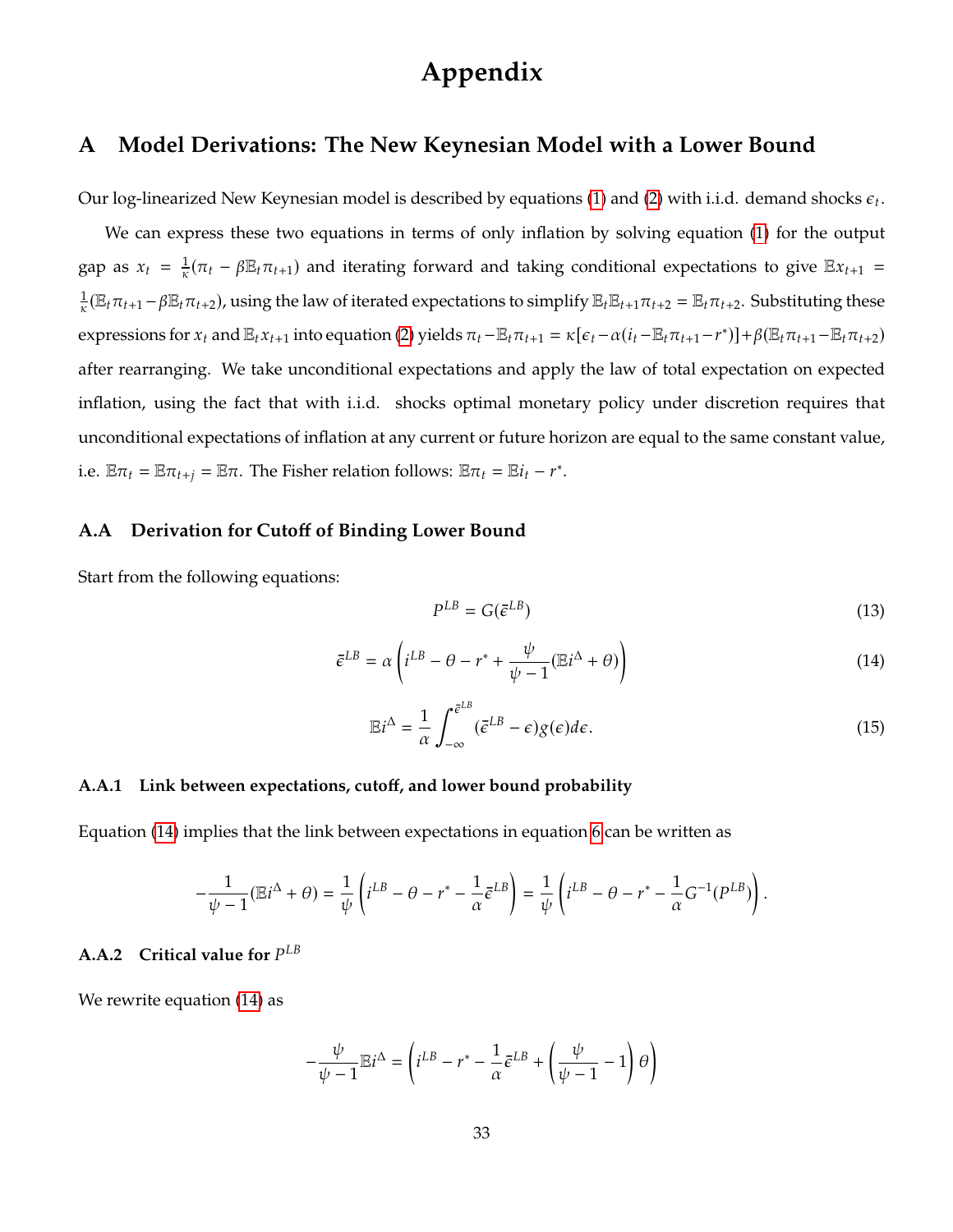# Appendix

## A Model Derivations: The New Keynesian Model with a Lower Bound

Our log-linearized New Keynesian model is described by equations (1) and (2) with i.i.d. demand shocks $\epsilon_t$.

We can express these two equations in terms of only inflation by solving equation (1) for the output gap as $x_t = \frac{1}{\kappa}(\pi_t - \beta\mathbb{E}_t\pi_{t+1})$ and iterating forward and taking conditional expectations to give $\mathbb{E}x_{t+1} = \frac{1}{\kappa}(\mathbb{E}_t\pi_{t+1} - \beta\mathbb{E}_t\pi_{t+2})$, using the law of iterated expectations to simplify $\mathbb{E}_t\mathbb{E}_{t+1}\pi_{t+2} = \mathbb{E}_t\pi_{t+2}$. Substituting these expressions for $x_t$ and $\mathbb{E}_t x_{t+1}$ into equation (2) yields $\pi_t - \mathbb{E}_t\pi_{t+1} = \kappa[\epsilon_t - \alpha(i_t - \mathbb{E}_t\pi_{t+1} - r^*)] + \beta(\mathbb{E}_t\pi_{t+1} - \mathbb{E}_t\pi_{t+2})$ after rearranging. We take unconditional expectations and apply the law of total expectation on expected inflation, using the fact that with i.i.d. shocks optimal monetary policy under discretion requires that unconditional expectations of inflation at any current or future horizon are equal to the same constant value, i.e. $\mathbb{E}\pi_t = \mathbb{E}\pi_{t+j} = \mathbb{E}\pi$. The Fisher relation follows: $\mathbb{E}\pi_t = \mathbb{E}i_t - r^*$.

### A.A Derivation for Cutoff of Binding Lower Bound

Start from the following equations:

$$P^{LB} = G(\bar{\epsilon}^{LB}) \tag{13}$$

$$\bar{\epsilon}^{LB} = \alpha\left(i^{LB} - \theta - r^* + \frac{\psi}{\psi - 1}(\mathbb{E}i^{\Delta} + \theta)\right) \tag{14}$$

$$\mathbb{E}i^{\Delta} = \frac{1}{\alpha}\int_{-\infty}^{\bar{\epsilon}^{LB}} (\bar{\epsilon}^{LB} - \epsilon)g(\epsilon)d\epsilon. \tag{15}$$

#### A.A.1 Link between expectations, cutoff, and lower bound probability

Equation (14) implies that the link between expectations in equation 6 can be written as

$$-\frac{1}{\psi - 1}(\mathbb{E}i^{\Delta} + \theta) = \frac{1}{\psi}\left(i^{LB} - \theta - r^* - \frac{1}{\alpha}\bar{\epsilon}^{LB}\right) = \frac{1}{\psi}\left(i^{LB} - \theta - r^* - \frac{1}{\alpha}G^{-1}(P^{LB})\right).$$

#### A.A.2 Critical value for $P^{LB}$

We rewrite equation (14) as

$$-\frac{\psi}{\psi - 1}\mathbb{E}i^{\Delta} = \left(i^{LB} - r^* - \frac{1}{\alpha}\bar{\epsilon}^{LB} + \left(\frac{\psi}{\psi - 1} - 1\right)\theta\right)$$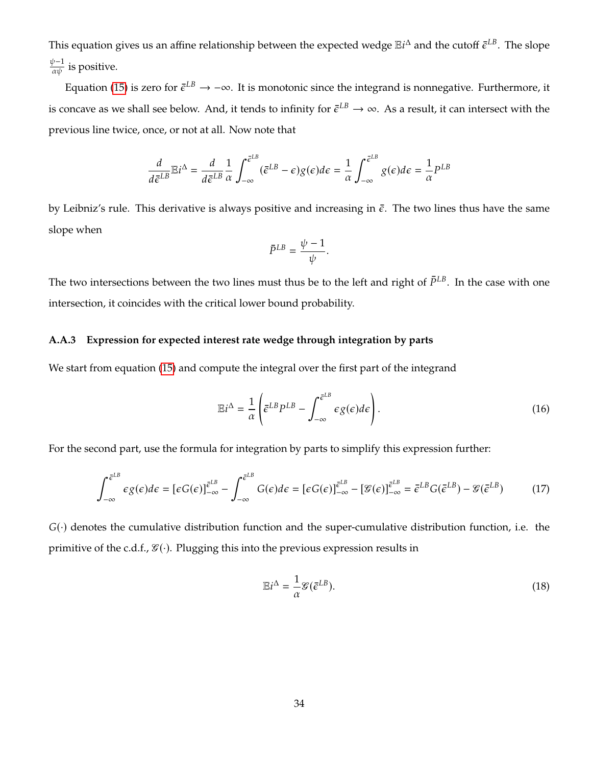This equation gives us an affine relationship between the expected wedge $\mathbb{E}i^{\Delta}$ and the cutoff $\bar{\epsilon}^{LB}$. The slope $\frac{\psi-1}{\alpha\psi}$ is positive.

Equation (15) is zero for $\bar{\epsilon}^{LB} \to -\infty$. It is monotonic since the integrand is nonnegative. Furthermore, it is concave as we shall see below. And, it tends to infinity for $\bar{\epsilon}^{LB} \to \infty$. As a result, it can intersect with the previous line twice, once, or not at all. Now note that

$$\frac{d}{d\bar{\epsilon}^{LB}}\mathbb{E}i^{\Delta} = \frac{d}{d\bar{\epsilon}^{LB}}\frac{1}{\alpha}\int_{-\infty}^{\bar{\epsilon}^{LB}}(\bar{\epsilon}^{LB} - \epsilon)g(\epsilon)d\epsilon = \frac{1}{\alpha}\int_{-\infty}^{\bar{\epsilon}^{LB}} g(\epsilon)d\epsilon = \frac{1}{\alpha}P^{LB}$$

by Leibniz's rule. This derivative is always positive and increasing in $\bar{\epsilon}$. The two lines thus have the same slope when

$$\bar{P}^{LB} = \frac{\psi - 1}{\psi}.$$

The two intersections between the two lines must thus be to the left and right of $\bar{P}^{LB}$. In the case with one intersection, it coincides with the critical lower bound probability.

### A.A.3 Expression for expected interest rate wedge through integration by parts

We start from equation (15) and compute the integral over the first part of the integrand

$$\mathbb{E}i^{\Delta} = \frac{1}{\alpha}\left(\bar{\epsilon}^{LB}P^{LB} - \int_{-\infty}^{\bar{\epsilon}^{LB}} \epsilon g(\epsilon)d\epsilon\right). \tag{16}$$

For the second part, use the formula for integration by parts to simplify this expression further:

$$\int_{-\infty}^{\bar{\epsilon}^{LB}} \epsilon g(\epsilon)d\epsilon = [\epsilon G(\epsilon)]_{-\infty}^{\bar{\epsilon}^{LB}} - \int_{-\infty}^{\bar{\epsilon}^{LB}} G(\epsilon)d\epsilon = [\epsilon G(\epsilon)]_{-\infty}^{\bar{\epsilon}^{LB}} - [\mathcal{G}(\epsilon)]_{-\infty}^{\bar{\epsilon}^{LB}} = \bar{\epsilon}^{LB}G(\bar{\epsilon}^{LB}) - \mathcal{G}(\bar{\epsilon}^{LB}) \tag{17}$$

$G(\cdot)$ denotes the cumulative distribution function and the super-cumulative distribution function, i.e. the primitive of the c.d.f., $\mathcal{G}(\cdot)$. Plugging this into the previous expression results in

$$\mathbb{E}i^{\Delta} = \frac{1}{\alpha}\mathcal{G}(\bar{\epsilon}^{LB}). \tag{18}$$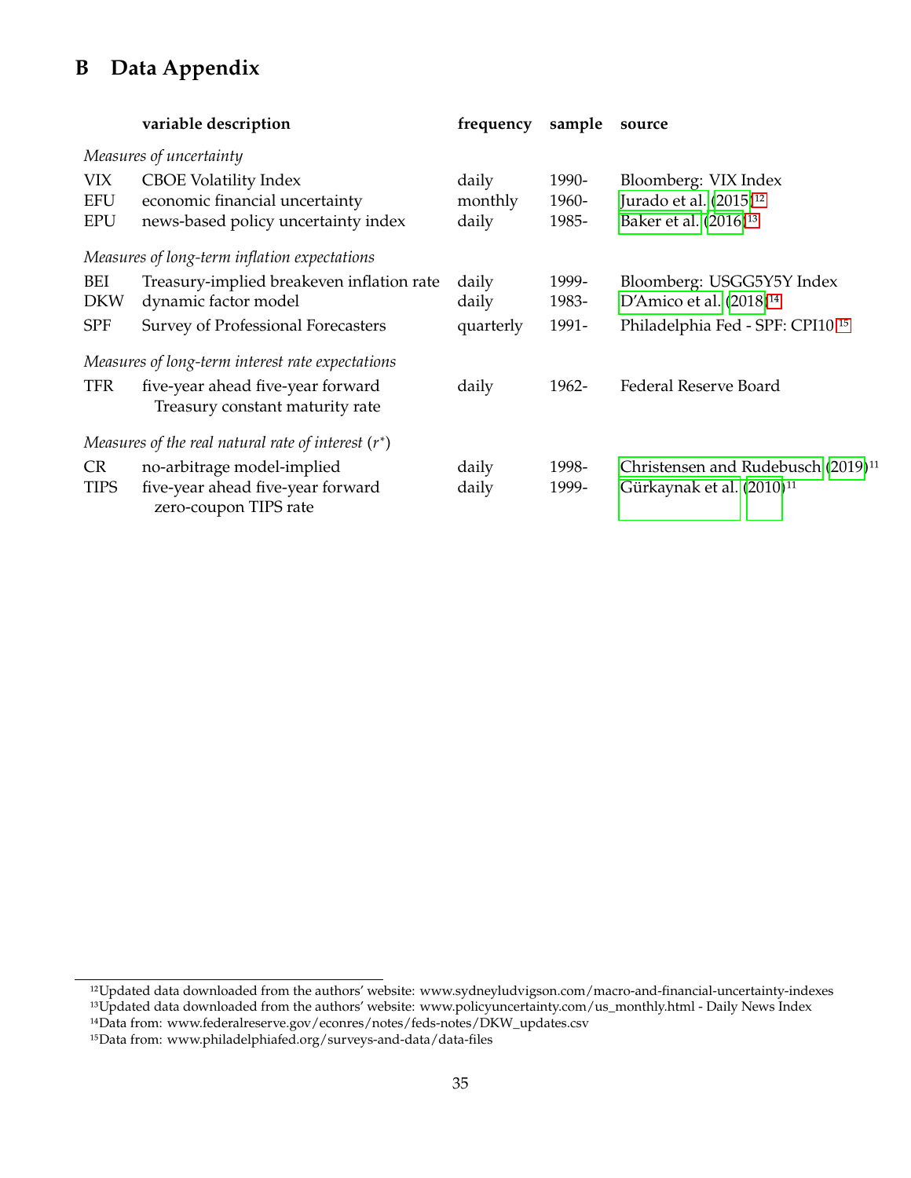# B Data Appendix

| | variable description | frequency | sample | source |
|---|---|---|---|---|
| *Measures of uncertainty* | | | | |
| VIX | CBOE Volatility Index | daily | 1990- | Bloomberg: VIX Index |
| EFU | economic financial uncertainty | monthly | 1960- | Jurado et al. (2015)[12] |
| EPU | news-based policy uncertainty index | daily | 1985- | Baker et al. (2016)[13] |
| *Measures of long-term inflation expectations* | | | | |
| BEI | Treasury-implied breakeven inflation rate | daily | 1999- | Bloomberg: USGG5Y5Y Index |
| DKW | dynamic factor model | daily | 1983- | D'Amico et al. (2018)[14] |
| SPF | Survey of Professional Forecasters | quarterly | 1991- | Philadelphia Fed - SPF: CPI10[15] |
| *Measures of long-term interest rate expectations* | | | | |
| TFR | five-year ahead five-year forward Treasury constant maturity rate | daily | 1962- | Federal Reserve Board |
| *Measures of the real natural rate of interest ($r^*$)* | | | | |
| CR | no-arbitrage model-implied | daily | 1998- | Christensen and Rudebusch (2019)[11] |
| TIPS | five-year ahead five-year forward zero-coupon TIPS rate | daily | 1999- | Gürkaynak et al. (2010)[11] |

[12] Updated data downloaded from the authors' website: www.sydneyludvigson.com/macro-and-financial-uncertainty-indexes

[13] Updated data downloaded from the authors' website: www.policyuncertainty.com/us_monthly.html - Daily News Index

[14] Data from: www.federalreserve.gov/econres/notes/feds-notes/DKW_updates.csv

[15] Data from: www.philadelphiafed.org/surveys-and-data/data-files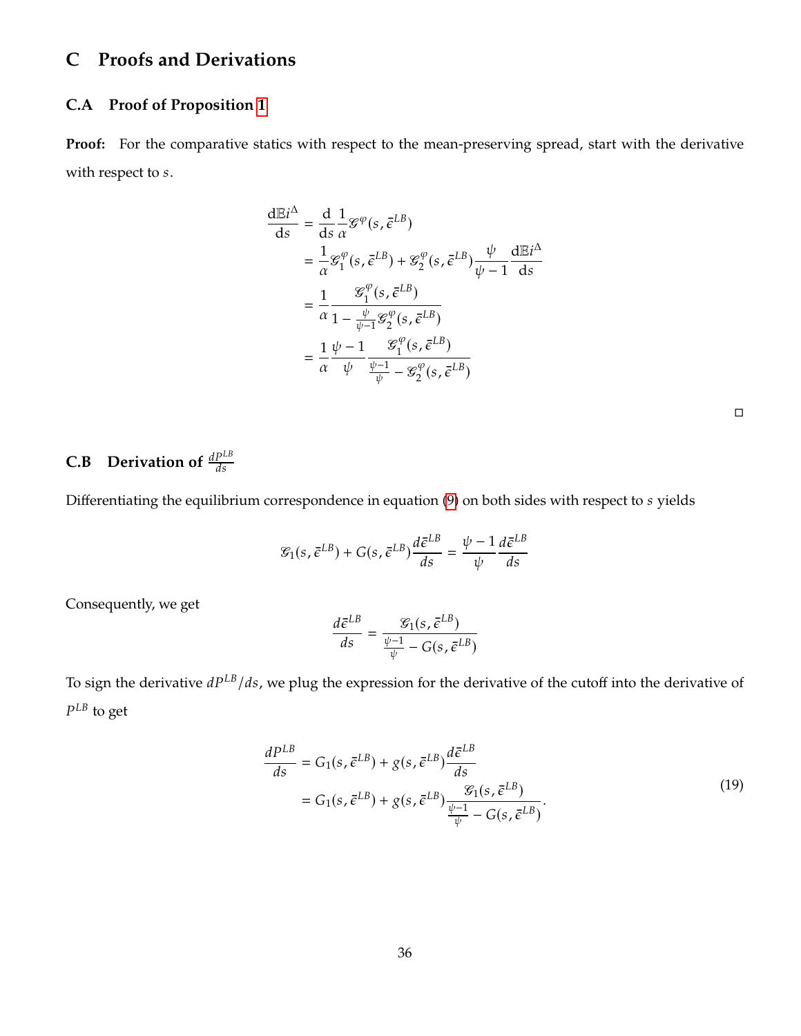# C Proofs and Derivations

## C.A Proof of Proposition 1

**Proof:** For the comparative statics with respect to the mean-preserving spread, start with the derivative with respect to $s$.

$$
\begin{aligned}
\frac{\mathrm{d}\mathbb{E}i^{\Delta}}{\mathrm{d}s} &= \frac{\mathrm{d}}{\mathrm{d}s}\frac{1}{\alpha}\mathscr{G}^{\varphi}(s, \bar{\epsilon}^{LB}) \\
&= \frac{1}{\alpha}\mathscr{G}_1^{\varphi}(s, \bar{\epsilon}^{LB}) + \mathscr{G}_2^{\varphi}(s, \bar{\epsilon}^{LB})\frac{\psi}{\psi - 1}\frac{\mathrm{d}\mathbb{E}i^{\Delta}}{\mathrm{d}s} \\
&= \frac{1}{\alpha}\frac{\mathscr{G}_1^{\varphi}(s, \bar{\epsilon}^{LB})}{1 - \frac{\psi}{\psi-1}\mathscr{G}_2^{\varphi}(s, \bar{\epsilon}^{LB})} \\
&= \frac{1}{\alpha}\frac{\psi - 1}{\psi}\frac{\mathscr{G}_1^{\varphi}(s, \bar{\epsilon}^{LB})}{\frac{\psi-1}{\psi} - \mathscr{G}_2^{\varphi}(s, \bar{\epsilon}^{LB})}
\end{aligned}
$$

□

## C.B Derivation of $\frac{dP^{LB}}{ds}$

Differentiating the equilibrium correspondence in equation (9) on both sides with respect to $s$ yields

$$
\mathscr{G}_1(s, \bar{\epsilon}^{LB}) + G(s, \bar{\epsilon}^{LB})\frac{d\bar{\epsilon}^{LB}}{ds} = \frac{\psi - 1}{\psi}\frac{d\bar{\epsilon}^{LB}}{ds}
$$

Consequently, we get

$$
\frac{d\bar{\epsilon}^{LB}}{ds} = \frac{\mathscr{G}_1(s, \bar{\epsilon}^{LB})}{\frac{\psi-1}{\psi} - G(s, \bar{\epsilon}^{LB})}
$$

To sign the derivative $dP^{LB}/ds$, we plug the expression for the derivative of the cutoff into the derivative of $P^{LB}$ to get

$$
\begin{aligned}
\frac{dP^{LB}}{ds} &= G_1(s, \bar{\epsilon}^{LB}) + g(s, \bar{\epsilon}^{LB})\frac{d\bar{\epsilon}^{LB}}{ds} \\
&= G_1(s, \bar{\epsilon}^{LB}) + g(s, \bar{\epsilon}^{LB})\frac{\mathscr{G}_1(s, \bar{\epsilon}^{LB})}{\frac{\psi-1}{\psi} - G(s, \bar{\epsilon}^{LB})}.
\end{aligned}
\tag{19}
$$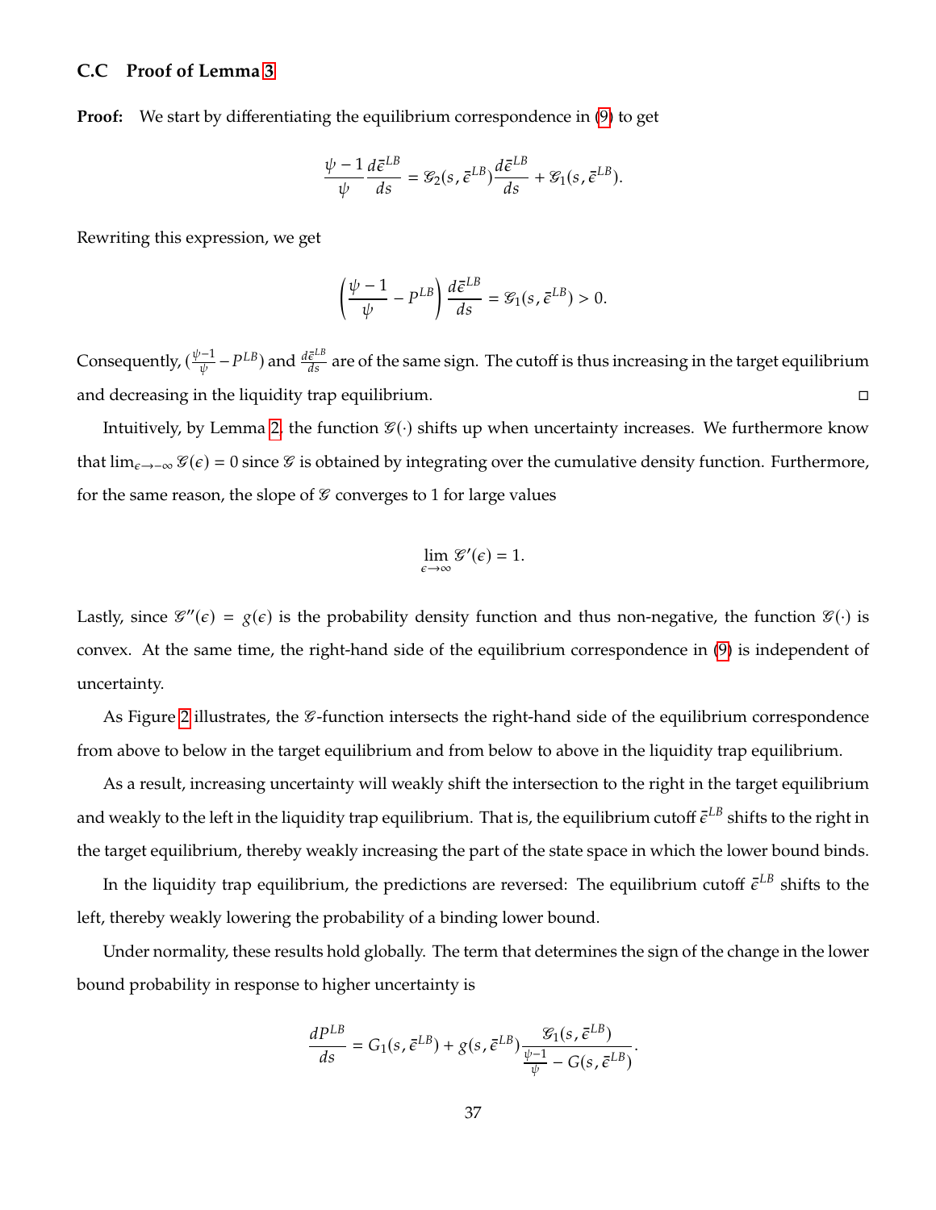### C.C Proof of Lemma 3

**Proof:** We start by differentiating the equilibrium correspondence in (9) to get

$$\frac{\psi - 1}{\psi} \frac{d\bar{\epsilon}^{LB}}{ds} = \mathscr{G}_2(s, \bar{\epsilon}^{LB}) \frac{d\bar{\epsilon}^{LB}}{ds} + \mathscr{G}_1(s, \bar{\epsilon}^{LB}).$$

Rewriting this expression, we get

$$\left( \frac{\psi - 1}{\psi} - P^{LB} \right) \frac{d\bar{\epsilon}^{LB}}{ds} = \mathscr{G}_1(s, \bar{\epsilon}^{LB}) > 0.$$

Consequently, $(\frac{\psi-1}{\psi} - P^{LB})$ and $\frac{d\bar{\epsilon}^{LB}}{ds}$ are of the same sign. The cutoff is thus increasing in the target equilibrium and decreasing in the liquidity trap equilibrium. □

Intuitively, by Lemma 2, the function $\mathscr{G}(\cdot)$ shifts up when uncertainty increases. We furthermore know that $\lim_{\epsilon \to -\infty} \mathscr{G}(\epsilon) = 0$ since $\mathscr{G}$ is obtained by integrating over the cumulative density function. Furthermore, for the same reason, the slope of $\mathscr{G}$ converges to 1 for large values

$$\lim_{\epsilon \to \infty} \mathscr{G}'(\epsilon) = 1.$$

Lastly, since $\mathscr{G}''(\epsilon) = g(\epsilon)$ is the probability density function and thus non-negative, the function $\mathscr{G}(\cdot)$ is convex. At the same time, the right-hand side of the equilibrium correspondence in (9) is independent of uncertainty.

As Figure 2 illustrates, the $\mathscr{G}$-function intersects the right-hand side of the equilibrium correspondence from above to below in the target equilibrium and from below to above in the liquidity trap equilibrium.

As a result, increasing uncertainty will weakly shift the intersection to the right in the target equilibrium and weakly to the left in the liquidity trap equilibrium. That is, the equilibrium cutoff $\bar{\epsilon}^{LB}$ shifts to the right in the target equilibrium, thereby weakly increasing the part of the state space in which the lower bound binds.

In the liquidity trap equilibrium, the predictions are reversed: The equilibrium cutoff $\bar{\epsilon}^{LB}$ shifts to the left, thereby weakly lowering the probability of a binding lower bound.

Under normality, these results hold globally. The term that determines the sign of the change in the lower bound probability in response to higher uncertainty is

$$\frac{dP^{LB}}{ds} = G_1(s, \bar{\epsilon}^{LB}) + g(s, \bar{\epsilon}^{LB}) \frac{\mathscr{G}_1(s, \bar{\epsilon}^{LB})}{\frac{\psi-1}{\psi} - G(s, \bar{\epsilon}^{LB})}.$$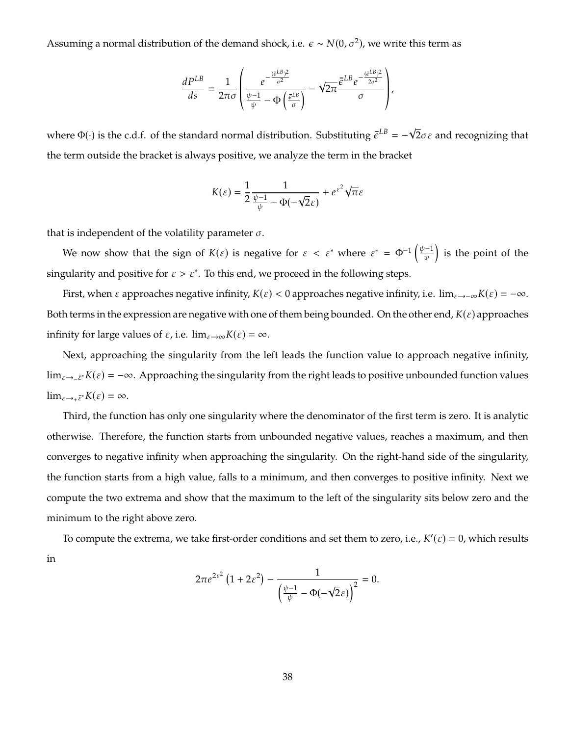Assuming a normal distribution of the demand shock, i.e. $\epsilon \sim N(0, \sigma^2)$, we write this term as

$$\frac{dP^{LB}}{ds} = \frac{1}{2\pi\sigma}\left(\frac{e^{-\frac{(\bar{\epsilon}^{LB})^2}{\sigma^2}}}{\frac{\psi-1}{\psi} - \Phi\left(\frac{\bar{\epsilon}^{LB}}{\sigma}\right)} - \sqrt{2\pi}\frac{\bar{\epsilon}^{LB} e^{-\frac{(\bar{\epsilon}^{LB})^2}{2\sigma^2}}}{\sigma}\right),$$

where $\Phi(\cdot)$ is the c.d.f. of the standard normal distribution. Substituting $\bar{\epsilon}^{LB} = -\sqrt{2}\sigma\varepsilon$ and recognizing that the term outside the bracket is always positive, we analyze the term in the bracket

$$K(\varepsilon) = \frac{1}{2}\frac{1}{\frac{\psi-1}{\psi} - \Phi(-\sqrt{2}\varepsilon)} + e^{\varepsilon^2}\sqrt{\pi}\varepsilon$$

that is independent of the volatility parameter $\sigma$.

We now show that the sign of $K(\varepsilon)$ is negative for $\varepsilon < \varepsilon^*$ where $\varepsilon^* = \Phi^{-1}\left(\frac{\psi-1}{\psi}\right)$ is the point of the singularity and positive for $\varepsilon > \varepsilon^*$. To this end, we proceed in the following steps.

First, when $\varepsilon$ approaches negative infinity, $K(\varepsilon) < 0$ approaches negative infinity, i.e. $\lim_{\varepsilon \to -\infty} K(\varepsilon) = -\infty$. Both terms in the expression are negative with one of them being bounded. On the other end, $K(\varepsilon)$ approaches infinity for large values of $\varepsilon$, i.e. $\lim_{\varepsilon \to \infty} K(\varepsilon) = \infty$.

Next, approaching the singularity from the left leads the function value to approach negative infinity, $\lim_{\varepsilon \to_{-} \bar{\varepsilon}^*} K(\varepsilon) = -\infty$. Approaching the singularity from the right leads to positive unbounded function values $\lim_{\varepsilon \to_{+} \bar{\varepsilon}^*} K(\varepsilon) = \infty$.

Third, the function has only one singularity where the denominator of the first term is zero. It is analytic otherwise. Therefore, the function starts from unbounded negative values, reaches a maximum, and then converges to negative infinity when approaching the singularity. On the right-hand side of the singularity, the function starts from a high value, falls to a minimum, and then converges to positive infinity. Next we compute the two extrema and show that the maximum to the left of the singularity sits below zero and the minimum to the right above zero.

To compute the extrema, we take first-order conditions and set them to zero, i.e., $K'(\varepsilon) = 0$, which results in

$$2\pi e^{2\varepsilon^2}\left(1 + 2\varepsilon^2\right) - \frac{1}{\left(\frac{\psi-1}{\psi} - \Phi(-\sqrt{2}\varepsilon)\right)^2} = 0.$$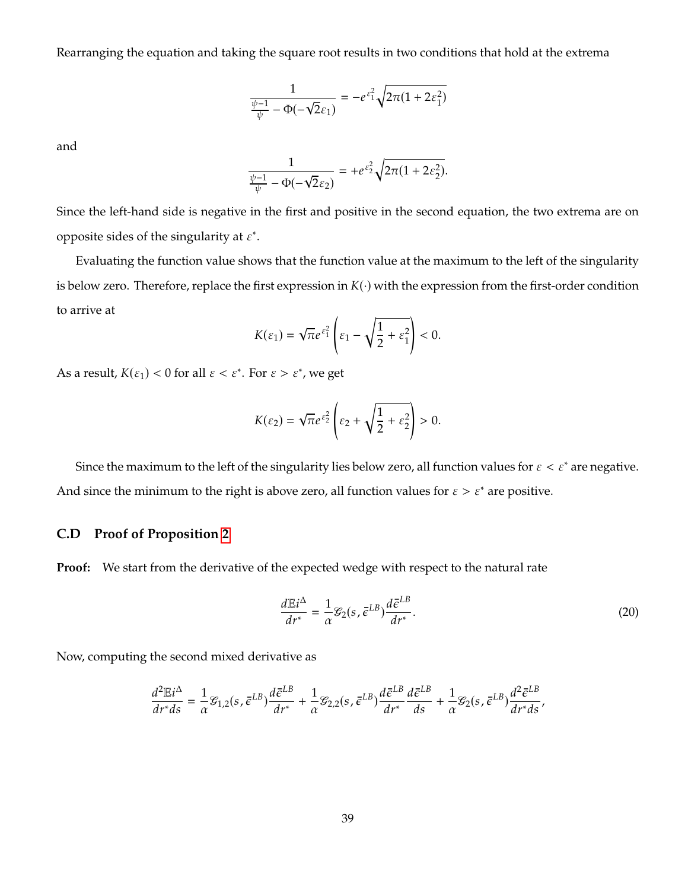Rearranging the equation and taking the square root results in two conditions that hold at the extrema

$$\frac{1}{\frac{\psi-1}{\psi} - \Phi(-\sqrt{2}\varepsilon_1)} = -e^{\varepsilon_1^2}\sqrt{2\pi(1+2\varepsilon_1^2)}$$

and

$$\frac{1}{\frac{\psi-1}{\psi} - \Phi(-\sqrt{2}\varepsilon_2)} = +e^{\varepsilon_2^2}\sqrt{2\pi(1+2\varepsilon_2^2)}.$$

Since the left-hand side is negative in the first and positive in the second equation, the two extrema are on opposite sides of the singularity at $\varepsilon^*$.

Evaluating the function value shows that the function value at the maximum to the left of the singularity is below zero. Therefore, replace the first expression in $K(\cdot)$ with the expression from the first-order condition to arrive at

$$K(\varepsilon_1) = \sqrt{\pi}e^{\varepsilon_1^2}\left(\varepsilon_1 - \sqrt{\frac{1}{2}+\varepsilon_1^2}\right) < 0.$$

As a result, $K(\varepsilon_1) < 0$ for all $\varepsilon < \varepsilon^*$. For $\varepsilon > \varepsilon^*$, we get

$$K(\varepsilon_2) = \sqrt{\pi}e^{\varepsilon_2^2}\left(\varepsilon_2 + \sqrt{\frac{1}{2}+\varepsilon_2^2}\right) > 0.$$

Since the maximum to the left of the singularity lies below zero, all function values for $\varepsilon < \varepsilon^*$ are negative. And since the minimum to the right is above zero, all function values for $\varepsilon > \varepsilon^*$ are positive.

### C.D Proof of Proposition 2

**Proof:** We start from the derivative of the expected wedge with respect to the natural rate

$$\frac{d\mathbb{E}i^{\Delta}}{dr^*} = \frac{1}{\alpha}\mathcal{G}_2(s,\bar{\epsilon}^{LB})\frac{d\bar{\epsilon}^{LB}}{dr^*}. \tag{20}$$

Now, computing the second mixed derivative as

$$\frac{d^2\mathbb{E}i^{\Delta}}{dr^*ds} = \frac{1}{\alpha}\mathcal{G}_{1,2}(s,\bar{\epsilon}^{LB})\frac{d\bar{\epsilon}^{LB}}{dr^*} + \frac{1}{\alpha}\mathcal{G}_{2,2}(s,\bar{\epsilon}^{LB})\frac{d\bar{\epsilon}^{LB}}{dr^*}\frac{d\bar{\epsilon}^{LB}}{ds} + \frac{1}{\alpha}\mathcal{G}_2(s,\bar{\epsilon}^{LB})\frac{d^2\bar{\epsilon}^{LB}}{dr^*ds},$$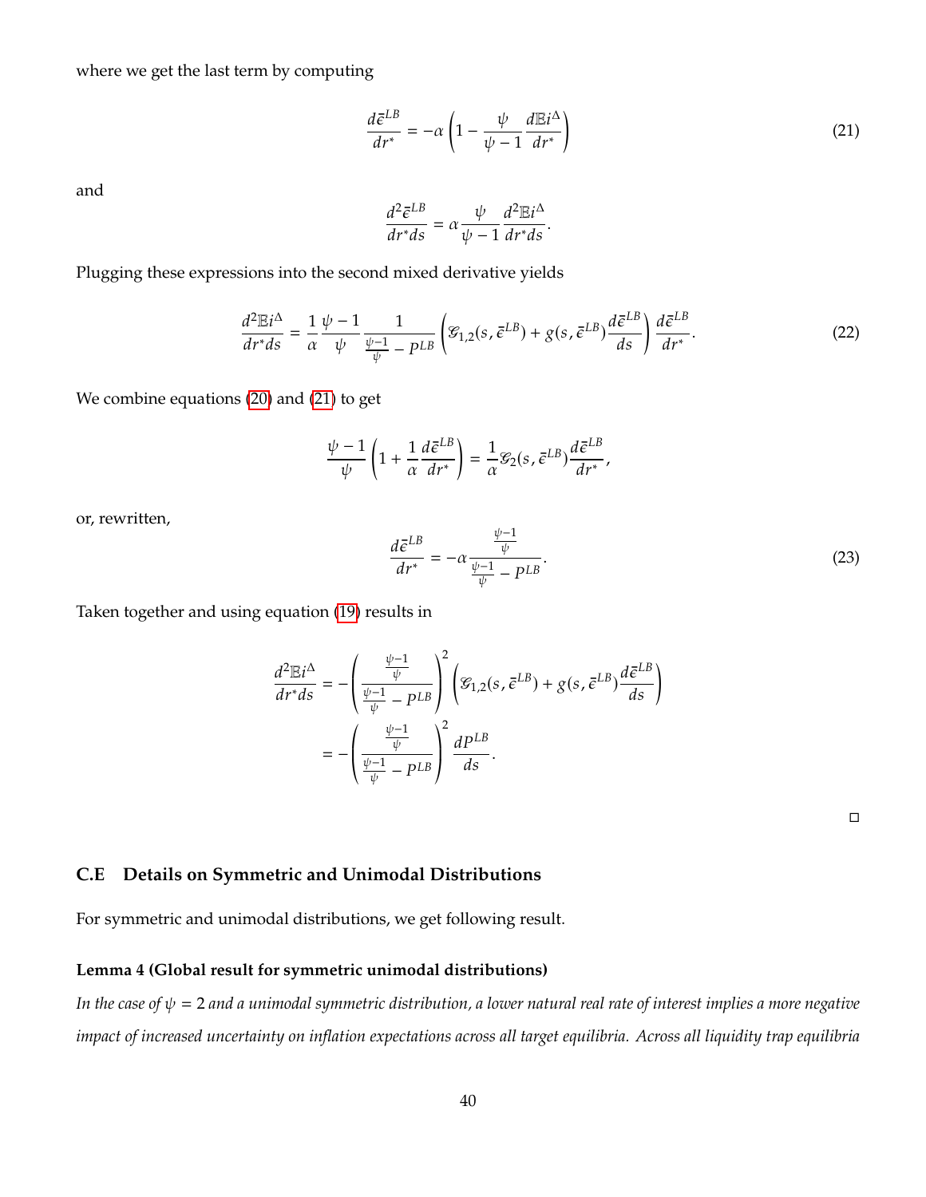where we get the last term by computing

$$\frac{d\bar{\epsilon}^{LB}}{dr^*} = -\alpha \left(1 - \frac{\psi}{\psi - 1}\frac{d\mathbb{E}i^{\Delta}}{dr^*}\right) \tag{21}$$

and

$$\frac{d^2\bar{\epsilon}^{LB}}{dr^* ds} = \alpha \frac{\psi}{\psi - 1}\frac{d^2\mathbb{E}i^{\Delta}}{dr^* ds}.$$

Plugging these expressions into the second mixed derivative yields

$$\frac{d^2\mathbb{E}i^{\Delta}}{dr^* ds} = \frac{1}{\alpha}\frac{\psi - 1}{\psi}\frac{1}{\frac{\psi-1}{\psi} - P^{LB}}\left(\mathscr{G}_{1,2}(s, \bar{\epsilon}^{LB}) + g(s, \bar{\epsilon}^{LB})\frac{d\bar{\epsilon}^{LB}}{ds}\right)\frac{d\bar{\epsilon}^{LB}}{dr^*}. \tag{22}$$

We combine equations (20) and (21) to get

$$\frac{\psi - 1}{\psi}\left(1 + \frac{1}{\alpha}\frac{d\bar{\epsilon}^{LB}}{dr^*}\right) = \frac{1}{\alpha}\mathscr{G}_2(s, \bar{\epsilon}^{LB})\frac{d\bar{\epsilon}^{LB}}{dr^*},$$

or, rewritten,

$$\frac{d\bar{\epsilon}^{LB}}{dr^*} = -\alpha \frac{\frac{\psi-1}{\psi}}{\frac{\psi-1}{\psi} - P^{LB}}. \tag{23}$$

Taken together and using equation (19) results in

$$\begin{aligned}
\frac{d^2\mathbb{E}i^{\Delta}}{dr^* ds} &= -\left(\frac{\frac{\psi-1}{\psi}}{\frac{\psi-1}{\psi} - P^{LB}}\right)^2 \left(\mathscr{G}_{1,2}(s, \bar{\epsilon}^{LB}) + g(s, \bar{\epsilon}^{LB})\frac{d\bar{\epsilon}^{LB}}{ds}\right) \\
&= -\left(\frac{\frac{\psi-1}{\psi}}{\frac{\psi-1}{\psi} - P^{LB}}\right)^2 \frac{dP^{LB}}{ds}.
\end{aligned}$$

□

## C.E Details on Symmetric and Unimodal Distributions

For symmetric and unimodal distributions, we get following result.

**Lemma 4 (Global result for symmetric unimodal distributions)**

*In the case of $\psi = 2$ and a unimodal symmetric distribution, a lower natural real rate of interest implies a more negative impact of increased uncertainty on inflation expectations across all target equilibria. Across all liquidity trap equilibria*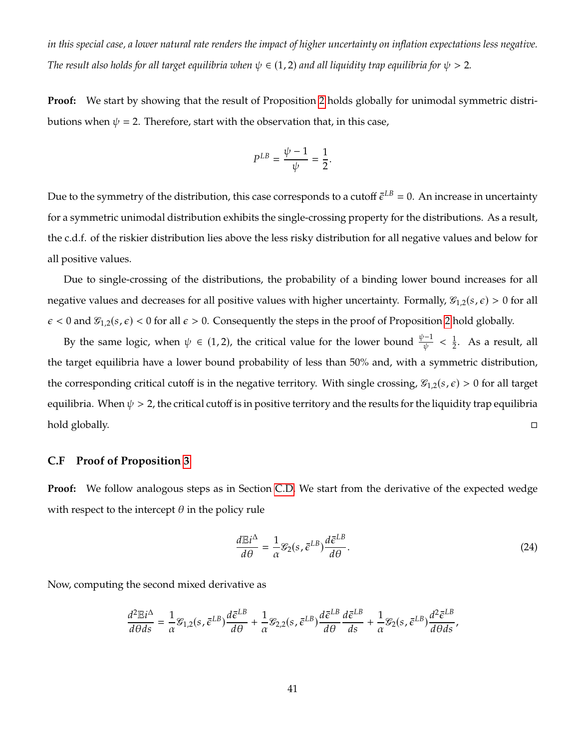*in this special case, a lower natural rate renders the impact of higher uncertainty on inflation expectations less negative. The result also holds for all target equilibria when $\psi \in (1, 2)$ and all liquidity trap equilibria for $\psi > 2$.*

**Proof:** We start by showing that the result of Proposition 2 holds globally for unimodal symmetric distributions when $\psi = 2$. Therefore, start with the observation that, in this case,

$$P^{LB} = \frac{\psi - 1}{\psi} = \frac{1}{2}.$$

Due to the symmetry of the distribution, this case corresponds to a cutoff $\bar{\epsilon}^{LB} = 0$. An increase in uncertainty for a symmetric unimodal distribution exhibits the single-crossing property for the distributions. As a result, the c.d.f. of the riskier distribution lies above the less risky distribution for all negative values and below for all positive values.

Due to single-crossing of the distributions, the probability of a binding lower bound increases for all negative values and decreases for all positive values with higher uncertainty. Formally, $\mathscr{G}_{1,2}(s, \epsilon) > 0$ for all $\epsilon < 0$ and $\mathscr{G}_{1,2}(s, \epsilon) < 0$ for all $\epsilon > 0$. Consequently the steps in the proof of Proposition 2 hold globally.

By the same logic, when $\psi \in (1, 2)$, the critical value for the lower bound $\frac{\psi-1}{\psi} < \frac{1}{2}$. As a result, all the target equilibria have a lower bound probability of less than 50% and, with a symmetric distribution, the corresponding critical cutoff is in the negative territory. With single crossing, $\mathscr{G}_{1,2}(s, \epsilon) > 0$ for all target equilibria. When $\psi > 2$, the critical cutoff is in positive territory and the results for the liquidity trap equilibria hold globally. □

### C.F Proof of Proposition 3

**Proof:** We follow analogous steps as in Section C.D. We start from the derivative of the expected wedge with respect to the intercept $\theta$ in the policy rule

$$\frac{d\mathbb{E}i^{\Delta}}{d\theta} = \frac{1}{\alpha}\mathscr{G}_2(s, \bar{\epsilon}^{LB})\frac{d\bar{\epsilon}^{LB}}{d\theta}. \tag{24}$$

Now, computing the second mixed derivative as

$$\frac{d^2\mathbb{E}i^{\Delta}}{d\theta ds} = \frac{1}{\alpha}\mathscr{G}_{1,2}(s, \bar{\epsilon}^{LB})\frac{d\bar{\epsilon}^{LB}}{d\theta} + \frac{1}{\alpha}\mathscr{G}_{2,2}(s, \bar{\epsilon}^{LB})\frac{d\bar{\epsilon}^{LB}}{d\theta}\frac{d\bar{\epsilon}^{LB}}{ds} + \frac{1}{\alpha}\mathscr{G}_2(s, \bar{\epsilon}^{LB})\frac{d^2\bar{\epsilon}^{LB}}{d\theta ds},$$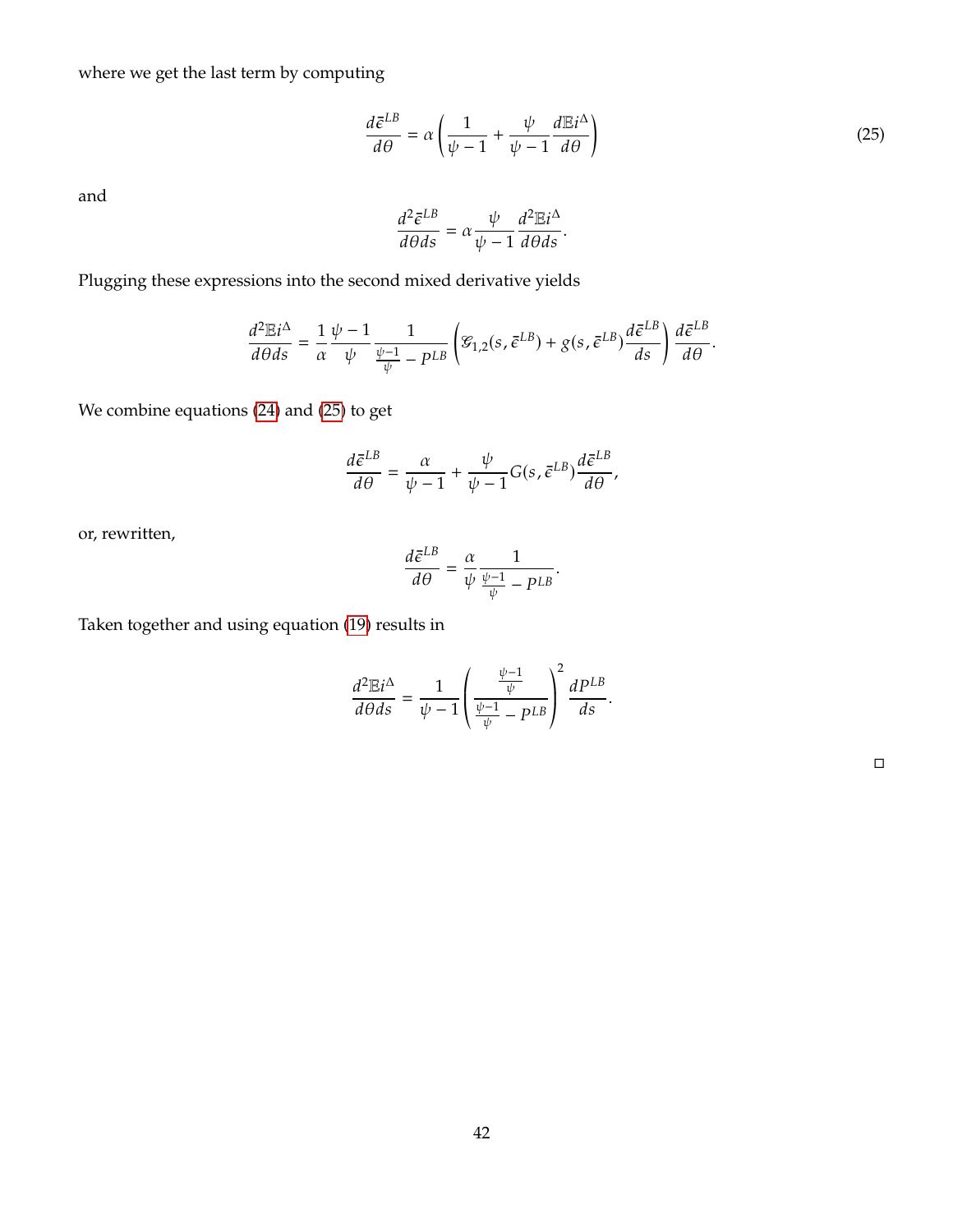where we get the last term by computing

$$\frac{d\bar{\epsilon}^{LB}}{d\theta} = \alpha \left( \frac{1}{\psi - 1} + \frac{\psi}{\psi - 1} \frac{d\mathbb{E}i^{\Delta}}{d\theta} \right) \tag{25}$$

and

$$\frac{d^2\bar{\epsilon}^{LB}}{d\theta ds} = \alpha \frac{\psi}{\psi - 1} \frac{d^2\mathbb{E}i^{\Delta}}{d\theta ds}.$$

Plugging these expressions into the second mixed derivative yields

$$\frac{d^2\mathbb{E}i^{\Delta}}{d\theta ds} = \frac{1}{\alpha} \frac{\psi - 1}{\psi} \frac{1}{\frac{\psi-1}{\psi} - P^{LB}} \left( \mathcal{G}_{1,2}(s, \bar{\epsilon}^{LB}) + g(s, \bar{\epsilon}^{LB}) \frac{d\bar{\epsilon}^{LB}}{ds} \right) \frac{d\bar{\epsilon}^{LB}}{d\theta}.$$

We combine equations (24) and (25) to get

$$\frac{d\bar{\epsilon}^{LB}}{d\theta} = \frac{\alpha}{\psi - 1} + \frac{\psi}{\psi - 1} \mathrm{G}(s, \bar{\epsilon}^{LB}) \frac{d\bar{\epsilon}^{LB}}{d\theta},$$

or, rewritten,

$$\frac{d\bar{\epsilon}^{LB}}{d\theta} = \frac{\alpha}{\psi} \frac{1}{\frac{\psi-1}{\psi} - P^{LB}}.$$

Taken together and using equation (19) results in

$$\frac{d^2\mathbb{E}i^{\Delta}}{d\theta ds} = \frac{1}{\psi - 1} \left( \frac{\frac{\psi-1}{\psi}}{\frac{\psi-1}{\psi} - P^{LB}} \right)^2 \frac{dP^{LB}}{ds}.$$

□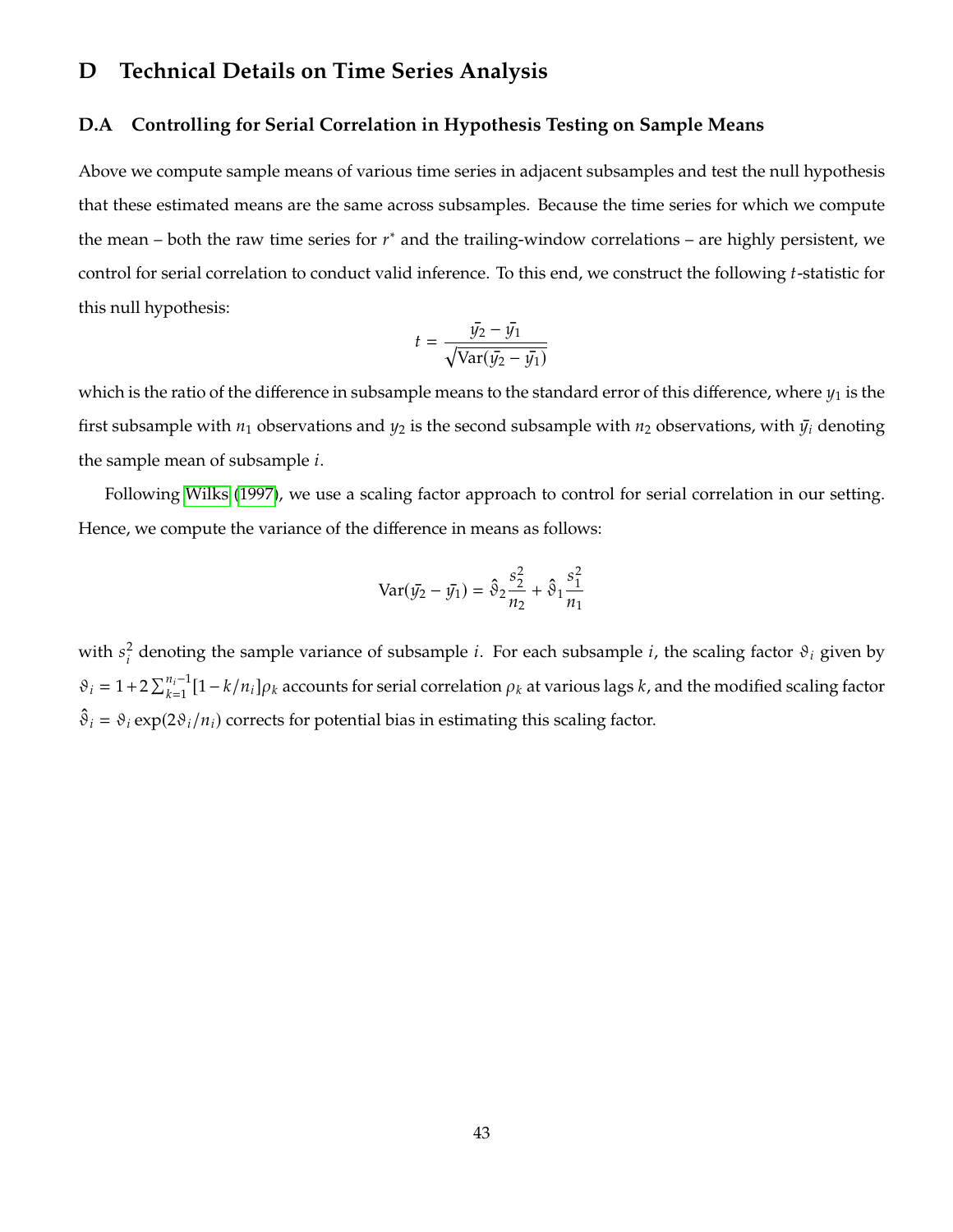# D Technical Details on Time Series Analysis

## D.A Controlling for Serial Correlation in Hypothesis Testing on Sample Means

Above we compute sample means of various time series in adjacent subsamples and test the null hypothesis that these estimated means are the same across subsamples. Because the time series for which we compute the mean – both the raw time series for $r^*$ and the trailing-window correlations – are highly persistent, we control for serial correlation to conduct valid inference. To this end, we construct the following $t$-statistic for this null hypothesis:

$$t = \frac{\bar{y_2} - \bar{y_1}}{\sqrt{\text{Var}(\bar{y_2} - \bar{y_1})}}$$

which is the ratio of the difference in subsample means to the standard error of this difference, where $y_1$ is the first subsample with $n_1$ observations and $y_2$ is the second subsample with $n_2$ observations, with $\bar{y}_i$ denoting the sample mean of subsample $i$.

Following Wilks (1997), we use a scaling factor approach to control for serial correlation in our setting. Hence, we compute the variance of the difference in means as follows:

$$\text{Var}(\bar{y_2} - \bar{y_1}) = \hat{\vartheta}_2 \frac{s_2^2}{n_2} + \hat{\vartheta}_1 \frac{s_1^2}{n_1}$$

with $s_i^2$ denoting the sample variance of subsample $i$. For each subsample $i$, the scaling factor $\vartheta_i$ given by $\vartheta_i = 1 + 2\sum_{k=1}^{n_i-1}[1 - k/n_i]\rho_k$ accounts for serial correlation $\rho_k$ at various lags $k$, and the modified scaling factor $\hat{\vartheta}_i = \vartheta_i \exp(2\vartheta_i/n_i)$ corrects for potential bias in estimating this scaling factor.